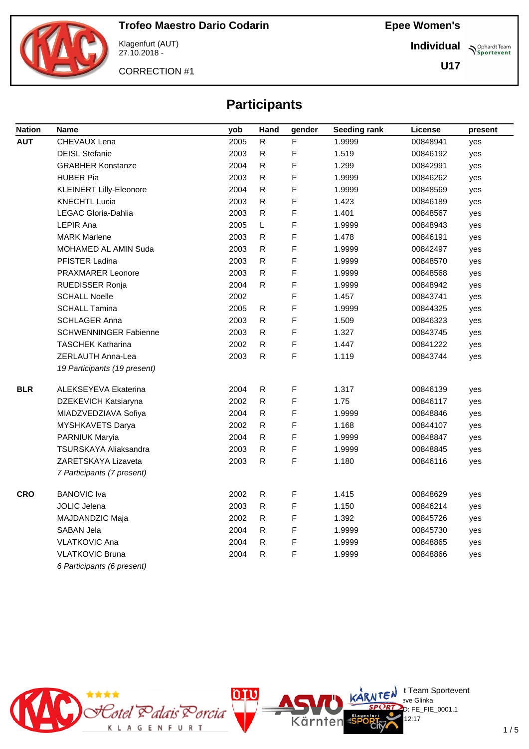# Trofeo Maestro Dario Codarin

Klagenfurt (AUT)
27.10.2018 -

CORRECTION #1

**Epee Women's**

**Individual**

**U17**

## Participants

| Nation | Name | yob | Hand | gender | Seeding rank | License | present |
|---|---|---|---|---|---|---|---|
| **AUT** | CHEVAUX Lena | 2005 | R | F | 1.9999 | 00848941 | yes |
| | DEISL Stefanie | 2003 | R | F | 1.519 | 00846192 | yes |
| | GRABHER Konstanze | 2004 | R | F | 1.299 | 00842991 | yes |
| | HUBER Pia | 2003 | R | F | 1.9999 | 00846262 | yes |
| | KLEINERT Lilly-Eleonore | 2004 | R | F | 1.9999 | 00848569 | yes |
| | KNECHTL Lucia | 2003 | R | F | 1.423 | 00846189 | yes |
| | LEGAC Gloria-Dahlia | 2003 | R | F | 1.401 | 00848567 | yes |
| | LEPIR Ana | 2005 | L | F | 1.9999 | 00848943 | yes |
| | MARK Marlene | 2003 | R | F | 1.478 | 00846191 | yes |
| | MOHAMED AL AMIN Suda | 2003 | R | F | 1.9999 | 00842497 | yes |
| | PFISTER Ladina | 2003 | R | F | 1.9999 | 00848570 | yes |
| | PRAXMARER Leonore | 2003 | R | F | 1.9999 | 00848568 | yes |
| | RUEDISSER Ronja | 2004 | R | F | 1.9999 | 00848942 | yes |
| | SCHALL Noelle | 2002 | | F | 1.457 | 00843741 | yes |
| | SCHALL Tamina | 2005 | R | F | 1.9999 | 00844325 | yes |
| | SCHLAGER Anna | 2003 | R | F | 1.509 | 00846323 | yes |
| | SCHWENNINGER Fabienne | 2003 | R | F | 1.327 | 00843745 | yes |
| | TASCHEK Katharina | 2002 | R | F | 1.447 | 00841222 | yes |
| | ZERLAUTH Anna-Lea | 2003 | R | F | 1.119 | 00843744 | yes |
| | *19 Participants (19 present)* | | | | | | |
| **BLR** | ALEKSEYEVA Ekaterina | 2004 | R | F | 1.317 | 00846139 | yes |
| | DZEKEVICH Katsiaryna | 2002 | R | F | 1.75 | 00846117 | yes |
| | MIADZVEDZIAVA Sofiya | 2004 | R | F | 1.9999 | 00848846 | yes |
| | MYSHKAVETS Darya | 2002 | R | F | 1.168 | 00844107 | yes |
| | PARNIUK Maryia | 2004 | R | F | 1.9999 | 00848847 | yes |
| | TSURSKAYA Aliaksandra | 2003 | R | F | 1.9999 | 00848845 | yes |
| | ZARETSKAYA Lizaveta | 2003 | R | F | 1.180 | 00846116 | yes |
| | *7 Participants (7 present)* | | | | | | |
| **CRO** | BANOVIC Iva | 2002 | R | F | 1.415 | 00848629 | yes |
| | JOLIC Jelena | 2003 | R | F | 1.150 | 00846214 | yes |
| | MAJDANDZIC Maja | 2002 | R | F | 1.392 | 00845726 | yes |
| | SABAN Jela | 2004 | R | F | 1.9999 | 00845730 | yes |
| | VLATKOVIC Ana | 2004 | R | F | 1.9999 | 00848865 | yes |
| | VLATKOVIC Bruna | 2004 | R | F | 1.9999 | 00848866 | yes |
| | *6 Participants (6 present)* | | | | | | |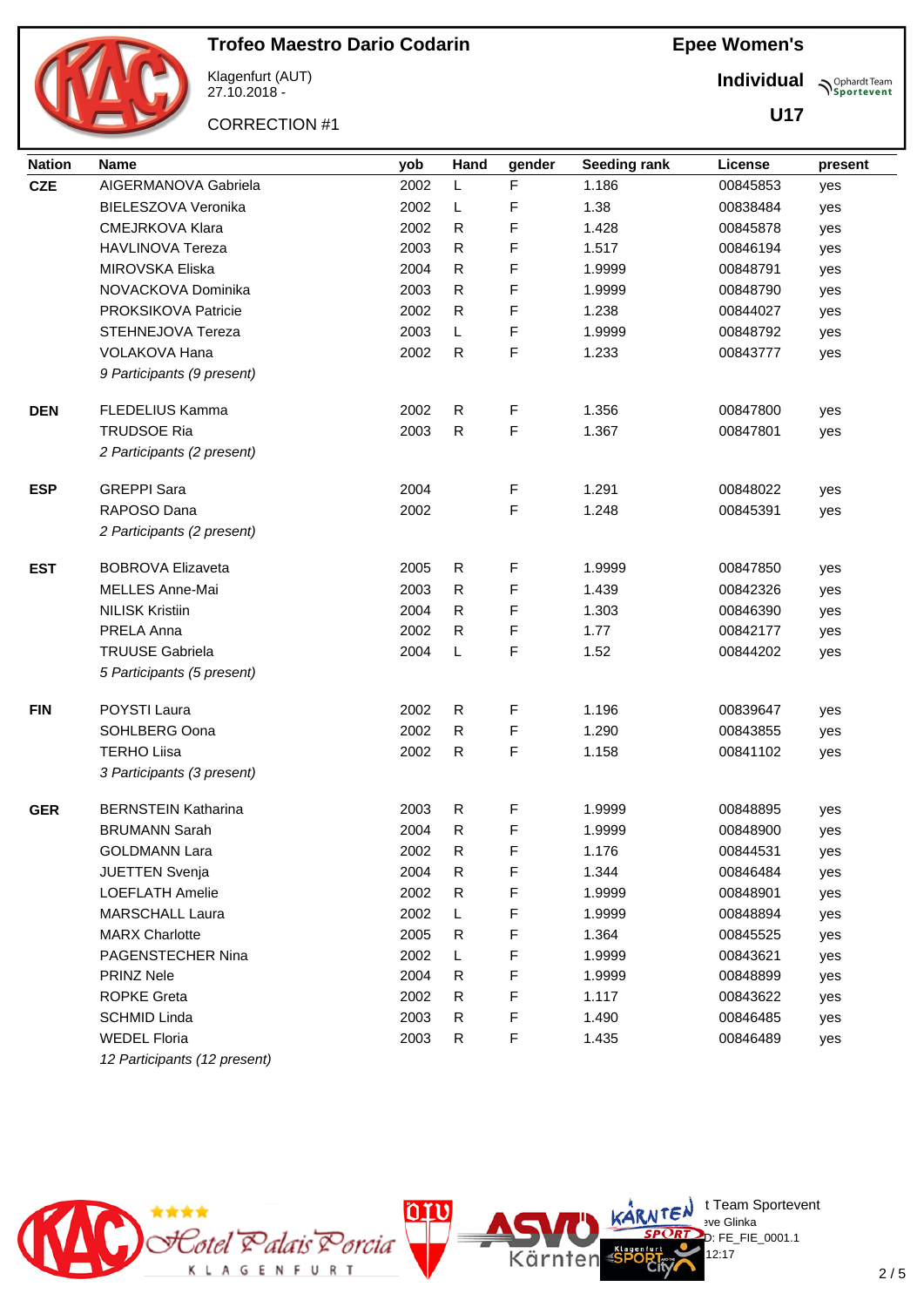# Trofeo Maestro Dario Codarin

Klagenfurt (AUT)
27.10.2018 -

CORRECTION #1

**Epee Women's**

**Individual**

**U17**

| Nation | Name | yob | Hand | gender | Seeding rank | License | present |
|---|---|---|---|---|---|---|---|
| **CZE** | AIGERMANOVA Gabriela | 2002 | L | F | 1.186 | 00845853 | yes |
| | BIELESZOVA Veronika | 2002 | L | F | 1.38 | 00838484 | yes |
| | CMEJRKOVA Klara | 2002 | R | F | 1.428 | 00845878 | yes |
| | HAVLINOVA Tereza | 2003 | R | F | 1.517 | 00846194 | yes |
| | MIROVSKA Eliska | 2004 | R | F | 1.9999 | 00848791 | yes |
| | NOVACKOVA Dominika | 2003 | R | F | 1.9999 | 00848790 | yes |
| | PROKSIKOVA Patricie | 2002 | R | F | 1.238 | 00844027 | yes |
| | STEHNEJOVA Tereza | 2003 | L | F | 1.9999 | 00848792 | yes |
| | VOLAKOVA Hana | 2002 | R | F | 1.233 | 00843777 | yes |
| | *9 Participants (9 present)* | | | | | | |
| **DEN** | FLEDELIUS Kamma | 2002 | R | F | 1.356 | 00847800 | yes |
| | TRUDSOE Ria | 2003 | R | F | 1.367 | 00847801 | yes |
| | *2 Participants (2 present)* | | | | | | |
| **ESP** | GREPPI Sara | 2004 | | F | 1.291 | 00848022 | yes |
| | RAPOSO Dana | 2002 | | F | 1.248 | 00845391 | yes |
| | *2 Participants (2 present)* | | | | | | |
| **EST** | BOBROVA Elizaveta | 2005 | R | F | 1.9999 | 00847850 | yes |
| | MELLES Anne-Mai | 2003 | R | F | 1.439 | 00842326 | yes |
| | NILISK Kristiin | 2004 | R | F | 1.303 | 00846390 | yes |
| | PRELA Anna | 2002 | R | F | 1.77 | 00842177 | yes |
| | TRUUSE Gabriela | 2004 | L | F | 1.52 | 00844202 | yes |
| | *5 Participants (5 present)* | | | | | | |
| **FIN** | POYSTI Laura | 2002 | R | F | 1.196 | 00839647 | yes |
| | SOHLBERG Oona | 2002 | R | F | 1.290 | 00843855 | yes |
| | TERHO Liisa | 2002 | R | F | 1.158 | 00841102 | yes |
| | *3 Participants (3 present)* | | | | | | |
| **GER** | BERNSTEIN Katharina | 2003 | R | F | 1.9999 | 00848895 | yes |
| | BRUMANN Sarah | 2004 | R | F | 1.9999 | 00848900 | yes |
| | GOLDMANN Lara | 2002 | R | F | 1.176 | 00844531 | yes |
| | JUETTEN Svenja | 2004 | R | F | 1.344 | 00846484 | yes |
| | LOEFLATH Amelie | 2002 | R | F | 1.9999 | 00848901 | yes |
| | MARSCHALL Laura | 2002 | L | F | 1.9999 | 00848894 | yes |
| | MARX Charlotte | 2005 | R | F | 1.364 | 00845525 | yes |
| | PAGENSTECHER Nina | 2002 | L | F | 1.9999 | 00843621 | yes |
| | PRINZ Nele | 2004 | R | F | 1.9999 | 00848899 | yes |
| | ROPKE Greta | 2002 | R | F | 1.117 | 00843622 | yes |
| | SCHMID Linda | 2003 | R | F | 1.490 | 00846485 | yes |
| | WEDEL Floria | 2003 | R | F | 1.435 | 00846489 | yes |
| | *12 Participants (12 present)* | | | | | | |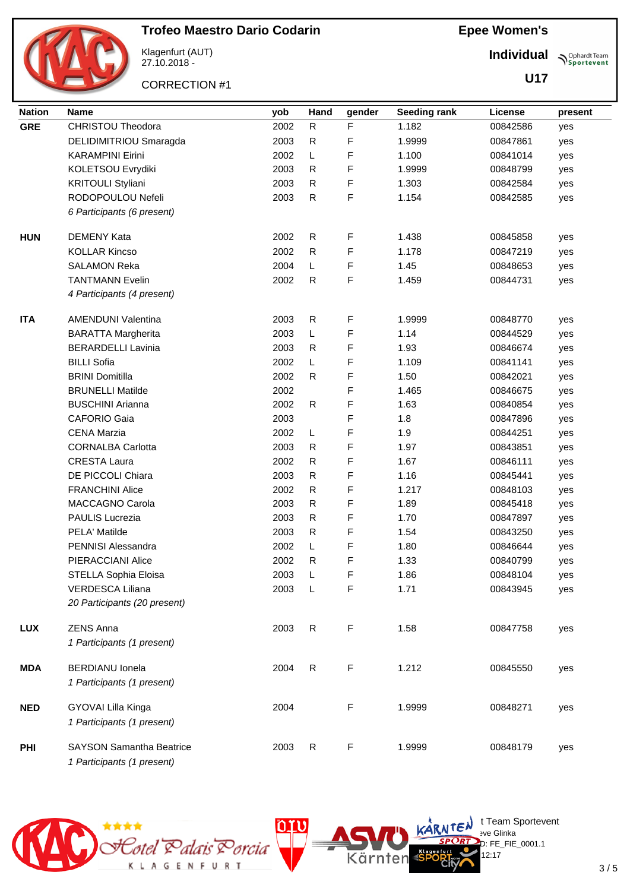# Trofeo Maestro Dario Codarin

Klagenfurt (AUT)
27.10.2018 -

CORRECTION #1

**Epee Women's**

**Individual**

**U17**

| Nation | Name | yob | Hand | gender | Seeding rank | License | present |
|---|---|---|---|---|---|---|---|
| **GRE** | CHRISTOU Theodora | 2002 | R | F | 1.182 | 00842586 | yes |
| | DELIDIMITRIOU Smaragda | 2003 | R | F | 1.9999 | 00847861 | yes |
| | KARAMPINI Eirini | 2002 | L | F | 1.100 | 00841014 | yes |
| | KOLETSOU Evrydiki | 2003 | R | F | 1.9999 | 00848799 | yes |
| | KRITOULI Styliani | 2003 | R | F | 1.303 | 00842584 | yes |
| | RODOPOULOU Nefeli | 2003 | R | F | 1.154 | 00842585 | yes |
| | *6 Participants (6 present)* | | | | | | |
| **HUN** | DEMENY Kata | 2002 | R | F | 1.438 | 00845858 | yes |
| | KOLLAR Kincso | 2002 | R | F | 1.178 | 00847219 | yes |
| | SALAMON Reka | 2004 | L | F | 1.45 | 00848653 | yes |
| | TANTMANN Evelin | 2002 | R | F | 1.459 | 00844731 | yes |
| | *4 Participants (4 present)* | | | | | | |
| **ITA** | AMENDUNI Valentina | 2003 | R | F | 1.9999 | 00848770 | yes |
| | BARATTA Margherita | 2003 | L | F | 1.14 | 00844529 | yes |
| | BERARDELLI Lavinia | 2003 | R | F | 1.93 | 00846674 | yes |
| | BILLI Sofia | 2002 | L | F | 1.109 | 00841141 | yes |
| | BRINI Domitilla | 2002 | R | F | 1.50 | 00842021 | yes |
| | BRUNELLI Matilde | 2002 | | F | 1.465 | 00846675 | yes |
| | BUSCHINI Arianna | 2002 | R | F | 1.63 | 00840854 | yes |
| | CAFORIO Gaia | 2003 | | F | 1.8 | 00847896 | yes |
| | CENA Marzia | 2002 | L | F | 1.9 | 00844251 | yes |
| | CORNALBA Carlotta | 2003 | R | F | 1.97 | 00843851 | yes |
| | CRESTA Laura | 2002 | R | F | 1.67 | 00846111 | yes |
| | DE PICCOLI Chiara | 2003 | R | F | 1.16 | 00845441 | yes |
| | FRANCHINI Alice | 2002 | R | F | 1.217 | 00848103 | yes |
| | MACCAGNO Carola | 2003 | R | F | 1.89 | 00845418 | yes |
| | PAULIS Lucrezia | 2003 | R | F | 1.70 | 00847897 | yes |
| | PELA' Matilde | 2003 | R | F | 1.54 | 00843250 | yes |
| | PENNISI Alessandra | 2002 | L | F | 1.80 | 00846644 | yes |
| | PIERACCIANI Alice | 2002 | R | F | 1.33 | 00840799 | yes |
| | STELLA Sophia Eloisa | 2003 | L | F | 1.86 | 00848104 | yes |
| | VERDESCA Liliana | 2003 | L | F | 1.71 | 00843945 | yes |
| | *20 Participants (20 present)* | | | | | | |
| **LUX** | ZENS Anna | 2003 | R | F | 1.58 | 00847758 | yes |
| | *1 Participants (1 present)* | | | | | | |
| **MDA** | BERDIANU Ionela | 2004 | R | F | 1.212 | 00845550 | yes |
| | *1 Participants (1 present)* | | | | | | |
| **NED** | GYOVAI Lilla Kinga | 2004 | | F | 1.9999 | 00848271 | yes |
| | *1 Participants (1 present)* | | | | | | |
| **PHI** | SAYSON Samantha Beatrice | 2003 | R | F | 1.9999 | 00848179 | yes |
| | *1 Participants (1 present)* | | | | | | |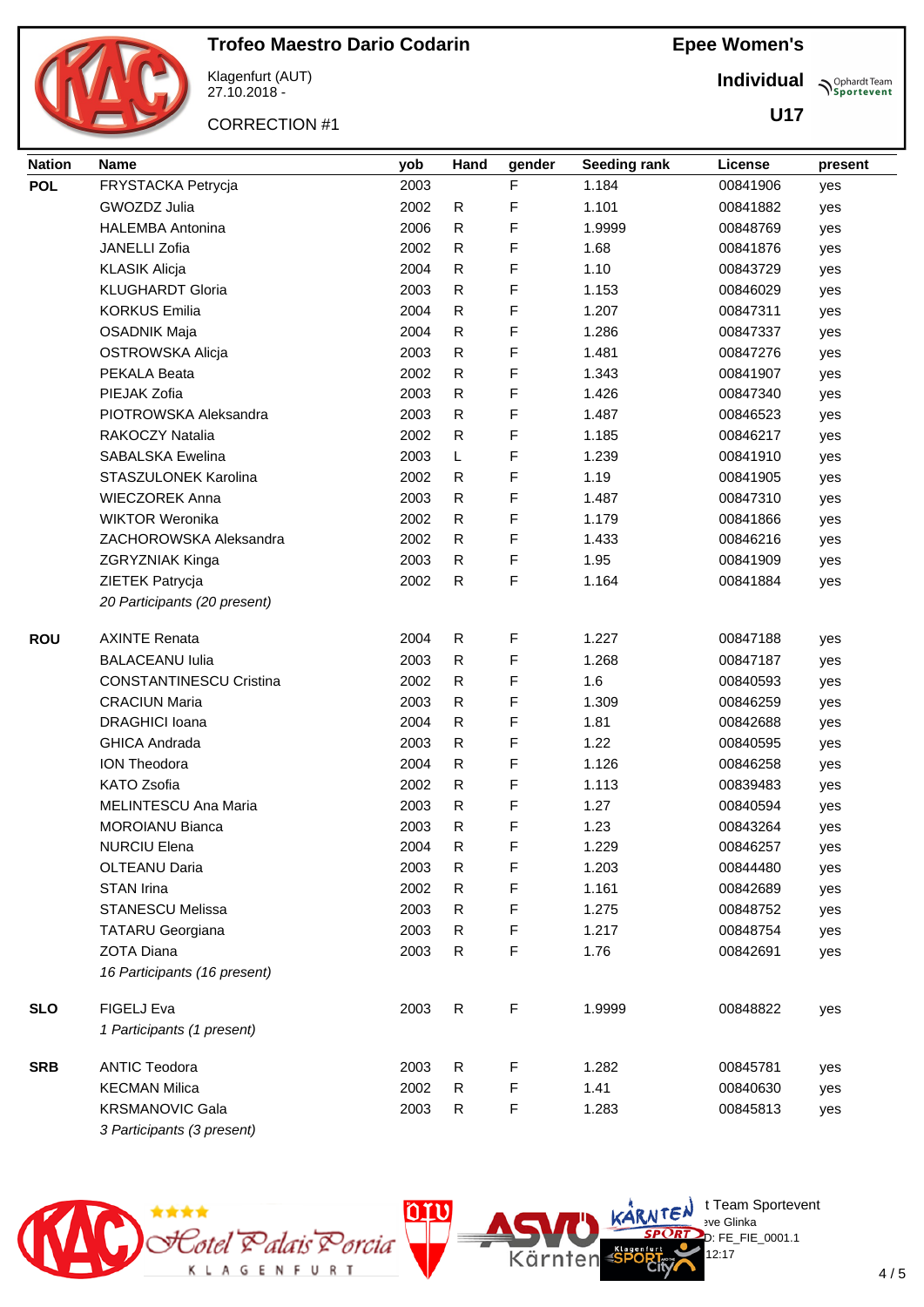# Trofeo Maestro Dario Codarin

Klagenfurt (AUT)
27.10.2018 -

CORRECTION #1

**Epee Women's**

**Individual**

**U17**

| Nation | Name | yob | Hand | gender | Seeding rank | License | present |
|---|---|---|---|---|---|---|---|
| **POL** | FRYSTACKA Petrycja | 2003 | | F | 1.184 | 00841906 | yes |
| | GWOZDZ Julia | 2002 | R | F | 1.101 | 00841882 | yes |
| | HALEMBA Antonina | 2006 | R | F | 1.9999 | 00848769 | yes |
| | JANELLI Zofia | 2002 | R | F | 1.68 | 00841876 | yes |
| | KLASIK Alicja | 2004 | R | F | 1.10 | 00843729 | yes |
| | KLUGHARDT Gloria | 2003 | R | F | 1.153 | 00846029 | yes |
| | KORKUS Emilia | 2004 | R | F | 1.207 | 00847311 | yes |
| | OSADNIK Maja | 2004 | R | F | 1.286 | 00847337 | yes |
| | OSTROWSKA Alicja | 2003 | R | F | 1.481 | 00847276 | yes |
| | PEKALA Beata | 2002 | R | F | 1.343 | 00841907 | yes |
| | PIEJAK Zofia | 2003 | R | F | 1.426 | 00847340 | yes |
| | PIOTROWSKA Aleksandra | 2003 | R | F | 1.487 | 00846523 | yes |
| | RAKOCZY Natalia | 2002 | R | F | 1.185 | 00846217 | yes |
| | SABALSKA Ewelina | 2003 | L | F | 1.239 | 00841910 | yes |
| | STASZULONEK Karolina | 2002 | R | F | 1.19 | 00841905 | yes |
| | WIECZOREK Anna | 2003 | R | F | 1.487 | 00847310 | yes |
| | WIKTOR Weronika | 2002 | R | F | 1.179 | 00841866 | yes |
| | ZACHOROWSKA Aleksandra | 2002 | R | F | 1.433 | 00846216 | yes |
| | ZGRYZNIAK Kinga | 2003 | R | F | 1.95 | 00841909 | yes |
| | ZIETEK Patrycja | 2002 | R | F | 1.164 | 00841884 | yes |
| | *20 Participants (20 present)* | | | | | | |
| **ROU** | AXINTE Renata | 2004 | R | F | 1.227 | 00847188 | yes |
| | BALACEANU Iulia | 2003 | R | F | 1.268 | 00847187 | yes |
| | CONSTANTINESCU Cristina | 2002 | R | F | 1.6 | 00840593 | yes |
| | CRACIUN Maria | 2003 | R | F | 1.309 | 00846259 | yes |
| | DRAGHICI Ioana | 2004 | R | F | 1.81 | 00842688 | yes |
| | GHICA Andrada | 2003 | R | F | 1.22 | 00840595 | yes |
| | ION Theodora | 2004 | R | F | 1.126 | 00846258 | yes |
| | KATO Zsofia | 2002 | R | F | 1.113 | 00839483 | yes |
| | MELINTESCU Ana Maria | 2003 | R | F | 1.27 | 00840594 | yes |
| | MOROIANU Bianca | 2003 | R | F | 1.23 | 00843264 | yes |
| | NURCIU Elena | 2004 | R | F | 1.229 | 00846257 | yes |
| | OLTEANU Daria | 2003 | R | F | 1.203 | 00844480 | yes |
| | STAN Irina | 2002 | R | F | 1.161 | 00842689 | yes |
| | STANESCU Melissa | 2003 | R | F | 1.275 | 00848752 | yes |
| | TATARU Georgiana | 2003 | R | F | 1.217 | 00848754 | yes |
| | ZOTA Diana | 2003 | R | F | 1.76 | 00842691 | yes |
| | *16 Participants (16 present)* | | | | | | |
| **SLO** | FIGELJ Eva | 2003 | R | F | 1.9999 | 00848822 | yes |
| | *1 Participants (1 present)* | | | | | | |
| **SRB** | ANTIC Teodora | 2003 | R | F | 1.282 | 00845781 | yes |
| | KECMAN Milica | 2002 | R | F | 1.41 | 00840630 | yes |
| | KRSMANOVIC Gala | 2003 | R | F | 1.283 | 00845813 | yes |
| | *3 Participants (3 present)* | | | | | | |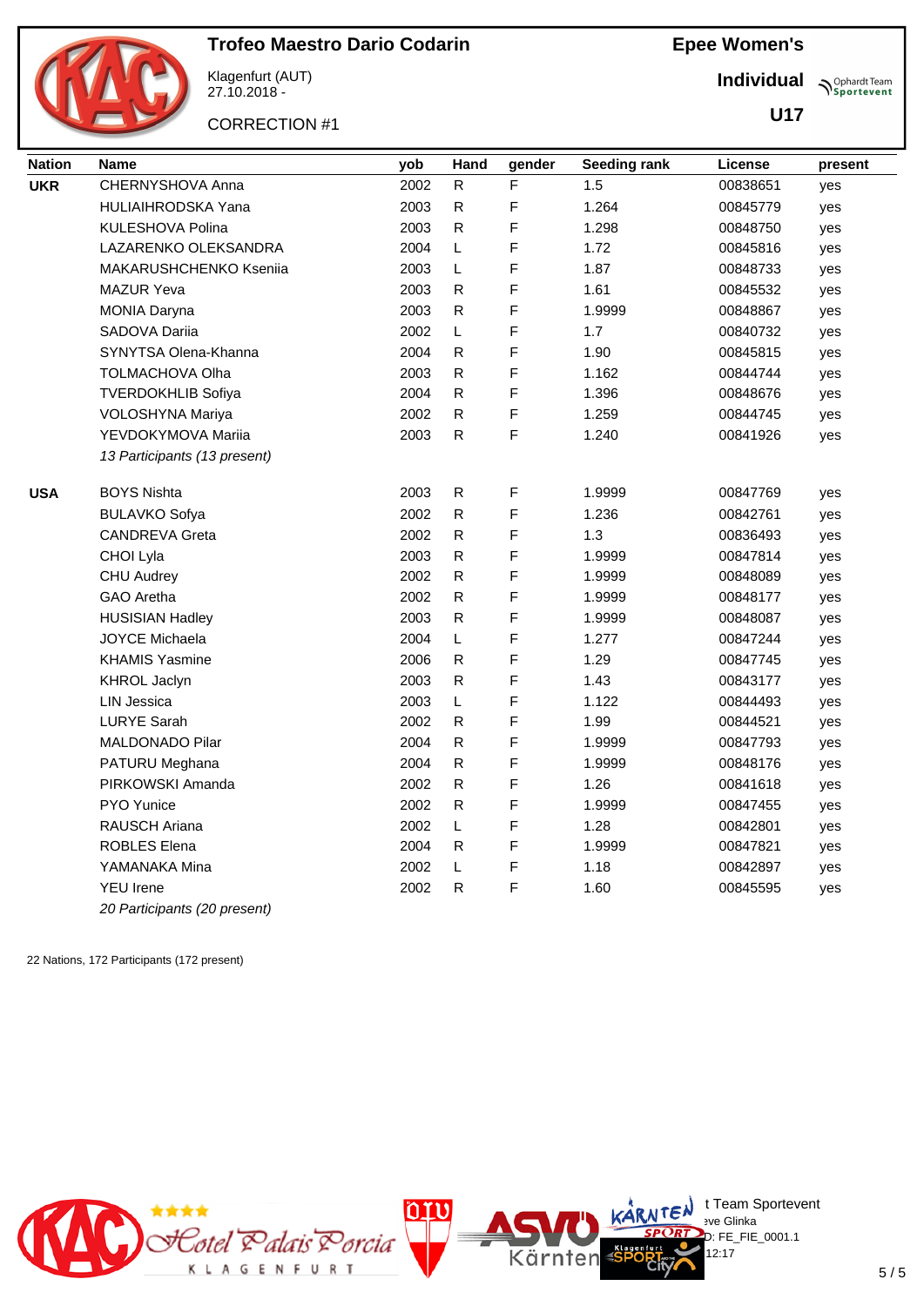# Trofeo Maestro Dario Codarin

Klagenfurt (AUT)
27.10.2018 -

CORRECTION #1

**Epee Women's**

**Individual**

**U17**

| Nation | Name | yob | Hand | gender | Seeding rank | License | present |
|---|---|---|---|---|---|---|---|
| **UKR** | CHERNYSHOVA Anna | 2002 | R | F | 1.5 | 00838651 | yes |
| | HULIAIHRODSKA Yana | 2003 | R | F | 1.264 | 00845779 | yes |
| | KULESHOVA Polina | 2003 | R | F | 1.298 | 00848750 | yes |
| | LAZARENKO OLEKSANDRA | 2004 | L | F | 1.72 | 00845816 | yes |
| | MAKARUSHCHENKO Ksenija | 2003 | L | F | 1.87 | 00848733 | yes |
| | MAZUR Yeva | 2003 | R | F | 1.61 | 00845532 | yes |
| | MONIA Daryna | 2003 | R | F | 1.9999 | 00848867 | yes |
| | SADOVA Dariia | 2002 | L | F | 1.7 | 00840732 | yes |
| | SYNYTSA Olena-Khanna | 2004 | R | F | 1.90 | 00845815 | yes |
| | TOLMACHOVA Olha | 2003 | R | F | 1.162 | 00844744 | yes |
| | TVERDOKHLIB Sofiya | 2004 | R | F | 1.396 | 00848676 | yes |
| | VOLOSHYNA Mariya | 2002 | R | F | 1.259 | 00844745 | yes |
| | YEVDOKYMOVA Mariia | 2003 | R | F | 1.240 | 00841926 | yes |
| | *13 Participants (13 present)* | | | | | | |
| **USA** | BOYS Nishta | 2003 | R | F | 1.9999 | 00847769 | yes |
| | BULAVKO Sofya | 2002 | R | F | 1.236 | 00842761 | yes |
| | CANDREVA Greta | 2002 | R | F | 1.3 | 00836493 | yes |
| | CHOI Lyla | 2003 | R | F | 1.9999 | 00847814 | yes |
| | CHU Audrey | 2002 | R | F | 1.9999 | 00848089 | yes |
| | GAO Aretha | 2002 | R | F | 1.9999 | 00848177 | yes |
| | HUSISIAN Hadley | 2003 | R | F | 1.9999 | 00848087 | yes |
| | JOYCE Michaela | 2004 | L | F | 1.277 | 00847244 | yes |
| | KHAMIS Yasmine | 2006 | R | F | 1.29 | 00847745 | yes |
| | KHROL Jaclyn | 2003 | R | F | 1.43 | 00843177 | yes |
| | LIN Jessica | 2003 | L | F | 1.122 | 00844493 | yes |
| | LURYE Sarah | 2002 | R | F | 1.99 | 00844521 | yes |
| | MALDONADO Pilar | 2004 | R | F | 1.9999 | 00847793 | yes |
| | PATURU Meghana | 2004 | R | F | 1.9999 | 00848176 | yes |
| | PIRKOWSKI Amanda | 2002 | R | F | 1.26 | 00841618 | yes |
| | PYO Yunice | 2002 | R | F | 1.9999 | 00847455 | yes |
| | RAUSCH Ariana | 2002 | L | F | 1.28 | 00842801 | yes |
| | ROBLES Elena | 2004 | R | F | 1.9999 | 00847821 | yes |
| | YAMANAKA Mina | 2002 | L | F | 1.18 | 00842897 | yes |
| | YEU Irene | 2002 | R | F | 1.60 | 00845595 | yes |
| | *20 Participants (20 present)* | | | | | | |

22 Nations, 172 Participants (172 present)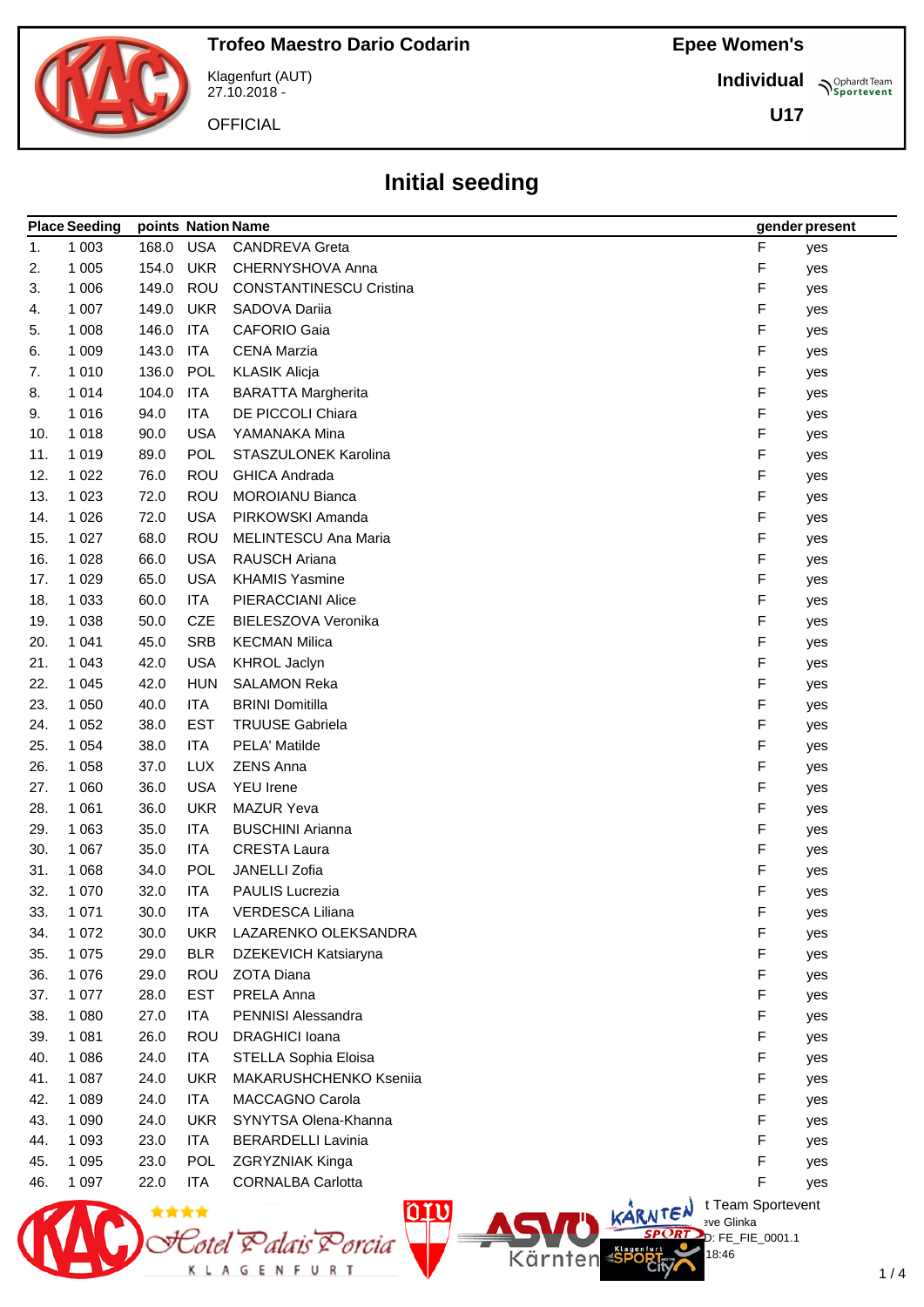# Trofeo Maestro Dario Codarin

Klagenfurt (AUT)
27.10.2018 -

OFFICIAL

**Epee Women's**

**Individual**

**U17**

## Initial seeding

| Place | Seeding | points | Nation | Name | gender | present |
|---|---|---|---|---|---|---|
| 1. | 1 003 | 168.0 | USA | CANDREVA Greta | F | yes |
| 2. | 1 005 | 154.0 | UKR | CHERNYSHOVA Anna | F | yes |
| 3. | 1 006 | 149.0 | ROU | CONSTANTINESCU Cristina | F | yes |
| 4. | 1 007 | 149.0 | UKR | SADOVA Dariia | F | yes |
| 5. | 1 008 | 146.0 | ITA | CAFORIO Gaia | F | yes |
| 6. | 1 009 | 143.0 | ITA | CENA Marzia | F | yes |
| 7. | 1 010 | 136.0 | POL | KLASIK Alicja | F | yes |
| 8. | 1 014 | 104.0 | ITA | BARATTA Margherita | F | yes |
| 9. | 1 016 | 94.0 | ITA | DE PICCOLI Chiara | F | yes |
| 10. | 1 018 | 90.0 | USA | YAMANAKA Mina | F | yes |
| 11. | 1 019 | 89.0 | POL | STASZULONEK Karolina | F | yes |
| 12. | 1 022 | 76.0 | ROU | GHICA Andrada | F | yes |
| 13. | 1 023 | 72.0 | ROU | MOROIANU Bianca | F | yes |
| 14. | 1 026 | 72.0 | USA | PIRKOWSKI Amanda | F | yes |
| 15. | 1 027 | 68.0 | ROU | MELINTESCU Ana Maria | F | yes |
| 16. | 1 028 | 66.0 | USA | RAUSCH Ariana | F | yes |
| 17. | 1 029 | 65.0 | USA | KHAMIS Yasmine | F | yes |
| 18. | 1 033 | 60.0 | ITA | PIERACCIANI Alice | F | yes |
| 19. | 1 038 | 50.0 | CZE | BIELESZOVA Veronika | F | yes |
| 20. | 1 041 | 45.0 | SRB | KECMAN Milica | F | yes |
| 21. | 1 043 | 42.0 | USA | KHROL Jaclyn | F | yes |
| 22. | 1 045 | 42.0 | HUN | SALAMON Reka | F | yes |
| 23. | 1 050 | 40.0 | ITA | BRINI Domitilla | F | yes |
| 24. | 1 052 | 38.0 | EST | TRUUSE Gabriela | F | yes |
| 25. | 1 054 | 38.0 | ITA | PELA' Matilde | F | yes |
| 26. | 1 058 | 37.0 | LUX | ZENS Anna | F | yes |
| 27. | 1 060 | 36.0 | USA | YEU Irene | F | yes |
| 28. | 1 061 | 36.0 | UKR | MAZUR Yeva | F | yes |
| 29. | 1 063 | 35.0 | ITA | BUSCHINI Arianna | F | yes |
| 30. | 1 067 | 35.0 | ITA | CRESTA Laura | F | yes |
| 31. | 1 068 | 34.0 | POL | JANELLI Zofia | F | yes |
| 32. | 1 070 | 32.0 | ITA | PAULIS Lucrezia | F | yes |
| 33. | 1 071 | 30.0 | ITA | VERDESCA Liliana | F | yes |
| 34. | 1 072 | 30.0 | UKR | LAZARENKO OLEKSANDRA | F | yes |
| 35. | 1 075 | 29.0 | BLR | DZEKEVICH Katsiaryna | F | yes |
| 36. | 1 076 | 29.0 | ROU | ZOTA Diana | F | yes |
| 37. | 1 077 | 28.0 | EST | PRELA Anna | F | yes |
| 38. | 1 080 | 27.0 | ITA | PENNISI Alessandra | F | yes |
| 39. | 1 081 | 26.0 | ROU | DRAGHICI Ioana | F | yes |
| 40. | 1 086 | 24.0 | ITA | STELLA Sophia Eloisa | F | yes |
| 41. | 1 087 | 24.0 | UKR | MAKARUSHCHENKO Kseniia | F | yes |
| 42. | 1 089 | 24.0 | ITA | MACCAGNO Carola | F | yes |
| 43. | 1 090 | 24.0 | UKR | SYNYTSA Olena-Khanna | F | yes |
| 44. | 1 093 | 23.0 | ITA | BERARDELLI Lavinia | F | yes |
| 45. | 1 095 | 23.0 | POL | ZGRYZNIAK Kinga | F | yes |
| 46. | 1 097 | 22.0 | ITA | CORNALBA Carlotta | F | yes |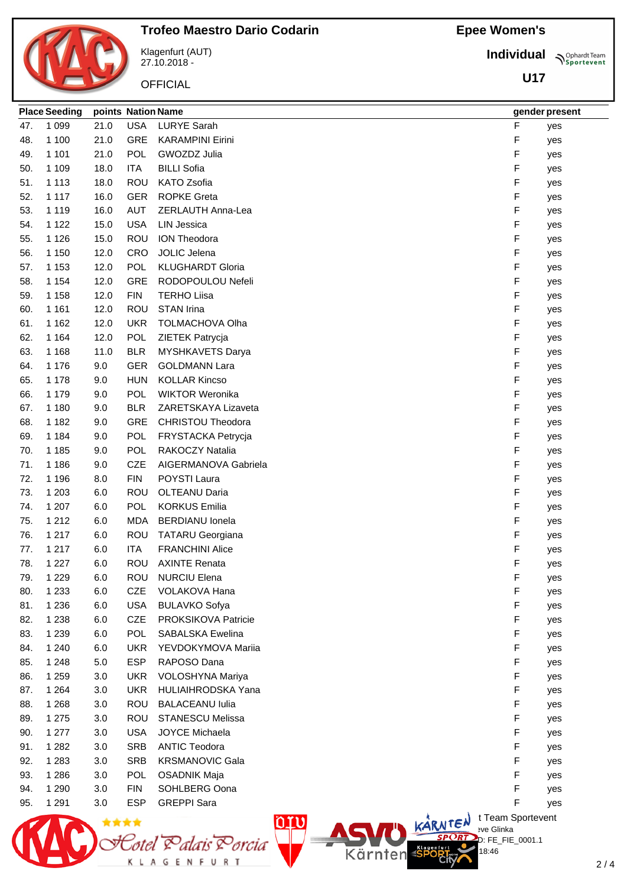# Trofeo Maestro Dario Codarin

Klagenfurt (AUT)
27.10.2018 -

OFFICIAL

**Epee Women's**

**Individual**

**U17**

| Place | Seeding | points | Nation | Name | gender | present |
|---|---|---|---|---|---|---|
| 47. | 1 099 | 21.0 | USA | LURYE Sarah | F | yes |
| 48. | 1 100 | 21.0 | GRE | KARAMPINI Eirini | F | yes |
| 49. | 1 101 | 21.0 | POL | GWOZDZ Julia | F | yes |
| 50. | 1 109 | 18.0 | ITA | BILLI Sofia | F | yes |
| 51. | 1 113 | 18.0 | ROU | KATO Zsofia | F | yes |
| 52. | 1 117 | 16.0 | GER | ROPKE Greta | F | yes |
| 53. | 1 119 | 16.0 | AUT | ZERLAUTH Anna-Lea | F | yes |
| 54. | 1 122 | 15.0 | USA | LIN Jessica | F | yes |
| 55. | 1 126 | 15.0 | ROU | ION Theodora | F | yes |
| 56. | 1 150 | 12.0 | CRO | JOLIC Jelena | F | yes |
| 57. | 1 153 | 12.0 | POL | KLUGHARDT Gloria | F | yes |
| 58. | 1 154 | 12.0 | GRE | RODOPOULOU Nefeli | F | yes |
| 59. | 1 158 | 12.0 | FIN | TERHO Liisa | F | yes |
| 60. | 1 161 | 12.0 | ROU | STAN Irina | F | yes |
| 61. | 1 162 | 12.0 | UKR | TOLMACHOVA Olha | F | yes |
| 62. | 1 164 | 12.0 | POL | ZIETEK Patrycja | F | yes |
| 63. | 1 168 | 11.0 | BLR | MYSHKAVETS Darya | F | yes |
| 64. | 1 176 | 9.0 | GER | GOLDMANN Lara | F | yes |
| 65. | 1 178 | 9.0 | HUN | KOLLAR Kincso | F | yes |
| 66. | 1 179 | 9.0 | POL | WIKTOR Weronika | F | yes |
| 67. | 1 180 | 9.0 | BLR | ZARETSKAYA Lizaveta | F | yes |
| 68. | 1 182 | 9.0 | GRE | CHRISTOU Theodora | F | yes |
| 69. | 1 184 | 9.0 | POL | FRYSTACKA Petrycja | F | yes |
| 70. | 1 185 | 9.0 | POL | RAKOCZY Natalia | F | yes |
| 71. | 1 186 | 9.0 | CZE | AIGERMANOVA Gabriela | F | yes |
| 72. | 1 196 | 8.0 | FIN | POYSTI Laura | F | yes |
| 73. | 1 203 | 6.0 | ROU | OLTEANU Daria | F | yes |
| 74. | 1 207 | 6.0 | POL | KORKUS Emilia | F | yes |
| 75. | 1 212 | 6.0 | MDA | BERDIANU Ionela | F | yes |
| 76. | 1 217 | 6.0 | ROU | TATARU Georgiana | F | yes |
| 77. | 1 217 | 6.0 | ITA | FRANCHINI Alice | F | yes |
| 78. | 1 227 | 6.0 | ROU | AXINTE Renata | F | yes |
| 79. | 1 229 | 6.0 | ROU | NURCIU Elena | F | yes |
| 80. | 1 233 | 6.0 | CZE | VOLAKOVA Hana | F | yes |
| 81. | 1 236 | 6.0 | USA | BULAVKO Sofya | F | yes |
| 82. | 1 238 | 6.0 | CZE | PROKSIKOVA Patricie | F | yes |
| 83. | 1 239 | 6.0 | POL | SABALSKA Ewelina | F | yes |
| 84. | 1 240 | 6.0 | UKR | YEVDOKYMOVA Mariia | F | yes |
| 85. | 1 248 | 5.0 | ESP | RAPOSO Dana | F | yes |
| 86. | 1 259 | 3.0 | UKR | VOLOSHYNA Mariya | F | yes |
| 87. | 1 264 | 3.0 | UKR | HULIAIHRODSKA Yana | F | yes |
| 88. | 1 268 | 3.0 | ROU | BALACEANU Iulia | F | yes |
| 89. | 1 275 | 3.0 | ROU | STANESCU Melissa | F | yes |
| 90. | 1 277 | 3.0 | USA | JOYCE Michaela | F | yes |
| 91. | 1 282 | 3.0 | SRB | ANTIC Teodora | F | yes |
| 92. | 1 283 | 3.0 | SRB | KRSMANOVIC Gala | F | yes |
| 93. | 1 286 | 3.0 | POL | OSADNIK Maja | F | yes |
| 94. | 1 290 | 3.0 | FIN | SOHLBERG Oona | F | yes |
| 95. | 1 291 | 3.0 | ESP | GREPPI Sara | F | yes |

t Team Sportevent
eve Glinka
D: FE_FIE_0001.1
18:46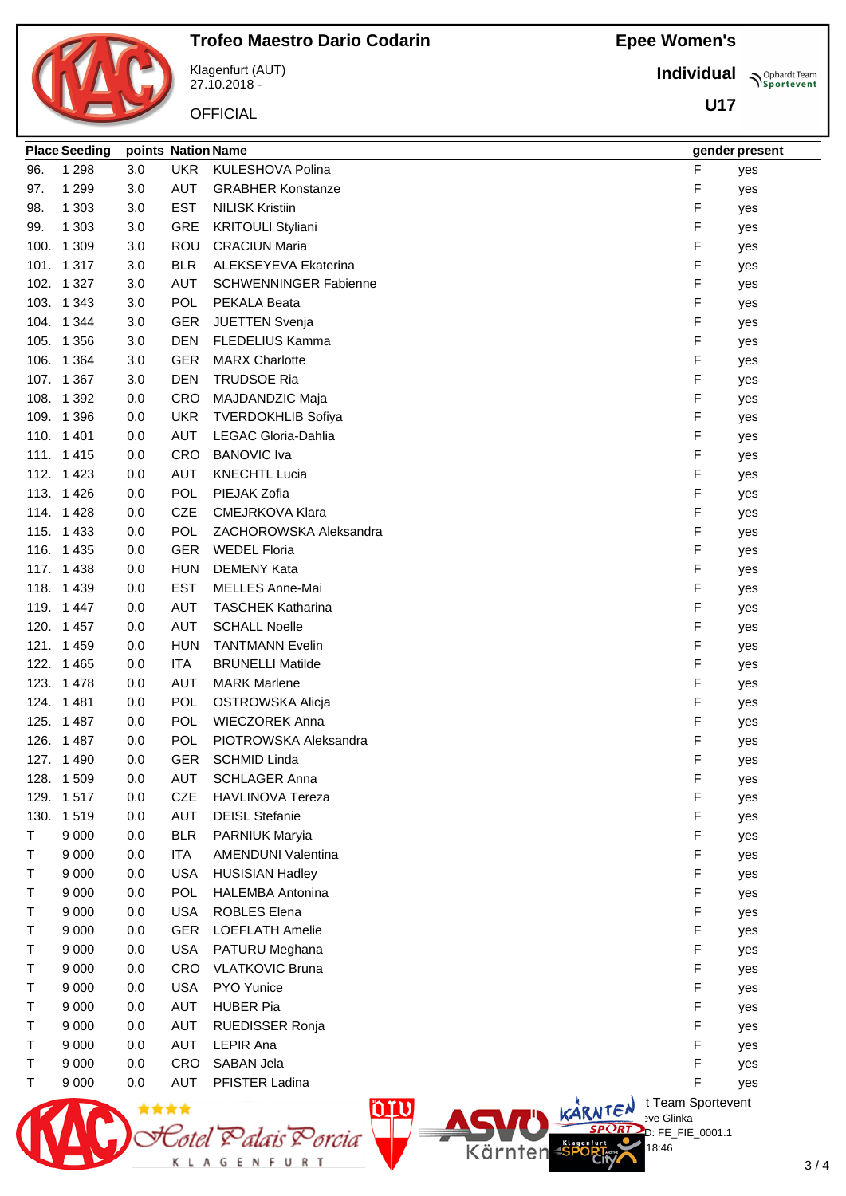# Trofeo Maestro Dario Codarin

Klagenfurt (AUT)
27.10.2018 -

OFFICIAL

**Epee Women's**

**Individual**

**U17**

| Place | Seeding | points | Nation | Name | gender | present |
|---|---|---|---|---|---|---|
| 96. | 1 298 | 3.0 | UKR | KULESHOVA Polina | F | yes |
| 97. | 1 299 | 3.0 | AUT | GRABHER Konstanze | F | yes |
| 98. | 1 303 | 3.0 | EST | NILISK Kristiin | F | yes |
| 99. | 1 303 | 3.0 | GRE | KRITOULI Styliani | F | yes |
| 100. | 1 309 | 3.0 | ROU | CRACIUN Maria | F | yes |
| 101. | 1 317 | 3.0 | BLR | ALEKSEYEVA Ekaterina | F | yes |
| 102. | 1 327 | 3.0 | AUT | SCHWENNINGER Fabienne | F | yes |
| 103. | 1 343 | 3.0 | POL | PEKALA Beata | F | yes |
| 104. | 1 344 | 3.0 | GER | JUETTEN Svenja | F | yes |
| 105. | 1 356 | 3.0 | DEN | FLEDELIUS Kamma | F | yes |
| 106. | 1 364 | 3.0 | GER | MARX Charlotte | F | yes |
| 107. | 1 367 | 3.0 | DEN | TRUDSOE Ria | F | yes |
| 108. | 1 392 | 0.0 | CRO | MAJDANDZIC Maja | F | yes |
| 109. | 1 396 | 0.0 | UKR | TVERDOKHLIB Sofiya | F | yes |
| 110. | 1 401 | 0.0 | AUT | LEGAC Gloria-Dahlia | F | yes |
| 111. | 1 415 | 0.0 | CRO | BANOVIC Iva | F | yes |
| 112. | 1 423 | 0.0 | AUT | KNECHTL Lucia | F | yes |
| 113. | 1 426 | 0.0 | POL | PIEJAK Zofia | F | yes |
| 114. | 1 428 | 0.0 | CZE | CMEJRKOVA Klara | F | yes |
| 115. | 1 433 | 0.0 | POL | ZACHOROWSKA Aleksandra | F | yes |
| 116. | 1 435 | 0.0 | GER | WEDEL Floria | F | yes |
| 117. | 1 438 | 0.0 | HUN | DEMENY Kata | F | yes |
| 118. | 1 439 | 0.0 | EST | MELLES Anne-Mai | F | yes |
| 119. | 1 447 | 0.0 | AUT | TASCHEK Katharina | F | yes |
| 120. | 1 457 | 0.0 | AUT | SCHALL Noelle | F | yes |
| 121. | 1 459 | 0.0 | HUN | TANTMANN Evelin | F | yes |
| 122. | 1 465 | 0.0 | ITA | BRUNELLI Matilde | F | yes |
| 123. | 1 478 | 0.0 | AUT | MARK Marlene | F | yes |
| 124. | 1 481 | 0.0 | POL | OSTROWSKA Alicja | F | yes |
| 125. | 1 487 | 0.0 | POL | WIECZOREK Anna | F | yes |
| 126. | 1 487 | 0.0 | POL | PIOTROWSKA Aleksandra | F | yes |
| 127. | 1 490 | 0.0 | GER | SCHMID Linda | F | yes |
| 128. | 1 509 | 0.0 | AUT | SCHLAGER Anna | F | yes |
| 129. | 1 517 | 0.0 | CZE | HAVLINOVA Tereza | F | yes |
| 130. | 1 519 | 0.0 | AUT | DEISL Stefanie | F | yes |
| T | 9 000 | 0.0 | BLR | PARNIUK Maryia | F | yes |
| T | 9 000 | 0.0 | ITA | AMENDUNI Valentina | F | yes |
| T | 9 000 | 0.0 | USA | HUSISIAN Hadley | F | yes |
| T | 9 000 | 0.0 | POL | HALEMBA Antonina | F | yes |
| T | 9 000 | 0.0 | USA | ROBLES Elena | F | yes |
| T | 9 000 | 0.0 | GER | LOEFLATH Amelie | F | yes |
| T | 9 000 | 0.0 | USA | PATURU Meghana | F | yes |
| T | 9 000 | 0.0 | CRO | VLATKOVIC Bruna | F | yes |
| T | 9 000 | 0.0 | USA | PYO Yunice | F | yes |
| T | 9 000 | 0.0 | AUT | HUBER Pia | F | yes |
| T | 9 000 | 0.0 | AUT | RUEDISSER Ronja | F | yes |
| T | 9 000 | 0.0 | AUT | LEPIR Ana | F | yes |
| T | 9 000 | 0.0 | CRO | SABAN Jela | F | yes |
| T | 9 000 | 0.0 | AUT | PFISTER Ladina | F | yes |

t Team Sportevent
eve Glinka
D: FE_FIE_0001.1
18:46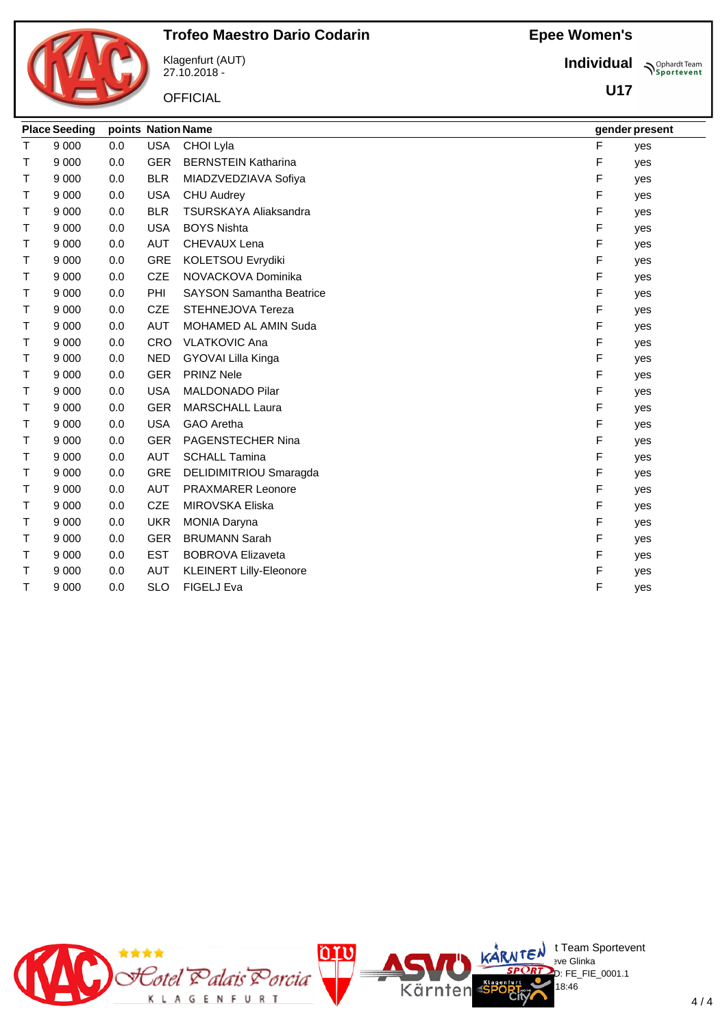# Trofeo Maestro Dario Codarin

Klagenfurt (AUT)
27.10.2018 -

OFFICIAL

**Epee Women's**

**Individual**

**U17**

| Place | Seeding | points | Nation | Name | gender | present |
|---|---|---|---|---|---|---|
| T | 9 000 | 0.0 | USA | CHOI Lyla | F | yes |
| T | 9 000 | 0.0 | GER | BERNSTEIN Katharina | F | yes |
| T | 9 000 | 0.0 | BLR | MIADZVEDZIAVA Sofiya | F | yes |
| T | 9 000 | 0.0 | USA | CHU Audrey | F | yes |
| T | 9 000 | 0.0 | BLR | TSURSKAYA Aliaksandra | F | yes |
| T | 9 000 | 0.0 | USA | BOYS Nishta | F | yes |
| T | 9 000 | 0.0 | AUT | CHEVAUX Lena | F | yes |
| T | 9 000 | 0.0 | GRE | KOLETSOU Evrydiki | F | yes |
| T | 9 000 | 0.0 | CZE | NOVACKOVA Dominika | F | yes |
| T | 9 000 | 0.0 | PHI | SAYSON Samantha Beatrice | F | yes |
| T | 9 000 | 0.0 | CZE | STEHNEJOVA Tereza | F | yes |
| T | 9 000 | 0.0 | AUT | MOHAMED AL AMIN Suda | F | yes |
| T | 9 000 | 0.0 | CRO | VLATKOVIC Ana | F | yes |
| T | 9 000 | 0.0 | NED | GYOVAI Lilla Kinga | F | yes |
| T | 9 000 | 0.0 | GER | PRINZ Nele | F | yes |
| T | 9 000 | 0.0 | USA | MALDONADO Pilar | F | yes |
| T | 9 000 | 0.0 | GER | MARSCHALL Laura | F | yes |
| T | 9 000 | 0.0 | USA | GAO Aretha | F | yes |
| T | 9 000 | 0.0 | GER | PAGENSTECHER Nina | F | yes |
| T | 9 000 | 0.0 | AUT | SCHALL Tamina | F | yes |
| T | 9 000 | 0.0 | GRE | DELIDIMITRIOU Smaragda | F | yes |
| T | 9 000 | 0.0 | AUT | PRAXMARER Leonore | F | yes |
| T | 9 000 | 0.0 | CZE | MIROVSKA Eliska | F | yes |
| T | 9 000 | 0.0 | UKR | MONIA Daryna | F | yes |
| T | 9 000 | 0.0 | GER | BRUMANN Sarah | F | yes |
| T | 9 000 | 0.0 | EST | BOBROVA Elizaveta | F | yes |
| T | 9 000 | 0.0 | AUT | KLEINERT Lilly-Eleonore | F | yes |
| T | 9 000 | 0.0 | SLO | FIGELJ Eva | F | yes |

t Team Sportevent
eve Glinka
D: FE_FIE_0001.1
18:46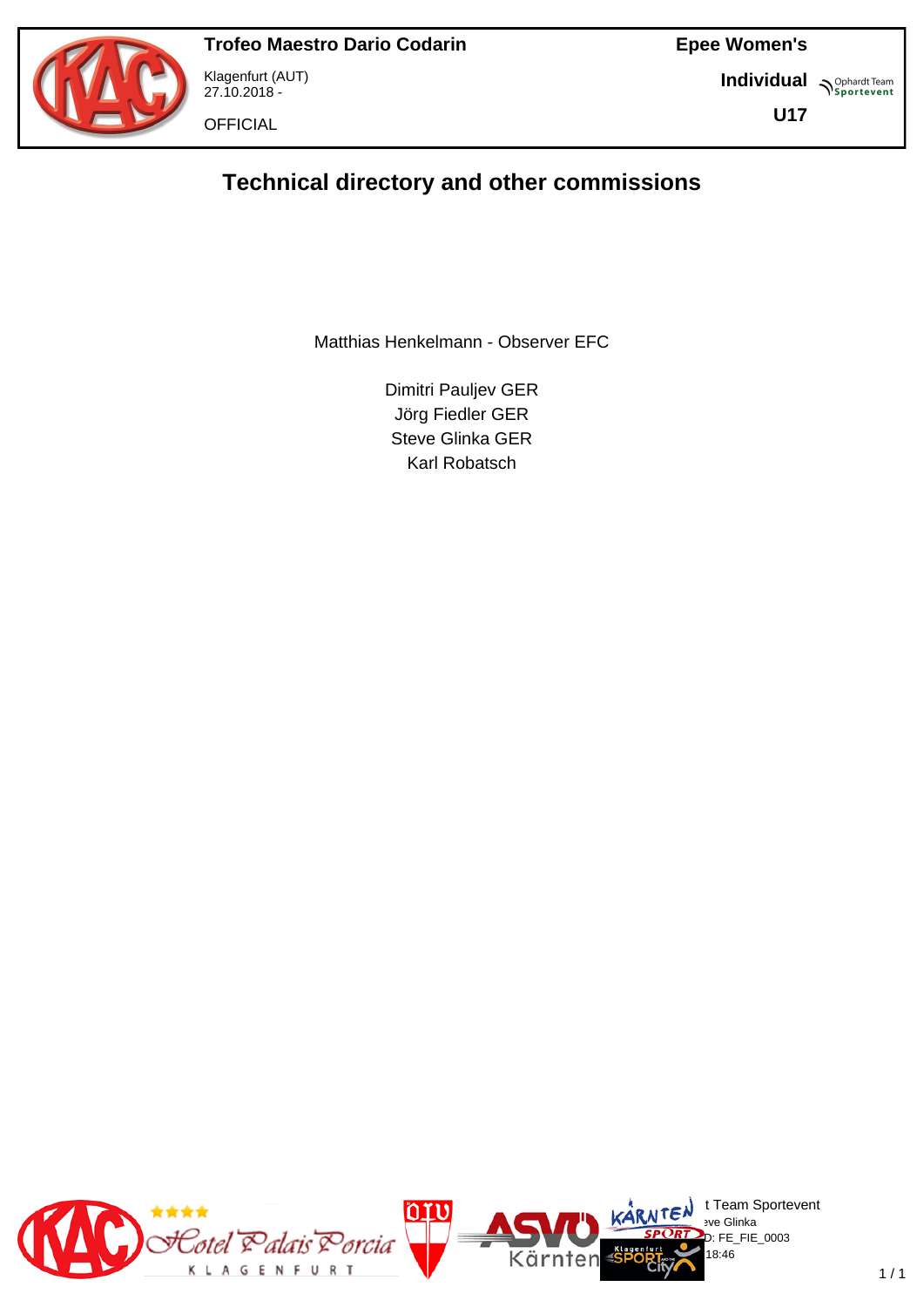# Technical directory and other commissions

Matthias Henkelmann - Observer EFC

Dimitri Pauljev GER

Jörg Fiedler GER

Steve Glinka GER

Karl Robatsch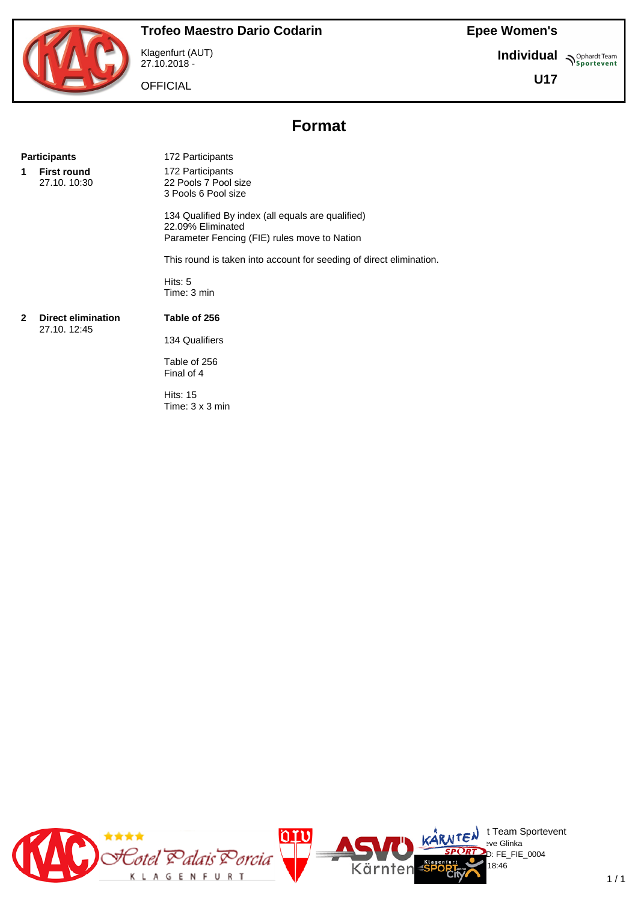# Trofeo Maestro Dario Codarin

Klagenfurt (AUT)
27.10.2018 -

OFFICIAL

**Epee Women's**

**Individual**

**U17**

## Format

**Participants** — 172 Participants

**1 First round**
27.10. 10:30

172 Participants
22 Pools 7 Pool size
3 Pools 6 Pool size

134 Qualified By index (all equals are qualified)
22.09% Eliminated
Parameter Fencing (FIE) rules move to Nation

This round is taken into account for seeding of direct elimination.

Hits: 5
Time: 3 min

**2 Direct elimination**
27.10. 12:45

**Table of 256**

134 Qualifiers

Table of 256
Final of 4

Hits: 15
Time: 3 x 3 min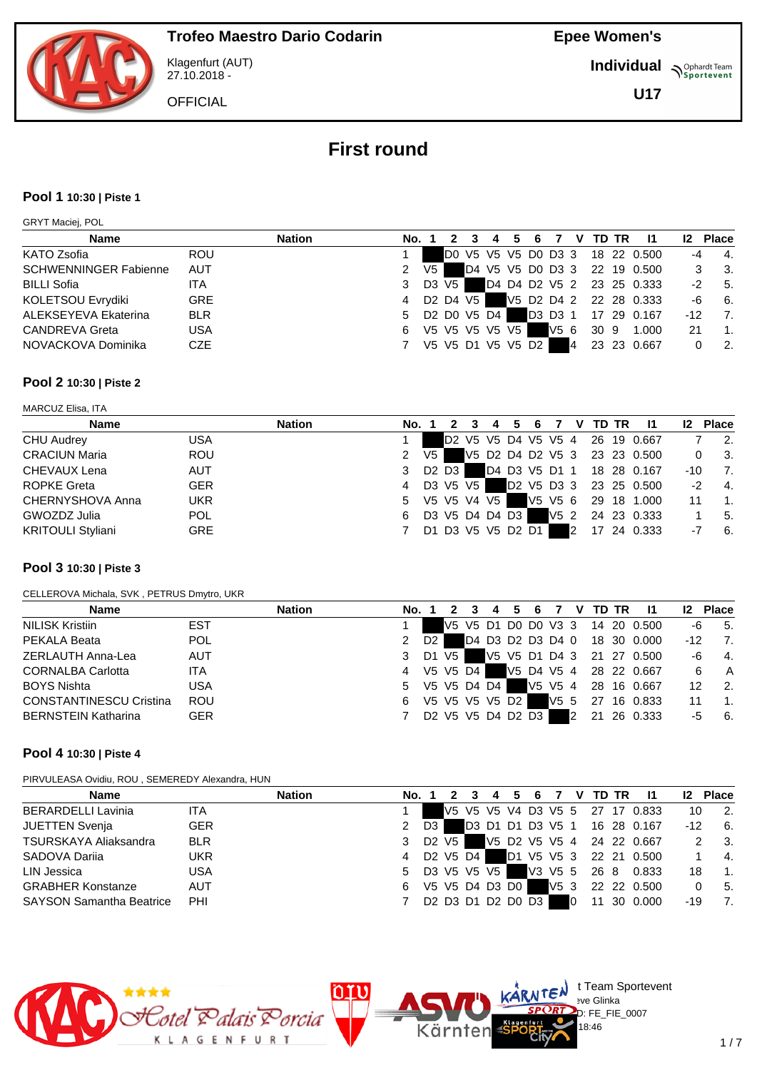# Trofeo Maestro Dario Codarin

Klagenfurt (AUT)
27.10.2018 -

OFFICIAL

**Epee Women's**

**Individual**

**U17**

## First round

### Pool 1 10:30 | Piste 1

GRYT Maciej, POL

| Name | Nation | No. | 1 | 2 | 3 | 4 | 5 | 6 | 7 | V | TD | TR | I1 | I2 | Place |
|---|---|---|---|---|---|---|---|---|---|---|---|---|---|---|---|
| KATO Zsofia | ROU | 1 | | D0 | V5 | V5 | V5 | D0 | D3 | 3 | 18 | 22 | 0.500 | -4 | 4. |
| SCHWENNINGER Fabienne | AUT | 2 | V5 | | D4 | V5 | V5 | D0 | D3 | 3 | 22 | 19 | 0.500 | 3 | 3. |
| BILLI Sofia | ITA | 3 | D3 | V5 | | D4 | D4 | D2 | V5 | 2 | 23 | 25 | 0.333 | -2 | 5. |
| KOLETSOU Evrydiki | GRE | 4 | D2 | D4 | V5 | | V5 | D2 | D4 | 2 | 22 | 28 | 0.333 | -6 | 6. |
| ALEKSEYEVA Ekaterina | BLR | 5 | D2 | D0 | V5 | D4 | | D3 | D3 | 1 | 17 | 29 | 0.167 | -12 | 7. |
| CANDREVA Greta | USA | 6 | V5 | V5 | V5 | V5 | V5 | | V5 | 6 | 30 | 9 | 1.000 | 21 | 1. |
| NOVACKOVA Dominika | CZE | 7 | V5 | V5 | D1 | V5 | V5 | D2 | | 4 | 23 | 23 | 0.667 | 0 | 2. |

### Pool 2 10:30 | Piste 2

MARCUZ Elisa, ITA

| Name | Nation | No. | 1 | 2 | 3 | 4 | 5 | 6 | 7 | V | TD | TR | I1 | I2 | Place |
|---|---|---|---|---|---|---|---|---|---|---|---|---|---|---|---|
| CHU Audrey | USA | 1 | | D2 | V5 | V5 | D4 | V5 | V5 | 4 | 26 | 19 | 0.667 | 7 | 2. |
| CRACIUN Maria | ROU | 2 | V5 | | V5 | D2 | D4 | D2 | V5 | 3 | 23 | 23 | 0.500 | 0 | 3. |
| CHEVAUX Lena | AUT | 3 | D2 | D3 | | D4 | D3 | V5 | D1 | 1 | 18 | 28 | 0.167 | -10 | 7. |
| ROPKE Greta | GER | 4 | D3 | V5 | V5 | | D2 | V5 | D3 | 3 | 23 | 25 | 0.500 | -2 | 4. |
| CHERNYSHOVA Anna | UKR | 5 | V5 | V5 | V4 | V5 | | V5 | V5 | 6 | 29 | 18 | 1.000 | 11 | 1. |
| GWOZDZ Julia | POL | 6 | D3 | V5 | D4 | D4 | D3 | | V5 | 2 | 24 | 23 | 0.333 | 1 | 5. |
| KRITOULI Styliani | GRE | 7 | D1 | D3 | V5 | V5 | D2 | D1 | | 2 | 17 | 24 | 0.333 | -7 | 6. |

### Pool 3 10:30 | Piste 3

CELLEROVA Michala, SVK , PETRUS Dmytro, UKR

| Name | Nation | No. | 1 | 2 | 3 | 4 | 5 | 6 | 7 | V | TD | TR | I1 | I2 | Place |
|---|---|---|---|---|---|---|---|---|---|---|---|---|---|---|---|
| NILISK Kristiin | EST | 1 | | V5 | V5 | D1 | D0 | D0 | V3 | 3 | 14 | 20 | 0.500 | -6 | 5. |
| PEKALA Beata | POL | 2 | D2 | | D4 | D3 | D2 | D3 | D4 | 0 | 18 | 30 | 0.000 | -12 | 7. |
| ZERLAUTH Anna-Lea | AUT | 3 | D1 | V5 | | V5 | V5 | D1 | D4 | 3 | 21 | 27 | 0.500 | -6 | 4. |
| CORNALBA Carlotta | ITA | 4 | V5 | V5 | D4 | | V5 | D4 | V5 | 4 | 28 | 22 | 0.667 | 6 | A |
| BOYS Nishta | USA | 5 | V5 | V5 | D4 | D4 | | V5 | V5 | 4 | 28 | 16 | 0.667 | 12 | 2. |
| CONSTANTINESCU Cristina | ROU | 6 | V5 | V5 | V5 | V5 | D2 | | V5 | 5 | 27 | 16 | 0.833 | 11 | 1. |
| BERNSTEIN Katharina | GER | 7 | D2 | V5 | V5 | D4 | D2 | D3 | | 2 | 21 | 26 | 0.333 | -5 | 6. |

### Pool 4 10:30 | Piste 4

PIRVULEASA Ovidiu, ROU , SEMEREDY Alexandra, HUN

| Name | Nation | No. | 1 | 2 | 3 | 4 | 5 | 6 | 7 | V | TD | TR | I1 | I2 | Place |
|---|---|---|---|---|---|---|---|---|---|---|---|---|---|---|---|
| BERARDELLI Lavinia | ITA | 1 | | V5 | V5 | V5 | V4 | D3 | V5 | 5 | 27 | 17 | 0.833 | 10 | 2. |
| JUETTEN Svenja | GER | 2 | D3 | | D3 | D1 | D1 | D3 | V5 | 1 | 16 | 28 | 0.167 | -12 | 6. |
| TSURSKAYA Aliaksandra | BLR | 3 | D2 | V5 | | V5 | D2 | V5 | V5 | 4 | 24 | 22 | 0.667 | 2 | 3. |
| SADOVA Dariia | UKR | 4 | D2 | V5 | D4 | | D1 | V5 | V5 | 3 | 22 | 21 | 0.500 | 1 | 4. |
| LIN Jessica | USA | 5 | D3 | V5 | V5 | V5 | | V3 | V5 | 5 | 26 | 8 | 0.833 | 18 | 1. |
| GRABHER Konstanze | AUT | 6 | V5 | V5 | D4 | D3 | D0 | | V5 | 3 | 22 | 22 | 0.500 | 0 | 5. |
| SAYSON Samantha Beatrice | PHI | 7 | D2 | D3 | D1 | D2 | D0 | D3 | | 0 | 11 | 30 | 0.000 | -19 | 7. |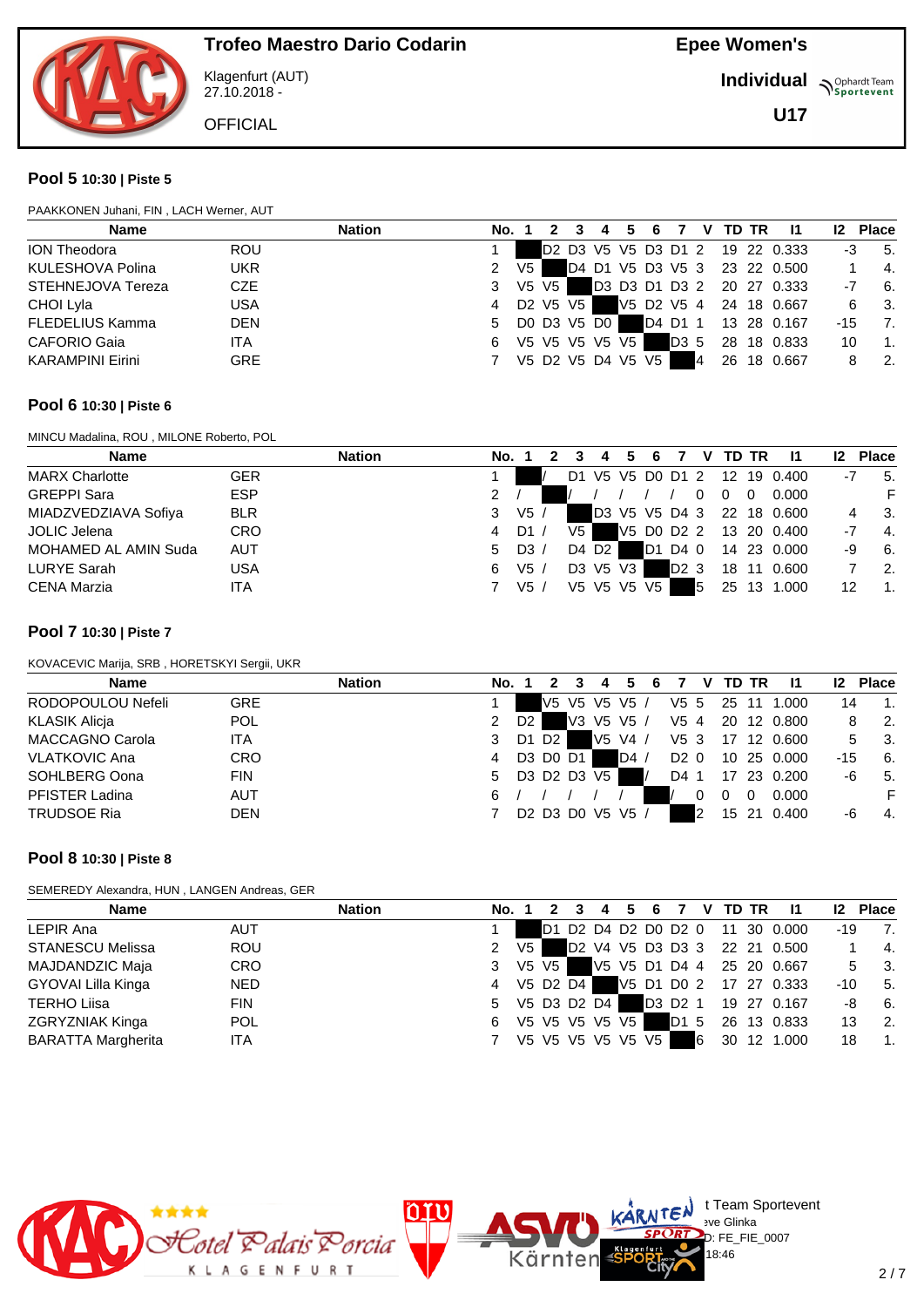# Trofeo Maestro Dario Codarin

Klagenfurt (AUT)
27.10.2018 -

OFFICIAL

**Epee Women's**

**Individual**

**U17**

## Pool 5 10:30 | Piste 5

PAAKKONEN Juhani, FIN , LACH Werner, AUT

| Name | Nation | No. | 1 | 2 | 3 | 4 | 5 | 6 | 7 | V | TD | TR | I1 | I2 | Place |
|---|---|---|---|---|---|---|---|---|---|---|---|---|---|---|---|
| ION Theodora | ROU | 1 | | D2 | D3 | V5 | V5 | D3 | D1 | 2 | 19 | 22 | 0.333 | -3 | 5. |
| KULESHOVA Polina | UKR | 2 | V5 | | D4 | D1 | V5 | D3 | V5 | 3 | 23 | 22 | 0.500 | 1 | 4. |
| STEHNEJOVA Tereza | CZE | 3 | V5 | V5 | | D3 | D3 | D1 | D3 | 2 | 20 | 27 | 0.333 | -7 | 6. |
| CHOI Lyla | USA | 4 | D2 | V5 | V5 | | V5 | D2 | V5 | 4 | 24 | 18 | 0.667 | 6 | 3. |
| FLEDELIUS Kamma | DEN | 5 | D0 | D3 | V5 | D0 | | D4 | D1 | 1 | 13 | 28 | 0.167 | -15 | 7. |
| CAFORIO Gaia | ITA | 6 | V5 | V5 | V5 | V5 | V5 | | D3 | 5 | 28 | 18 | 0.833 | 10 | 1. |
| KARAMPINI Eirini | GRE | 7 | V5 | D2 | V5 | D4 | V5 | V5 | | 4 | 26 | 18 | 0.667 | 8 | 2. |

## Pool 6 10:30 | Piste 6

MINCU Madalina, ROU , MILONE Roberto, POL

| Name | Nation | No. | 1 | 2 | 3 | 4 | 5 | 6 | 7 | V | TD | TR | I1 | I2 | Place |
|---|---|---|---|---|---|---|---|---|---|---|---|---|---|---|---|
| MARX Charlotte | GER | 1 | | / | D1 | V5 | V5 | D0 | D1 | 2 | 12 | 19 | 0.400 | -7 | 5. |
| GREPPI Sara | ESP | 2 | / | | / | / | / | / | / | 0 | 0 | 0 | 0.000 | | F |
| MIADZVEDZIAVA Sofiya | BLR | 3 | V5 | / | | D3 | V5 | V5 | D4 | 3 | 22 | 18 | 0.600 | 4 | 3. |
| JOLIC Jelena | CRO | 4 | D1 | / | V5 | | V5 | D0 | D2 | 2 | 13 | 20 | 0.400 | -7 | 4. |
| MOHAMED AL AMIN Suda | AUT | 5 | D3 | / | D4 | D2 | | D1 | D4 | 0 | 14 | 23 | 0.000 | -9 | 6. |
| LURYE Sarah | USA | 6 | V5 | / | D3 | V5 | V3 | | D2 | 3 | 18 | 11 | 0.600 | 7 | 2. |
| CENA Marzia | ITA | 7 | V5 | / | V5 | V5 | V5 | V5 | | 5 | 25 | 13 | 1.000 | 12 | 1. |

## Pool 7 10:30 | Piste 7

KOVACEVIC Marija, SRB , HORETSKYI Sergii, UKR

| Name | Nation | No. | 1 | 2 | 3 | 4 | 5 | 6 | 7 | V | TD | TR | I1 | I2 | Place |
|---|---|---|---|---|---|---|---|---|---|---|---|---|---|---|---|
| RODOPOULOU Nefeli | GRE | 1 | | V5 | V5 | V5 | V5 | / | V5 | 5 | 25 | 11 | 1.000 | 14 | 1. |
| KLASIK Alicja | POL | 2 | D2 | | V3 | V5 | V5 | / | V5 | 4 | 20 | 12 | 0.800 | 8 | 2. |
| MACCAGNO Carola | ITA | 3 | D1 | D2 | | V5 | V4 | / | V5 | 3 | 17 | 12 | 0.600 | 5 | 3. |
| VLATKOVIC Ana | CRO | 4 | D3 | D0 | D1 | | D4 | / | D2 | 0 | 10 | 25 | 0.000 | -15 | 6. |
| SOHLBERG Oona | FIN | 5 | D3 | D2 | D3 | V5 | | / | D4 | 1 | 17 | 23 | 0.200 | -6 | 5. |
| PFISTER Ladina | AUT | 6 | / | / | / | / | / | | / | 0 | 0 | 0 | 0.000 | | F |
| TRUDSOE Ria | DEN | 7 | D2 | D3 | D0 | V5 | V5 | / | | 2 | 15 | 21 | 0.400 | -6 | 4. |

## Pool 8 10:30 | Piste 8

SEMEREDY Alexandra, HUN , LANGEN Andreas, GER

| Name | Nation | No. | 1 | 2 | 3 | 4 | 5 | 6 | 7 | V | TD | TR | I1 | I2 | Place |
|---|---|---|---|---|---|---|---|---|---|---|---|---|---|---|---|
| LEPIR Ana | AUT | 1 | | D1 | D2 | D4 | D2 | D0 | D2 | 0 | 11 | 30 | 0.000 | -19 | 7. |
| STANESCU Melissa | ROU | 2 | V5 | | D2 | V4 | V5 | D3 | D3 | 3 | 22 | 21 | 0.500 | 1 | 4. |
| MAJDANDZIC Maja | CRO | 3 | V5 | V5 | | V5 | V5 | D1 | D4 | 4 | 25 | 20 | 0.667 | 5 | 3. |
| GYOVAI Lilla Kinga | NED | 4 | V5 | D2 | D4 | | V5 | D1 | D0 | 2 | 17 | 27 | 0.333 | -10 | 5. |
| TERHO Liisa | FIN | 5 | V5 | D3 | D2 | D4 | | D3 | D2 | 1 | 19 | 27 | 0.167 | -8 | 6. |
| ZGRYZNIAK Kinga | POL | 6 | V5 | V5 | V5 | V5 | V5 | | D1 | 5 | 26 | 13 | 0.833 | 13 | 2. |
| BARATTA Margherita | ITA | 7 | V5 | V5 | V5 | V5 | V5 | V5 | | 6 | 30 | 12 | 1.000 | 18 | 1. |

t Team Sportevent
eve Glinka
D: FE_FIE_0007
18:46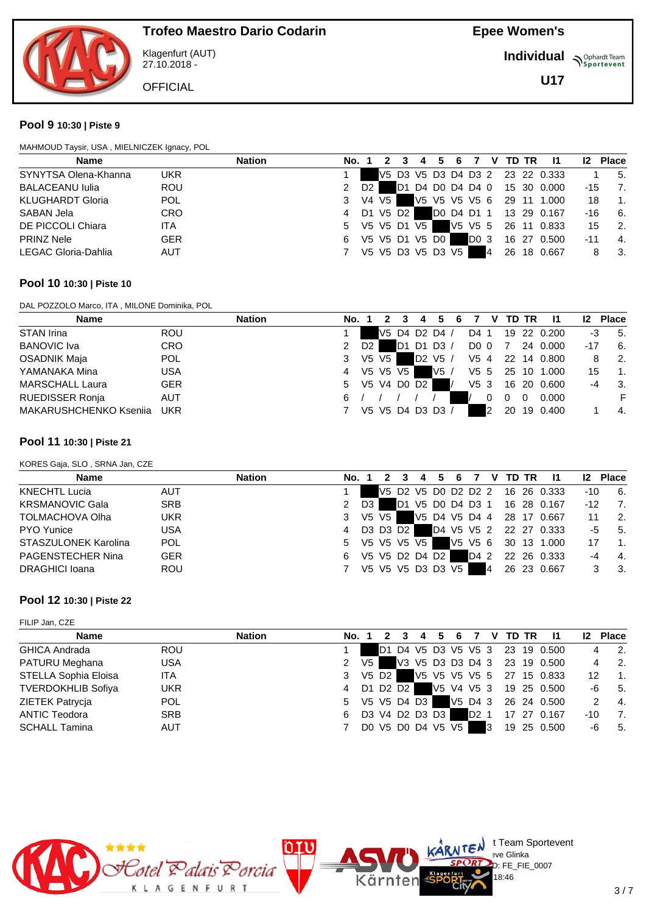# Trofeo Maestro Dario Codarin

Klagenfurt (AUT)
27.10.2018 -

OFFICIAL

**Epee Women's**

**Individual**

**U17**

## Pool 9 10:30 | Piste 9

MAHMOUD Taysir, USA , MIELNICZEK Ignacy, POL

| Name | Nation | No. | 1 | 2 | 3 | 4 | 5 | 6 | 7 | V | TD | TR | I1 | I2 | Place |
|---|---|---|---|---|---|---|---|---|---|---|---|---|---|---|---|
| SYNYTSA Olena-Khanna | UKR | 1 | | V5 | D3 | V5 | D3 | D4 | D3 | 2 | 23 | 22 | 0.333 | 1 | 5. |
| BALACEANU Iulia | ROU | 2 | D2 | | D1 | D4 | D0 | D4 | D4 | 0 | 15 | 30 | 0.000 | -15 | 7. |
| KLUGHARDT Gloria | POL | 3 | V4 | V5 | | V5 | V5 | V5 | V5 | 6 | 29 | 11 | 1.000 | 18 | 1. |
| SABAN Jela | CRO | 4 | D1 | V5 | D2 | | D0 | D4 | D1 | 1 | 13 | 29 | 0.167 | -16 | 6. |
| DE PICCOLI Chiara | ITA | 5 | V5 | V5 | D1 | V5 | | V5 | V5 | 5 | 26 | 11 | 0.833 | 15 | 2. |
| PRINZ Nele | GER | 6 | V5 | V5 | D1 | V5 | D0 | | D0 | 3 | 16 | 27 | 0.500 | -11 | 4. |
| LEGAC Gloria-Dahlia | AUT | 7 | V5 | V5 | D3 | V5 | D3 | V5 | | 4 | 26 | 18 | 0.667 | 8 | 3. |

## Pool 10 10:30 | Piste 10

DAL POZZOLO Marco, ITA , MILONE Dominika, POL

| Name | Nation | No. | 1 | 2 | 3 | 4 | 5 | 6 | 7 | V | TD | TR | I1 | I2 | Place |
|---|---|---|---|---|---|---|---|---|---|---|---|---|---|---|---|
| STAN Irina | ROU | 1 | | V5 | D4 | D2 | D4 | / | D4 | 1 | 19 | 22 | 0.200 | -3 | 5. |
| BANOVIC Iva | CRO | 2 | D2 | | D1 | D1 | D3 | / | D0 | 0 | 7 | 24 | 0.000 | -17 | 6. |
| OSADNIK Maja | POL | 3 | V5 | V5 | | D2 | V5 | / | V5 | 4 | 22 | 14 | 0.800 | 8 | 2. |
| YAMANAKA Mina | USA | 4 | V5 | V5 | V5 | | V5 | / | V5 | 5 | 25 | 10 | 1.000 | 15 | 1. |
| MARSCHALL Laura | GER | 5 | V5 | V4 | D0 | D2 | | / | V5 | 3 | 16 | 20 | 0.600 | -4 | 3. |
| RUEDISSER Ronja | AUT | 6 | / | / | / | / | / | | / | 0 | 0 | 0 | 0.000 | | F |
| MAKARUSHCHENKO Kseniia | UKR | 7 | V5 | V5 | D4 | D3 | D3 | / | | 2 | 20 | 19 | 0.400 | 1 | 4. |

## Pool 11 10:30 | Piste 21

KORES Gaja, SLO , SRNA Jan, CZE

| Name | Nation | No. | 1 | 2 | 3 | 4 | 5 | 6 | 7 | V | TD | TR | I1 | I2 | Place |
|---|---|---|---|---|---|---|---|---|---|---|---|---|---|---|---|
| KNECHTL Lucia | AUT | 1 | | V5 | D2 | V5 | D0 | D2 | D2 | 2 | 16 | 26 | 0.333 | -10 | 6. |
| KRSMANOVIC Gala | SRB | 2 | D3 | | D1 | V5 | D0 | D4 | D3 | 1 | 16 | 28 | 0.167 | -12 | 7. |
| TOLMACHOVA Olha | UKR | 3 | V5 | V5 | | V5 | D4 | V5 | D4 | 4 | 28 | 17 | 0.667 | 11 | 2. |
| PYO Yunice | USA | 4 | D3 | D3 | D2 | | D4 | V5 | V5 | 2 | 22 | 27 | 0.333 | -5 | 5. |
| STASZULONEK Karolina | POL | 5 | V5 | V5 | V5 | V5 | | V5 | V5 | 6 | 30 | 13 | 1.000 | 17 | 1. |
| PAGENSTECHER Nina | GER | 6 | V5 | V5 | D2 | D4 | D2 | | D4 | 2 | 22 | 26 | 0.333 | -4 | 4. |
| DRAGHICI Ioana | ROU | 7 | V5 | V5 | V5 | D3 | D3 | V5 | | 4 | 26 | 23 | 0.667 | 3 | 3. |

## Pool 12 10:30 | Piste 22

FILIP Jan, CZE

| Name | Nation | No. | 1 | 2 | 3 | 4 | 5 | 6 | 7 | V | TD | TR | I1 | I2 | Place |
|---|---|---|---|---|---|---|---|---|---|---|---|---|---|---|---|
| GHICA Andrada | ROU | 1 | | D1 | D4 | V5 | D3 | V5 | V5 | 3 | 23 | 19 | 0.500 | 4 | 2. |
| PATURU Meghana | USA | 2 | V5 | | V3 | V5 | D3 | D3 | D4 | 3 | 23 | 19 | 0.500 | 4 | 2. |
| STELLA Sophia Eloisa | ITA | 3 | V5 | D2 | | V5 | V5 | V5 | V5 | 5 | 27 | 15 | 0.833 | 12 | 1. |
| TVERDOKHLIB Sofiya | UKR | 4 | D1 | D2 | D2 | | V5 | V4 | V5 | 3 | 19 | 25 | 0.500 | -6 | 5. |
| ZIETEK Patrycja | POL | 5 | V5 | V5 | D4 | D3 | | V5 | D4 | 3 | 26 | 24 | 0.500 | 2 | 4. |
| ANTIC Teodora | SRB | 6 | D3 | V4 | D2 | D3 | D3 | | D2 | 1 | 17 | 27 | 0.167 | -10 | 7. |
| SCHALL Tamina | AUT | 7 | D0 | V5 | D0 | D4 | V5 | V5 | | 3 | 19 | 25 | 0.500 | -6 | 5. |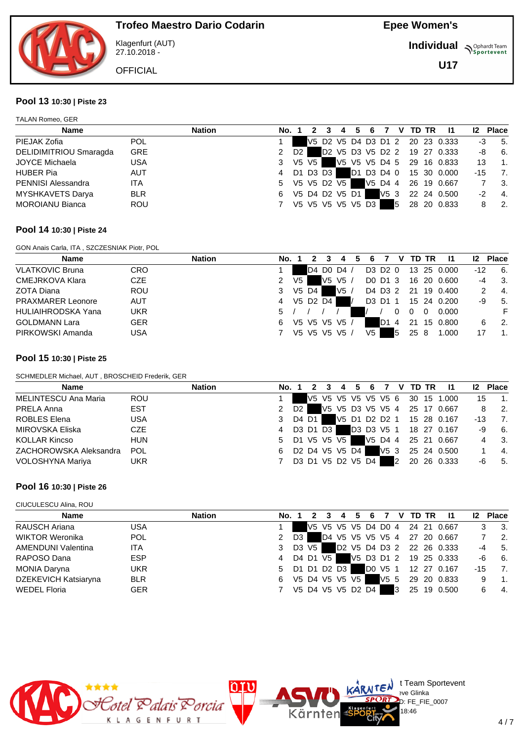# Trofeo Maestro Dario Codarin

Klagenfurt (AUT)
27.10.2018 -

OFFICIAL

**Epee Women's**

**Individual**

**U17**

## Pool 13 10:30 | Piste 23

TALAN Romeo, GER

| Name | Nation | No. | 1 | 2 | 3 | 4 | 5 | 6 | 7 | V | TD | TR | I1 | I2 | Place |
|---|---|---|---|---|---|---|---|---|---|---|---|---|---|---|---|
| PIEJAK Zofia | POL | 1 | | V5 | D2 | V5 | D4 | D3 | D1 | 2 | 20 | 23 | 0.333 | -3 | 5. |
| DELIDIMITRIOU Smaragda | GRE | 2 | D2 | | D2 | V5 | D3 | V5 | D2 | 2 | 19 | 27 | 0.333 | -8 | 6. |
| JOYCE Michaela | USA | 3 | V5 | V5 | | V5 | V5 | V5 | D4 | 5 | 29 | 16 | 0.833 | 13 | 1. |
| HUBER Pia | AUT | 4 | D1 | D3 | D3 | | D1 | D3 | D4 | 0 | 15 | 30 | 0.000 | -15 | 7. |
| PENNISI Alessandra | ITA | 5 | V5 | V5 | D2 | V5 | | V5 | D4 | 4 | 26 | 19 | 0.667 | 7 | 3. |
| MYSHKAVETS Darya | BLR | 6 | V5 | D4 | D2 | V5 | D1 | | V5 | 3 | 22 | 24 | 0.500 | -2 | 4. |
| MOROIANU Bianca | ROU | 7 | V5 | V5 | V5 | V5 | V5 | D3 | | 5 | 28 | 20 | 0.833 | 8 | 2. |

## Pool 14 10:30 | Piste 24

GON Anais Carla, ITA , SZCZESNIAK Piotr, POL

| Name | Nation | No. | 1 | 2 | 3 | 4 | 5 | 6 | 7 | V | TD | TR | I1 | I2 | Place |
|---|---|---|---|---|---|---|---|---|---|---|---|---|---|---|---|
| VLATKOVIC Bruna | CRO | 1 | | D4 | D0 | D4 | / | D3 | D2 | 0 | 13 | 25 | 0.000 | -12 | 6. |
| CMEJRKOVA Klara | CZE | 2 | V5 | | V5 | V5 | / | D0 | D1 | 3 | 16 | 20 | 0.600 | -4 | 3. |
| ZOTA Diana | ROU | 3 | V5 | D4 | | V5 | / | D4 | D3 | 2 | 21 | 19 | 0.400 | 2 | 4. |
| PRAXMARER Leonore | AUT | 4 | V5 | D2 | D4 | | / | D3 | D1 | 1 | 15 | 24 | 0.200 | -9 | 5. |
| HULIAIHRODSKA Yana | UKR | 5 | / | / | / | / | | / | / | 0 | 0 | 0 | 0.000 | | F |
| GOLDMANN Lara | GER | 6 | V5 | V5 | V5 | V5 | / | | D1 | 4 | 21 | 15 | 0.800 | 6 | 2. |
| PIRKOWSKI Amanda | USA | 7 | V5 | V5 | V5 | V5 | / | V5 | | 5 | 25 | 8 | 1.000 | 17 | 1. |

## Pool 15 10:30 | Piste 25

SCHMEDLER Michael, AUT , BROSCHEID Frederik, GER

| Name | Nation | No. | 1 | 2 | 3 | 4 | 5 | 6 | 7 | V | TD | TR | I1 | I2 | Place |
|---|---|---|---|---|---|---|---|---|---|---|---|---|---|---|---|
| MELINTESCU Ana Maria | ROU | 1 | | V5 | V5 | V5 | V5 | V5 | V5 | 6 | 30 | 15 | 1.000 | 15 | 1. |
| PRELA Anna | EST | 2 | D2 | | V5 | V5 | D3 | V5 | V5 | 4 | 25 | 17 | 0.667 | 8 | 2. |
| ROBLES Elena | USA | 3 | D4 | D1 | | V5 | D1 | D2 | D2 | 1 | 15 | 28 | 0.167 | -13 | 7. |
| MIROVSKA Eliska | CZE | 4 | D3 | D1 | D3 | | D3 | D3 | V5 | 1 | 18 | 27 | 0.167 | -9 | 6. |
| KOLLAR Kincso | HUN | 5 | D1 | V5 | V5 | V5 | | V5 | D4 | 4 | 25 | 21 | 0.667 | 4 | 3. |
| ZACHOROWSKA Aleksandra | POL | 6 | D2 | D4 | V5 | V5 | D4 | | V5 | 3 | 25 | 24 | 0.500 | 1 | 4. |
| VOLOSHYNA Mariya | UKR | 7 | D3 | D1 | V5 | D2 | V5 | D4 | | 2 | 20 | 26 | 0.333 | -6 | 5. |

## Pool 16 10:30 | Piste 26

CIUCULESCU Alina, ROU

| Name | Nation | No. | 1 | 2 | 3 | 4 | 5 | 6 | 7 | V | TD | TR | I1 | I2 | Place |
|---|---|---|---|---|---|---|---|---|---|---|---|---|---|---|---|
| RAUSCH Ariana | USA | 1 | | V5 | V5 | V5 | V5 | D4 | D0 | 4 | 24 | 21 | 0.667 | 3 | 3. |
| WIKTOR Weronika | POL | 2 | D3 | | D4 | V5 | V5 | V5 | V5 | 4 | 27 | 20 | 0.667 | 7 | 2. |
| AMENDUNI Valentina | ITA | 3 | D3 | V5 | | D2 | V5 | D4 | D3 | 2 | 22 | 26 | 0.333 | -4 | 5. |
| RAPOSO Dana | ESP | 4 | D4 | D1 | V5 | | V5 | D3 | D1 | 2 | 19 | 25 | 0.333 | -6 | 6. |
| MONIA Daryna | UKR | 5 | D1 | D1 | D2 | D3 | | D0 | V5 | 1 | 12 | 27 | 0.167 | -15 | 7. |
| DZEKEVICH Katsiaryna | BLR | 6 | V5 | D4 | V5 | V5 | V5 | | V5 | 5 | 29 | 20 | 0.833 | 9 | 1. |
| WEDEL Floria | GER | 7 | V5 | D4 | V5 | V5 | D2 | D4 | | 3 | 25 | 19 | 0.500 | 6 | 4. |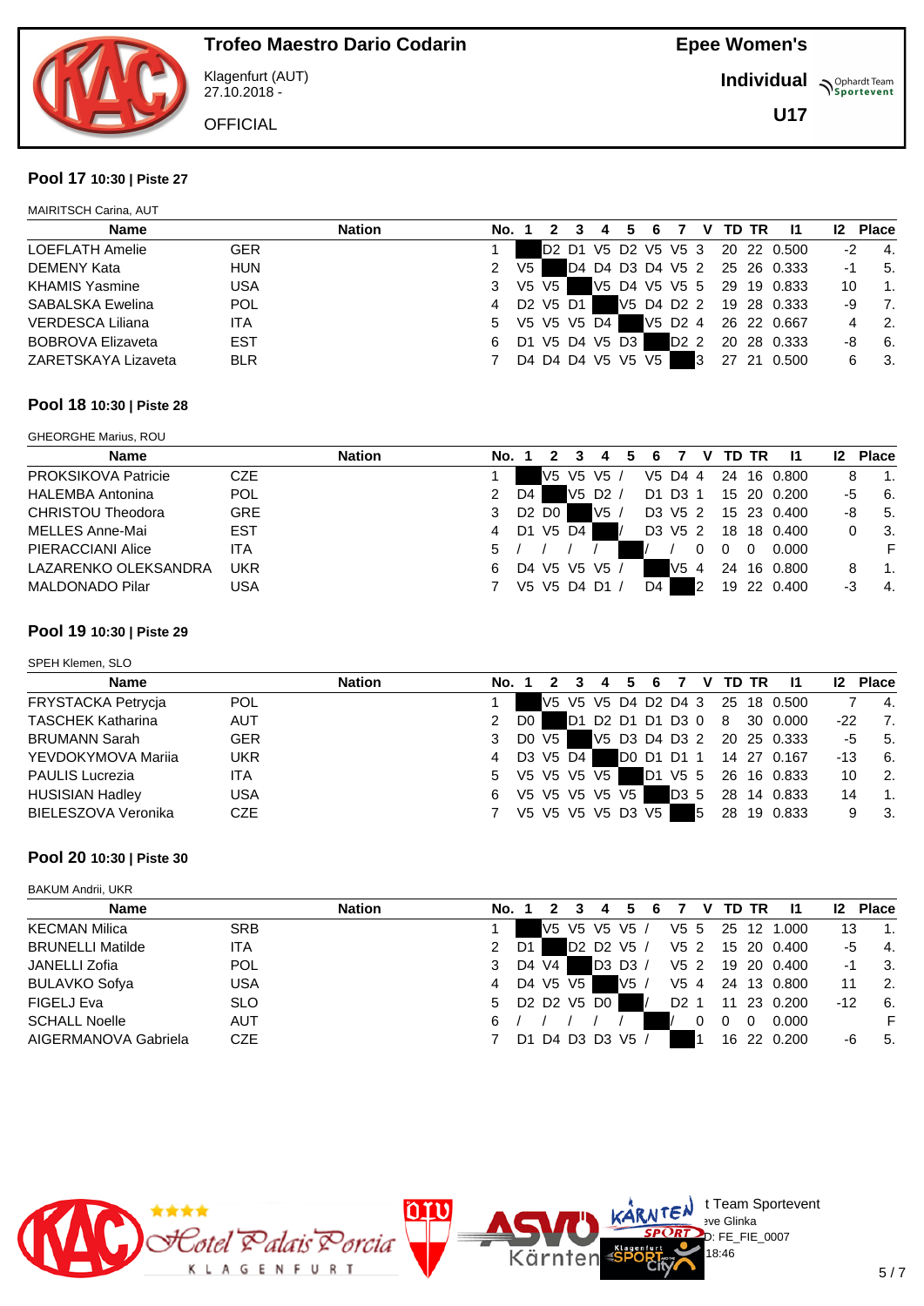# Trofeo Maestro Dario Codarin

Klagenfurt (AUT)
27.10.2018 -

OFFICIAL

**Epee Women's**

**Individual**

**U17**

## Pool 17 10:30 | Piste 27

MAIRITSCH Carina, AUT

| Name | Nation | No. | 1 | 2 | 3 | 4 | 5 | 6 | 7 | V | TD | TR | I1 | I2 | Place |
|---|---|---|---|---|---|---|---|---|---|---|---|---|---|---|---|
| LOEFLATH Amelie | GER | 1 | | D2 | D1 | V5 | D2 | V5 | V5 | 3 | 20 | 22 | 0.500 | -2 | 4. |
| DEMENY Kata | HUN | 2 | V5 | | D4 | D4 | D3 | D4 | V5 | 2 | 25 | 26 | 0.333 | -1 | 5. |
| KHAMIS Yasmine | USA | 3 | V5 | V5 | | V5 | D4 | V5 | V5 | 5 | 29 | 19 | 0.833 | 10 | 1. |
| SABALSKA Ewelina | POL | 4 | D2 | V5 | D1 | | V5 | D4 | D2 | 2 | 19 | 28 | 0.333 | -9 | 7. |
| VERDESCA Liliana | ITA | 5 | V5 | V5 | V5 | D4 | | V5 | D2 | 4 | 26 | 22 | 0.667 | 4 | 2. |
| BOBROVA Elizaveta | EST | 6 | D1 | V5 | D4 | V5 | D3 | | D2 | 2 | 20 | 28 | 0.333 | -8 | 6. |
| ZARETSKAYA Lizaveta | BLR | 7 | D4 | D4 | D4 | V5 | V5 | V5 | | 3 | 27 | 21 | 0.500 | 6 | 3. |

## Pool 18 10:30 | Piste 28

GHEORGHE Marius, ROU

| Name | Nation | No. | 1 | 2 | 3 | 4 | 5 | 6 | 7 | V | TD | TR | I1 | I2 | Place |
|---|---|---|---|---|---|---|---|---|---|---|---|---|---|---|---|
| PROKSIKOVA Patricie | CZE | 1 | | V5 | V5 | V5 | / | V5 | D4 | 4 | 24 | 16 | 0.800 | 8 | 1. |
| HALEMBA Antonina | POL | 2 | D4 | | V5 | D2 | / | D1 | D3 | 1 | 15 | 20 | 0.200 | -5 | 6. |
| CHRISTOU Theodora | GRE | 3 | D2 | D0 | | V5 | / | D3 | V5 | 2 | 15 | 23 | 0.400 | -8 | 5. |
| MELLES Anne-Mai | EST | 4 | D1 | V5 | D4 | | / | D3 | V5 | 2 | 18 | 18 | 0.400 | 0 | 3. |
| PIERACCIANI Alice | ITA | 5 | / | / | / | / | | / | / | 0 | 0 | 0 | 0.000 | | F |
| LAZARENKO OLEKSANDRA | UKR | 6 | D4 | V5 | V5 | V5 | / | | V5 | 4 | 24 | 16 | 0.800 | 8 | 1. |
| MALDONADO Pilar | USA | 7 | V5 | V5 | D4 | D1 | / | D4 | | 2 | 19 | 22 | 0.400 | -3 | 4. |

## Pool 19 10:30 | Piste 29

SPEH Klemen, SLO

| Name | Nation | No. | 1 | 2 | 3 | 4 | 5 | 6 | 7 | V | TD | TR | I1 | I2 | Place |
|---|---|---|---|---|---|---|---|---|---|---|---|---|---|---|---|
| FRYSTACKA Petrycja | POL | 1 | | V5 | V5 | V5 | D4 | D2 | D4 | 3 | 25 | 18 | 0.500 | 7 | 4. |
| TASCHEK Katharina | AUT | 2 | D0 | | D1 | D2 | D1 | D1 | D3 | 0 | 8 | 30 | 0.000 | -22 | 7. |
| BRUMANN Sarah | GER | 3 | D0 | V5 | | V5 | D3 | D4 | D3 | 2 | 20 | 25 | 0.333 | -5 | 5. |
| YEVDOKYMOVA Mariia | UKR | 4 | D3 | V5 | D4 | | D0 | D1 | D1 | 1 | 14 | 27 | 0.167 | -13 | 6. |
| PAULIS Lucrezia | ITA | 5 | V5 | V5 | V5 | V5 | | D1 | V5 | 5 | 26 | 16 | 0.833 | 10 | 2. |
| HUSISIAN Hadley | USA | 6 | V5 | V5 | V5 | V5 | V5 | | D3 | 5 | 28 | 14 | 0.833 | 14 | 1. |
| BIELESZOVA Veronika | CZE | 7 | V5 | V5 | V5 | V5 | D3 | V5 | | 5 | 28 | 19 | 0.833 | 9 | 3. |

## Pool 20 10:30 | Piste 30

BAKUM Andrii, UKR

| Name | Nation | No. | 1 | 2 | 3 | 4 | 5 | 6 | 7 | V | TD | TR | I1 | I2 | Place |
|---|---|---|---|---|---|---|---|---|---|---|---|---|---|---|---|
| KECMAN Milica | SRB | 1 | | V5 | V5 | V5 | V5 | / | V5 | 5 | 25 | 12 | 1.000 | 13 | 1. |
| BRUNELLI Matilde | ITA | 2 | D1 | | D2 | D2 | V5 | / | V5 | 2 | 15 | 20 | 0.400 | -5 | 4. |
| JANELLI Zofia | POL | 3 | D4 | V4 | | D3 | D3 | / | V5 | 2 | 19 | 20 | 0.400 | -1 | 3. |
| BULAVKO Sofya | USA | 4 | D4 | V5 | V5 | | V5 | / | V5 | 4 | 24 | 13 | 0.800 | 11 | 2. |
| FIGELJ Eva | SLO | 5 | D2 | D2 | V5 | D0 | | / | D2 | 1 | 11 | 23 | 0.200 | -12 | 6. |
| SCHALL Noelle | AUT | 6 | / | / | / | / | / | | / | 0 | 0 | 0 | 0.000 | | F |
| AIGERMANOVA Gabriela | CZE | 7 | D1 | D4 | D3 | D3 | V5 | / | | 1 | 16 | 22 | 0.200 | -6 | 5. |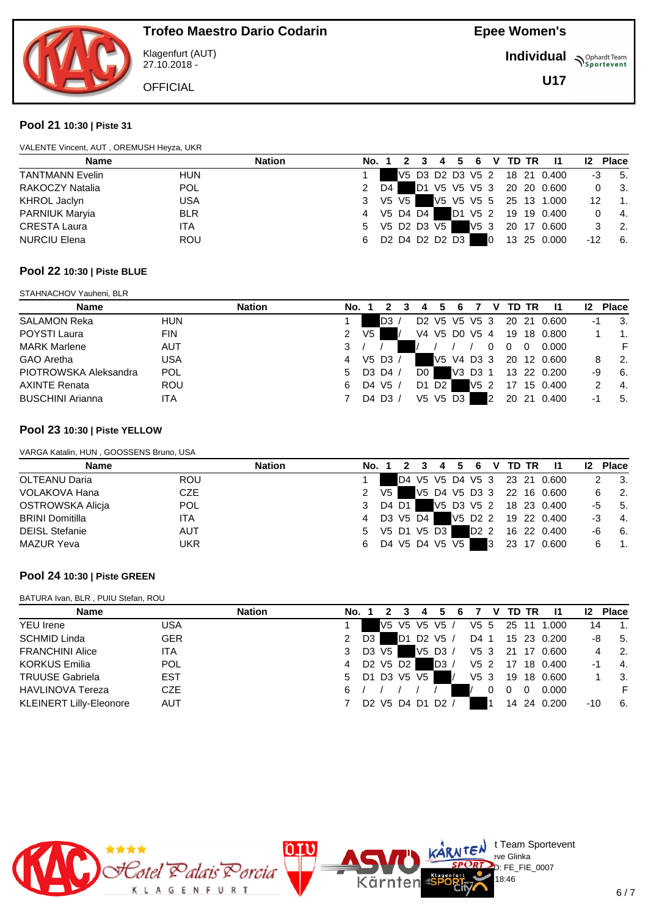# Trofeo Maestro Dario Codarin

Klagenfurt (AUT)
27.10.2018 -

OFFICIAL

**Epee Women's**

**Individual**

**U17**

## Pool 21 10:30 | Piste 31

VALENTE Vincent, AUT , OREMUSH Heyza, UKR

| Name | Nation | No. | 1 | 2 | 3 | 4 | 5 | 6 | V | TD | TR | I1 | I2 | Place |
|---|---|---|---|---|---|---|---|---|---|---|---|---|---|---|
| TANTMANN Evelin | HUN | 1 | | V5 | D3 | D2 | D3 | V5 | 2 | 18 | 21 | 0.400 | -3 | 5. |
| RAKOCZY Natalia | POL | 2 | D4 | | D1 | V5 | V5 | V5 | 3 | 20 | 20 | 0.600 | 0 | 3. |
| KHROL Jaclyn | USA | 3 | V5 | V5 | | V5 | V5 | V5 | 5 | 25 | 13 | 1.000 | 12 | 1. |
| PARNIUK Maryia | BLR | 4 | V5 | D4 | D4 | | D1 | V5 | 2 | 19 | 19 | 0.400 | 0 | 4. |
| CRESTA Laura | ITA | 5 | V5 | D2 | D3 | V5 | | V5 | 3 | 20 | 17 | 0.600 | 3 | 2. |
| NURCIU Elena | ROU | 6 | D2 | D4 | D2 | D2 | D3 | | 0 | 13 | 25 | 0.000 | -12 | 6. |

## Pool 22 10:30 | Piste BLUE

STAHNACHOV Yauheni, BLR

| Name | Nation | No. | 1 | 2 | 3 | 4 | 5 | 6 | 7 | V | TD | TR | I1 | I2 | Place |
|---|---|---|---|---|---|---|---|---|---|---|---|---|---|---|---|
| SALAMON Reka | HUN | 1 | | D3 | / | D2 | V5 | V5 | V5 | 3 | 20 | 21 | 0.600 | -1 | 3. |
| POYSTI Laura | FIN | 2 | V5 | | / | V4 | V5 | D0 | V5 | 4 | 19 | 18 | 0.800 | 1 | 1. |
| MARK Marlene | AUT | 3 | / | / | | / | / | / | / | 0 | 0 | 0 | 0.000 | | F |
| GAO Aretha | USA | 4 | V5 | D3 | / | | V5 | V4 | D3 | 3 | 20 | 12 | 0.600 | 8 | 2. |
| PIOTROWSKA Aleksandra | POL | 5 | D3 | D4 | / | D0 | | V3 | D3 | 1 | 13 | 22 | 0.200 | -9 | 6. |
| AXINTE Renata | ROU | 6 | D4 | V5 | / | D1 | D2 | | V5 | 2 | 17 | 15 | 0.400 | 2 | 4. |
| BUSCHINI Arianna | ITA | 7 | D4 | D3 | / | V5 | V5 | D3 | | 2 | 20 | 21 | 0.400 | -1 | 5. |

## Pool 23 10:30 | Piste YELLOW

VARGA Katalin, HUN , GOOSSENS Bruno, USA

| Name | Nation | No. | 1 | 2 | 3 | 4 | 5 | 6 | V | TD | TR | I1 | I2 | Place |
|---|---|---|---|---|---|---|---|---|---|---|---|---|---|---|
| OLTEANU Daria | ROU | 1 | | D4 | V5 | V5 | D4 | V5 | 3 | 23 | 21 | 0.600 | 2 | 3. |
| VOLAKOVA Hana | CZE | 2 | V5 | | V5 | D4 | V5 | D3 | 3 | 22 | 16 | 0.600 | 6 | 2. |
| OSTROWSKA Alicja | POL | 3 | D4 | D1 | | V5 | D3 | V5 | 2 | 18 | 23 | 0.400 | -5 | 5. |
| BRINI Domitilla | ITA | 4 | D3 | V5 | D4 | | V5 | D2 | 2 | 19 | 22 | 0.400 | -3 | 4. |
| DEISL Stefanie | AUT | 5 | V5 | D1 | V5 | D3 | | D2 | 2 | 16 | 22 | 0.400 | -6 | 6. |
| MAZUR Yeva | UKR | 6 | D4 | V5 | D4 | V5 | V5 | | 3 | 23 | 17 | 0.600 | 6 | 1. |

## Pool 24 10:30 | Piste GREEN

BATURA Ivan, BLR , PUIU Stefan, ROU

| Name | Nation | No. | 1 | 2 | 3 | 4 | 5 | 6 | 7 | V | TD | TR | I1 | I2 | Place |
|---|---|---|---|---|---|---|---|---|---|---|---|---|---|---|---|
| YEU Irene | USA | 1 | | V5 | V5 | V5 | V5 | / | V5 | 5 | 25 | 11 | 1.000 | 14 | 1. |
| SCHMID Linda | GER | 2 | D3 | | D1 | D2 | V5 | / | D4 | 1 | 15 | 23 | 0.200 | -8 | 5. |
| FRANCHINI Alice | ITA | 3 | D3 | V5 | | V5 | D3 | / | V5 | 3 | 21 | 17 | 0.600 | 4 | 2. |
| KORKUS Emilia | POL | 4 | D2 | V5 | D2 | | D3 | / | V5 | 2 | 17 | 18 | 0.400 | -1 | 4. |
| TRUUSE Gabriela | EST | 5 | D1 | D3 | V5 | V5 | | / | V5 | 3 | 19 | 18 | 0.600 | 1 | 3. |
| HAVLINOVA Tereza | CZE | 6 | / | / | / | / | / | | / | 0 | 0 | 0 | 0.000 | | F |
| KLEINERT Lilly-Eleonore | AUT | 7 | D2 | V5 | D4 | D1 | D2 | / | | 1 | 14 | 24 | 0.200 | -10 | 6. |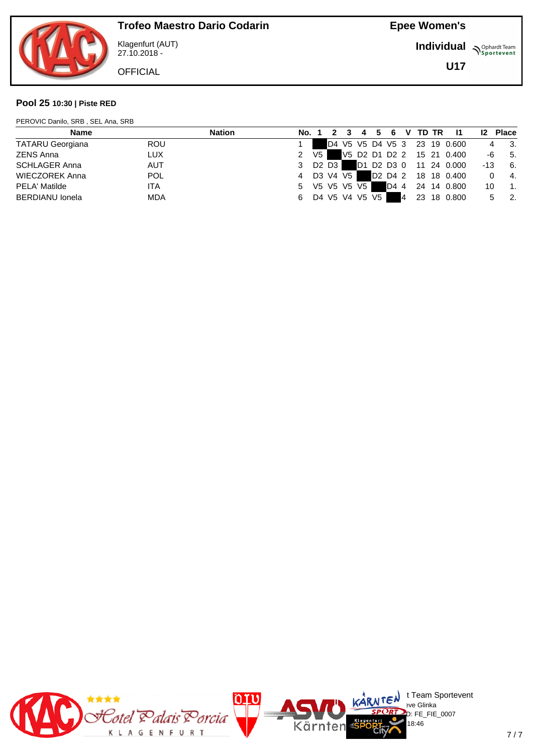# Trofeo Maestro Dario Codarin

Klagenfurt (AUT)
27.10.2018 -

OFFICIAL

**Epee Women's**

**Individual**

**U17**

## Pool 25 10:30 | Piste RED

PEROVIC Danilo, SRB , SEL Ana, SRB

| Name | Nation | No. | 1 | 2 | 3 | 4 | 5 | 6 | V | TD | TR | I1 | I2 | Place |
|---|---|---|---|---|---|---|---|---|---|---|---|---|---|---|
| TATARU Georgiana | ROU | 1 | | D4 | V5 | V5 | D4 | V5 | 3 | 23 | 19 | 0.600 | 4 | 3. |
| ZENS Anna | LUX | 2 | V5 | | V5 | D2 | D1 | D2 | 2 | 15 | 21 | 0.400 | -6 | 5. |
| SCHLAGER Anna | AUT | 3 | D2 | D3 | | D1 | D2 | D3 | 0 | 11 | 24 | 0.000 | -13 | 6. |
| WIECZOREK Anna | POL | 4 | D3 | V4 | V5 | | D2 | D4 | 2 | 18 | 18 | 0.400 | 0 | 4. |
| PELA' Matilde | ITA | 5 | V5 | V5 | V5 | V5 | | D4 | 4 | 24 | 14 | 0.800 | 10 | 1. |
| BERDIANU Ionela | MDA | 6 | D4 | V5 | V4 | V5 | V5 | | 4 | 23 | 18 | 0.800 | 5 | 2. |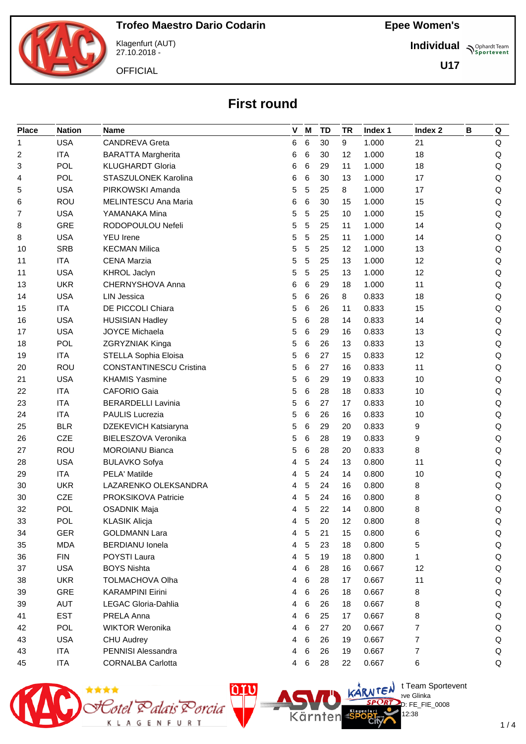**Trofeo Maestro Dario Codarin**

Klagenfurt (AUT)
27.10.2018 -

OFFICIAL

**Epee Women's**

**Individual**

**U17**

# First round

| Place | Nation | Name | V | M | TD | TR | Index 1 | Index 2 | B | Q |
|---|---|---|---|---|---|---|---|---|---|---|
| 1 | USA | CANDREVA Greta | 6 | 6 | 30 | 9 | 1.000 | 21 | | Q |
| 2 | ITA | BARATTA Margherita | 6 | 6 | 30 | 12 | 1.000 | 18 | | Q |
| 3 | POL | KLUGHARDT Gloria | 6 | 6 | 29 | 11 | 1.000 | 18 | | Q |
| 4 | POL | STASZULONEK Karolina | 6 | 6 | 30 | 13 | 1.000 | 17 | | Q |
| 5 | USA | PIRKOWSKI Amanda | 5 | 5 | 25 | 8 | 1.000 | 17 | | Q |
| 6 | ROU | MELINTESCU Ana Maria | 6 | 6 | 30 | 15 | 1.000 | 15 | | Q |
| 7 | USA | YAMANAKA Mina | 5 | 5 | 25 | 10 | 1.000 | 15 | | Q |
| 8 | GRE | RODOPOULOU Nefeli | 5 | 5 | 25 | 11 | 1.000 | 14 | | Q |
| 8 | USA | YEU Irene | 5 | 5 | 25 | 11 | 1.000 | 14 | | Q |
| 10 | SRB | KECMAN Milica | 5 | 5 | 25 | 12 | 1.000 | 13 | | Q |
| 11 | ITA | CENA Marzia | 5 | 5 | 25 | 13 | 1.000 | 12 | | Q |
| 11 | USA | KHROL Jaclyn | 5 | 5 | 25 | 13 | 1.000 | 12 | | Q |
| 13 | UKR | CHERNYSHOVA Anna | 6 | 6 | 29 | 18 | 1.000 | 11 | | Q |
| 14 | USA | LIN Jessica | 5 | 6 | 26 | 8 | 0.833 | 18 | | Q |
| 15 | ITA | DE PICCOLI Chiara | 5 | 6 | 26 | 11 | 0.833 | 15 | | Q |
| 16 | USA | HUSISIAN Hadley | 5 | 6 | 28 | 14 | 0.833 | 14 | | Q |
| 17 | USA | JOYCE Michaela | 5 | 6 | 29 | 16 | 0.833 | 13 | | Q |
| 18 | POL | ZGRYZNIAK Kinga | 5 | 6 | 26 | 13 | 0.833 | 13 | | Q |
| 19 | ITA | STELLA Sophia Eloisa | 5 | 6 | 27 | 15 | 0.833 | 12 | | Q |
| 20 | ROU | CONSTANTINESCU Cristina | 5 | 6 | 27 | 16 | 0.833 | 11 | | Q |
| 21 | USA | KHAMIS Yasmine | 5 | 6 | 29 | 19 | 0.833 | 10 | | Q |
| 22 | ITA | CAFORIO Gaia | 5 | 6 | 28 | 18 | 0.833 | 10 | | Q |
| 23 | ITA | BERARDELLI Lavinia | 5 | 6 | 27 | 17 | 0.833 | 10 | | Q |
| 24 | ITA | PAULIS Lucrezia | 5 | 6 | 26 | 16 | 0.833 | 10 | | Q |
| 25 | BLR | DZEKEVICH Katsiaryna | 5 | 6 | 29 | 20 | 0.833 | 9 | | Q |
| 26 | CZE | BIELESZOVA Veronika | 5 | 6 | 28 | 19 | 0.833 | 9 | | Q |
| 27 | ROU | MOROIANU Bianca | 5 | 6 | 28 | 20 | 0.833 | 8 | | Q |
| 28 | USA | BULAVKO Sofya | 4 | 5 | 24 | 13 | 0.800 | 11 | | Q |
| 29 | ITA | PELA' Matilde | 4 | 5 | 24 | 14 | 0.800 | 10 | | Q |
| 30 | UKR | LAZARENKO OLEKSANDRA | 4 | 5 | 24 | 16 | 0.800 | 8 | | Q |
| 30 | CZE | PROKSIKOVA Patricie | 4 | 5 | 24 | 16 | 0.800 | 8 | | Q |
| 32 | POL | OSADNIK Maja | 4 | 5 | 22 | 14 | 0.800 | 8 | | Q |
| 33 | POL | KLASIK Alicja | 4 | 5 | 20 | 12 | 0.800 | 8 | | Q |
| 34 | GER | GOLDMANN Lara | 4 | 5 | 21 | 15 | 0.800 | 6 | | Q |
| 35 | MDA | BERDIANU Ionela | 4 | 5 | 23 | 18 | 0.800 | 5 | | Q |
| 36 | FIN | POYSTI Laura | 4 | 5 | 19 | 18 | 0.800 | 1 | | Q |
| 37 | USA | BOYS Nishta | 4 | 6 | 28 | 16 | 0.667 | 12 | | Q |
| 38 | UKR | TOLMACHOVA Olha | 4 | 6 | 28 | 17 | 0.667 | 11 | | Q |
| 39 | GRE | KARAMPINI Eirini | 4 | 6 | 26 | 18 | 0.667 | 8 | | Q |
| 39 | AUT | LEGAC Gloria-Dahlia | 4 | 6 | 26 | 18 | 0.667 | 8 | | Q |
| 41 | EST | PRELA Anna | 4 | 6 | 25 | 17 | 0.667 | 8 | | Q |
| 42 | POL | WIKTOR Weronika | 4 | 6 | 27 | 20 | 0.667 | 7 | | Q |
| 43 | USA | CHU Audrey | 4 | 6 | 26 | 19 | 0.667 | 7 | | Q |
| 43 | ITA | PENNISI Alessandra | 4 | 6 | 26 | 19 | 0.667 | 7 | | Q |
| 45 | ITA | CORNALBA Carlotta | 4 | 6 | 28 | 22 | 0.667 | 6 | | Q |

t Team Sportevent
eve Glinka
D: FE_FIE_0008
12:38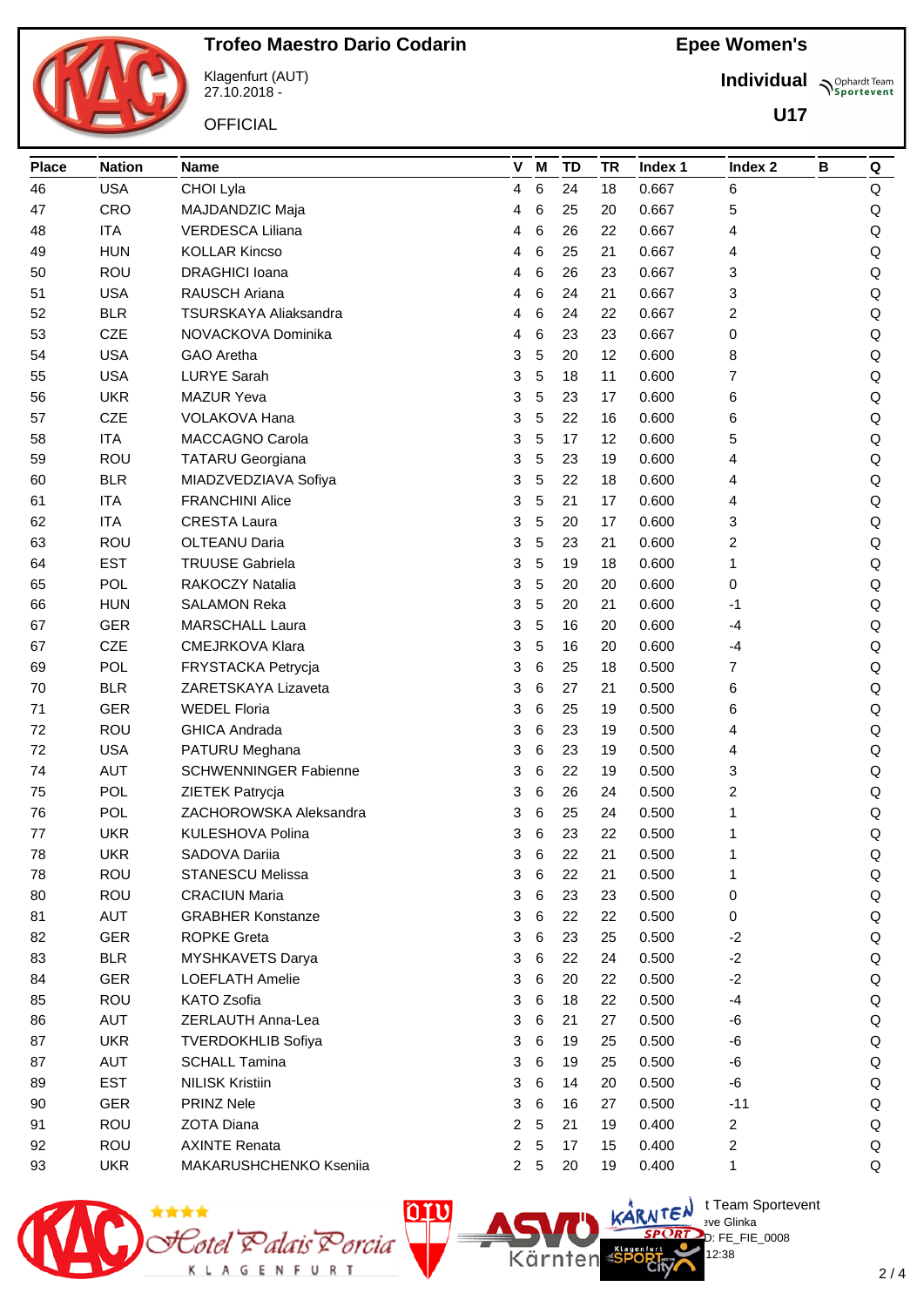# Trofeo Maestro Dario Codarin

Klagenfurt (AUT)
27.10.2018 -

OFFICIAL

**Epee Women's**

**Individual**

**U17**

| Place | Nation | Name | V | M | TD | TR | Index 1 | Index 2 | B | Q |
|---|---|---|---|---|---|---|---|---|---|---|
| 46 | USA | CHOI Lyla | 4 | 6 | 24 | 18 | 0.667 | 6 | | Q |
| 47 | CRO | MAJDANDZIC Maja | 4 | 6 | 25 | 20 | 0.667 | 5 | | Q |
| 48 | ITA | VERDESCA Liliana | 4 | 6 | 26 | 22 | 0.667 | 4 | | Q |
| 49 | HUN | KOLLAR Kincso | 4 | 6 | 25 | 21 | 0.667 | 4 | | Q |
| 50 | ROU | DRAGHICI Ioana | 4 | 6 | 26 | 23 | 0.667 | 3 | | Q |
| 51 | USA | RAUSCH Ariana | 4 | 6 | 24 | 21 | 0.667 | 3 | | Q |
| 52 | BLR | TSURSKAYA Aliaksandra | 4 | 6 | 24 | 22 | 0.667 | 2 | | Q |
| 53 | CZE | NOVACKOVA Dominika | 4 | 6 | 23 | 23 | 0.667 | 0 | | Q |
| 54 | USA | GAO Aretha | 3 | 5 | 20 | 12 | 0.600 | 8 | | Q |
| 55 | USA | LURYE Sarah | 3 | 5 | 18 | 11 | 0.600 | 7 | | Q |
| 56 | UKR | MAZUR Yeva | 3 | 5 | 23 | 17 | 0.600 | 6 | | Q |
| 57 | CZE | VOLAKOVA Hana | 3 | 5 | 22 | 16 | 0.600 | 6 | | Q |
| 58 | ITA | MACCAGNO Carola | 3 | 5 | 17 | 12 | 0.600 | 5 | | Q |
| 59 | ROU | TATARU Georgiana | 3 | 5 | 23 | 19 | 0.600 | 4 | | Q |
| 60 | BLR | MIADZVEDZIAVA Sofiya | 3 | 5 | 22 | 18 | 0.600 | 4 | | Q |
| 61 | ITA | FRANCHINI Alice | 3 | 5 | 21 | 17 | 0.600 | 4 | | Q |
| 62 | ITA | CRESTA Laura | 3 | 5 | 20 | 17 | 0.600 | 3 | | Q |
| 63 | ROU | OLTEANU Daria | 3 | 5 | 23 | 21 | 0.600 | 2 | | Q |
| 64 | EST | TRUUSE Gabriela | 3 | 5 | 19 | 18 | 0.600 | 1 | | Q |
| 65 | POL | RAKOCZY Natalia | 3 | 5 | 20 | 20 | 0.600 | 0 | | Q |
| 66 | HUN | SALAMON Reka | 3 | 5 | 20 | 21 | 0.600 | -1 | | Q |
| 67 | GER | MARSCHALL Laura | 3 | 5 | 16 | 20 | 0.600 | -4 | | Q |
| 67 | CZE | CMEJRKOVA Klara | 3 | 5 | 16 | 20 | 0.600 | -4 | | Q |
| 69 | POL | FRYSTACKA Petrycja | 3 | 6 | 25 | 18 | 0.500 | 7 | | Q |
| 70 | BLR | ZARETSKAYA Lizaveta | 3 | 6 | 27 | 21 | 0.500 | 6 | | Q |
| 71 | GER | WEDEL Floria | 3 | 6 | 25 | 19 | 0.500 | 6 | | Q |
| 72 | ROU | GHICA Andrada | 3 | 6 | 23 | 19 | 0.500 | 4 | | Q |
| 72 | USA | PATURU Meghana | 3 | 6 | 23 | 19 | 0.500 | 4 | | Q |
| 74 | AUT | SCHWENNINGER Fabienne | 3 | 6 | 22 | 19 | 0.500 | 3 | | Q |
| 75 | POL | ZIETEK Patrycja | 3 | 6 | 26 | 24 | 0.500 | 2 | | Q |
| 76 | POL | ZACHOROWSKA Aleksandra | 3 | 6 | 25 | 24 | 0.500 | 1 | | Q |
| 77 | UKR | KULESHOVA Polina | 3 | 6 | 23 | 22 | 0.500 | 1 | | Q |
| 78 | UKR | SADOVA Dariia | 3 | 6 | 22 | 21 | 0.500 | 1 | | Q |
| 78 | ROU | STANESCU Melissa | 3 | 6 | 22 | 21 | 0.500 | 1 | | Q |
| 80 | ROU | CRACIUN Maria | 3 | 6 | 23 | 23 | 0.500 | 0 | | Q |
| 81 | AUT | GRABHER Konstanze | 3 | 6 | 22 | 22 | 0.500 | 0 | | Q |
| 82 | GER | ROPKE Greta | 3 | 6 | 23 | 25 | 0.500 | -2 | | Q |
| 83 | BLR | MYSHKAVETS Darya | 3 | 6 | 22 | 24 | 0.500 | -2 | | Q |
| 84 | GER | LOEFLATH Amelie | 3 | 6 | 20 | 22 | 0.500 | -2 | | Q |
| 85 | ROU | KATO Zsofia | 3 | 6 | 18 | 22 | 0.500 | -4 | | Q |
| 86 | AUT | ZERLAUTH Anna-Lea | 3 | 6 | 21 | 27 | 0.500 | -6 | | Q |
| 87 | UKR | TVERDOKHLIB Sofiya | 3 | 6 | 19 | 25 | 0.500 | -6 | | Q |
| 87 | AUT | SCHALL Tamina | 3 | 6 | 19 | 25 | 0.500 | -6 | | Q |
| 89 | EST | NILISK Kristiin | 3 | 6 | 14 | 20 | 0.500 | -6 | | Q |
| 90 | GER | PRINZ Nele | 3 | 6 | 16 | 27 | 0.500 | -11 | | Q |
| 91 | ROU | ZOTA Diana | 2 | 5 | 21 | 19 | 0.400 | 2 | | Q |
| 92 | ROU | AXINTE Renata | 2 | 5 | 17 | 15 | 0.400 | 2 | | Q |
| 93 | UKR | MAKARUSHCHENKO Kseniia | 2 | 5 | 20 | 19 | 0.400 | 1 | | Q |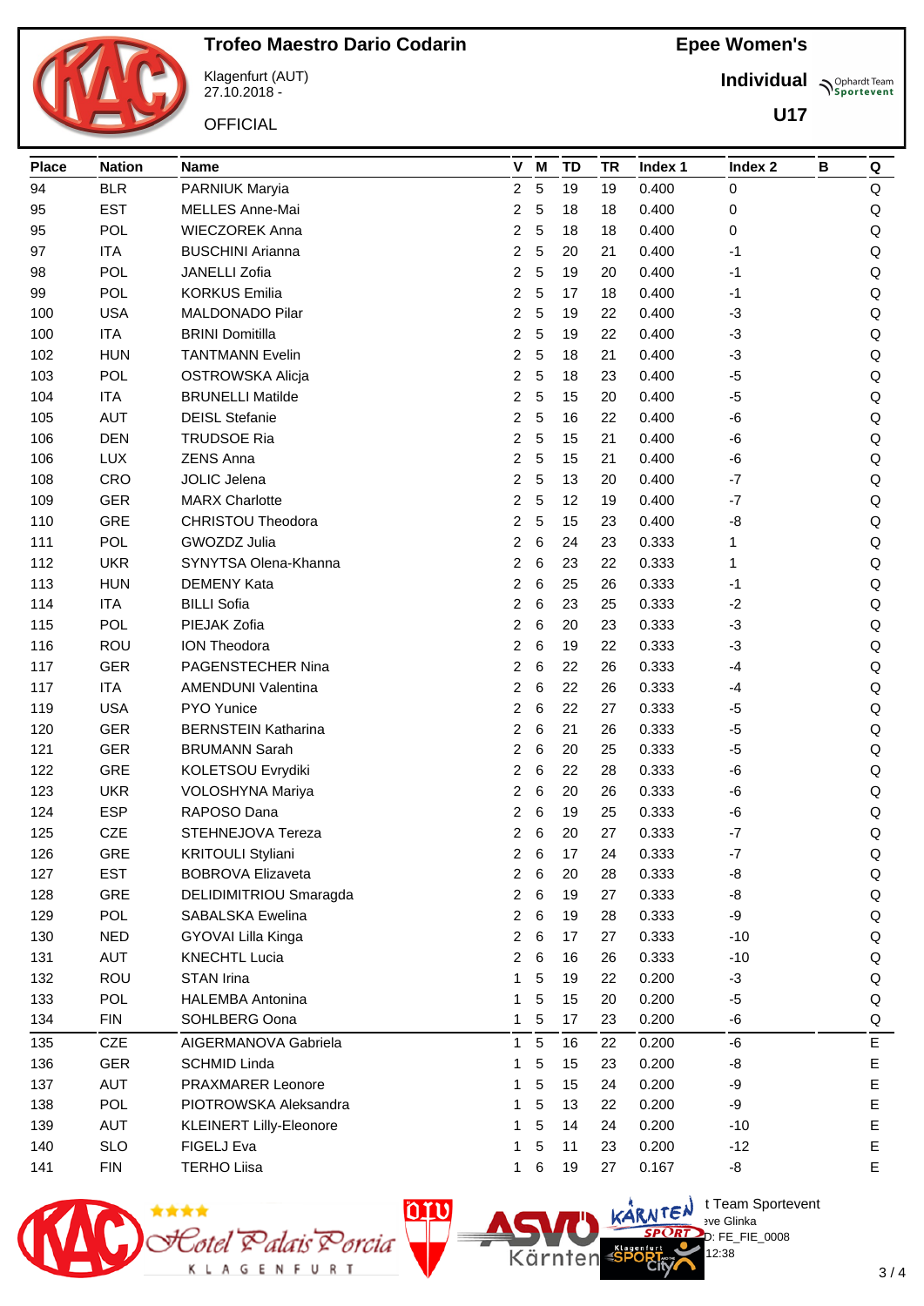# Trofeo Maestro Dario Codarin

Klagenfurt (AUT)
27.10.2018 -

OFFICIAL

**Epee Women's**

**Individual**

**U17**

| Place | Nation | Name | V | M | TD | TR | Index 1 | Index 2 | B | Q |
|---|---|---|---|---|---|---|---|---|---|---|
| 94 | BLR | PARNIUK Maryia | 2 | 5 | 19 | 19 | 0.400 | 0 | | Q |
| 95 | EST | MELLES Anne-Mai | 2 | 5 | 18 | 18 | 0.400 | 0 | | Q |
| 95 | POL | WIECZOREK Anna | 2 | 5 | 18 | 18 | 0.400 | 0 | | Q |
| 97 | ITA | BUSCHINI Arianna | 2 | 5 | 20 | 21 | 0.400 | -1 | | Q |
| 98 | POL | JANELLI Zofia | 2 | 5 | 19 | 20 | 0.400 | -1 | | Q |
| 99 | POL | KORKUS Emilia | 2 | 5 | 17 | 18 | 0.400 | -1 | | Q |
| 100 | USA | MALDONADO Pilar | 2 | 5 | 19 | 22 | 0.400 | -3 | | Q |
| 100 | ITA | BRINI Domitilla | 2 | 5 | 19 | 22 | 0.400 | -3 | | Q |
| 102 | HUN | TANTMANN Evelin | 2 | 5 | 18 | 21 | 0.400 | -3 | | Q |
| 103 | POL | OSTROWSKA Alicja | 2 | 5 | 18 | 23 | 0.400 | -5 | | Q |
| 104 | ITA | BRUNELLI Matilde | 2 | 5 | 15 | 20 | 0.400 | -5 | | Q |
| 105 | AUT | DEISL Stefanie | 2 | 5 | 16 | 22 | 0.400 | -6 | | Q |
| 106 | DEN | TRUDSOE Ria | 2 | 5 | 15 | 21 | 0.400 | -6 | | Q |
| 106 | LUX | ZENS Anna | 2 | 5 | 15 | 21 | 0.400 | -6 | | Q |
| 108 | CRO | JOLIC Jelena | 2 | 5 | 13 | 20 | 0.400 | -7 | | Q |
| 109 | GER | MARX Charlotte | 2 | 5 | 12 | 19 | 0.400 | -7 | | Q |
| 110 | GRE | CHRISTOU Theodora | 2 | 5 | 15 | 23 | 0.400 | -8 | | Q |
| 111 | POL | GWOZDZ Julia | 2 | 6 | 24 | 23 | 0.333 | 1 | | Q |
| 112 | UKR | SYNYTSA Olena-Khanna | 2 | 6 | 23 | 22 | 0.333 | 1 | | Q |
| 113 | HUN | DEMENY Kata | 2 | 6 | 25 | 26 | 0.333 | -1 | | Q |
| 114 | ITA | BILLI Sofia | 2 | 6 | 23 | 25 | 0.333 | -2 | | Q |
| 115 | POL | PIEJAK Zofia | 2 | 6 | 20 | 23 | 0.333 | -3 | | Q |
| 116 | ROU | ION Theodora | 2 | 6 | 19 | 22 | 0.333 | -3 | | Q |
| 117 | GER | PAGENSTECHER Nina | 2 | 6 | 22 | 26 | 0.333 | -4 | | Q |
| 117 | ITA | AMENDUNI Valentina | 2 | 6 | 22 | 26 | 0.333 | -4 | | Q |
| 119 | USA | PYO Yunice | 2 | 6 | 22 | 27 | 0.333 | -5 | | Q |
| 120 | GER | BERNSTEIN Katharina | 2 | 6 | 21 | 26 | 0.333 | -5 | | Q |
| 121 | GER | BRUMANN Sarah | 2 | 6 | 20 | 25 | 0.333 | -5 | | Q |
| 122 | GRE | KOLETSOU Evrydiki | 2 | 6 | 22 | 28 | 0.333 | -6 | | Q |
| 123 | UKR | VOLOSHYNA Mariya | 2 | 6 | 20 | 26 | 0.333 | -6 | | Q |
| 124 | ESP | RAPOSO Dana | 2 | 6 | 19 | 25 | 0.333 | -6 | | Q |
| 125 | CZE | STEHNEJOVA Tereza | 2 | 6 | 20 | 27 | 0.333 | -7 | | Q |
| 126 | GRE | KRITOULI Styliani | 2 | 6 | 17 | 24 | 0.333 | -7 | | Q |
| 127 | EST | BOBROVA Elizaveta | 2 | 6 | 20 | 28 | 0.333 | -8 | | Q |
| 128 | GRE | DELIDIMITRIOU Smaragda | 2 | 6 | 19 | 27 | 0.333 | -8 | | Q |
| 129 | POL | SABALSKA Ewelina | 2 | 6 | 19 | 28 | 0.333 | -9 | | Q |
| 130 | NED | GYOVAI Lilla Kinga | 2 | 6 | 17 | 27 | 0.333 | -10 | | Q |
| 131 | AUT | KNECHTL Lucia | 2 | 6 | 16 | 26 | 0.333 | -10 | | Q |
| 132 | ROU | STAN Irina | 1 | 5 | 19 | 22 | 0.200 | -3 | | Q |
| 133 | POL | HALEMBA Antonina | 1 | 5 | 15 | 20 | 0.200 | -5 | | Q |
| 134 | FIN | SOHLBERG Oona | 1 | 5 | 17 | 23 | 0.200 | -6 | | Q |
| 135 | CZE | AIGERMANOVA Gabriela | 1 | 5 | 16 | 22 | 0.200 | -6 | | E |
| 136 | GER | SCHMID Linda | 1 | 5 | 15 | 23 | 0.200 | -8 | | E |
| 137 | AUT | PRAXMARER Leonore | 1 | 5 | 15 | 24 | 0.200 | -9 | | E |
| 138 | POL | PIOTROWSKA Aleksandra | 1 | 5 | 13 | 22 | 0.200 | -9 | | E |
| 139 | AUT | KLEINERT Lilly-Eleonore | 1 | 5 | 14 | 24 | 0.200 | -10 | | E |
| 140 | SLO | FIGELJ Eva | 1 | 5 | 11 | 23 | 0.200 | -12 | | E |
| 141 | FIN | TERHO Liisa | 1 | 6 | 19 | 27 | 0.167 | -8 | | E |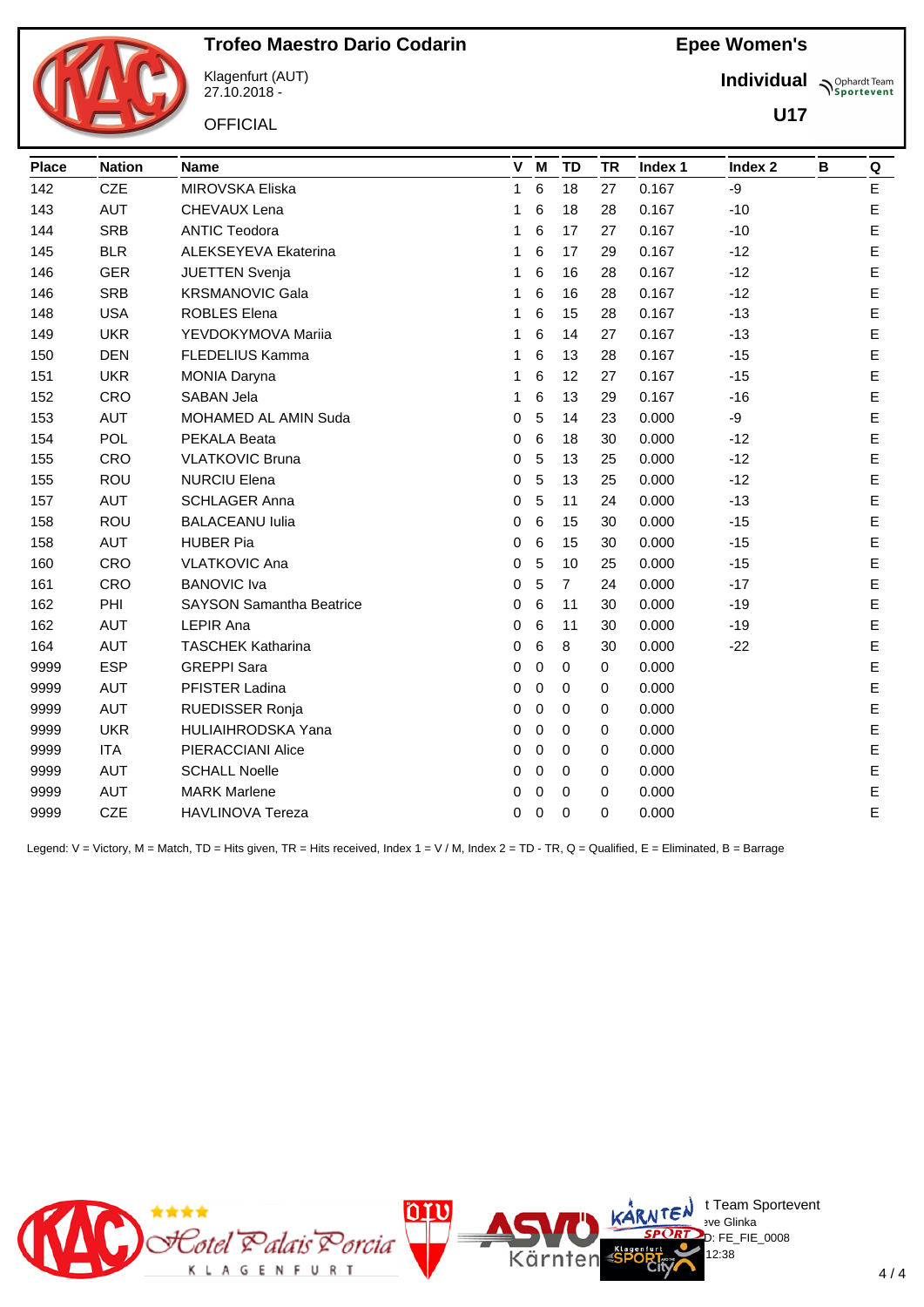# Trofeo Maestro Dario Codarin

Klagenfurt (AUT)
27.10.2018 -

OFFICIAL

**Epee Women's**

**Individual**

**U17**

| Place | Nation | Name | V | M | TD | TR | Index 1 | Index 2 | B | Q |
|---|---|---|---|---|---|---|---|---|---|---|
| 142 | CZE | MIROVSKA Eliska | 1 | 6 | 18 | 27 | 0.167 | -9 | | E |
| 143 | AUT | CHEVAUX Lena | 1 | 6 | 18 | 28 | 0.167 | -10 | | E |
| 144 | SRB | ANTIC Teodora | 1 | 6 | 17 | 27 | 0.167 | -10 | | E |
| 145 | BLR | ALEKSEYEVA Ekaterina | 1 | 6 | 17 | 29 | 0.167 | -12 | | E |
| 146 | GER | JUETTEN Svenja | 1 | 6 | 16 | 28 | 0.167 | -12 | | E |
| 146 | SRB | KRSMANOVIC Gala | 1 | 6 | 16 | 28 | 0.167 | -12 | | E |
| 148 | USA | ROBLES Elena | 1 | 6 | 15 | 28 | 0.167 | -13 | | E |
| 149 | UKR | YEVDOKYMOVA Mariia | 1 | 6 | 14 | 27 | 0.167 | -13 | | E |
| 150 | DEN | FLEDELIUS Kamma | 1 | 6 | 13 | 28 | 0.167 | -15 | | E |
| 151 | UKR | MONIA Daryna | 1 | 6 | 12 | 27 | 0.167 | -15 | | E |
| 152 | CRO | SABAN Jela | 1 | 6 | 13 | 29 | 0.167 | -16 | | E |
| 153 | AUT | MOHAMED AL AMIN Suda | 0 | 5 | 14 | 23 | 0.000 | -9 | | E |
| 154 | POL | PEKALA Beata | 0 | 6 | 18 | 30 | 0.000 | -12 | | E |
| 155 | CRO | VLATKOVIC Bruna | 0 | 5 | 13 | 25 | 0.000 | -12 | | E |
| 155 | ROU | NURCIU Elena | 0 | 5 | 13 | 25 | 0.000 | -12 | | E |
| 157 | AUT | SCHLAGER Anna | 0 | 5 | 11 | 24 | 0.000 | -13 | | E |
| 158 | ROU | BALACEANU Iulia | 0 | 6 | 15 | 30 | 0.000 | -15 | | E |
| 158 | AUT | HUBER Pia | 0 | 6 | 15 | 30 | 0.000 | -15 | | E |
| 160 | CRO | VLATKOVIC Ana | 0 | 5 | 10 | 25 | 0.000 | -15 | | E |
| 161 | CRO | BANOVIC Iva | 0 | 5 | 7 | 24 | 0.000 | -17 | | E |
| 162 | PHI | SAYSON Samantha Beatrice | 0 | 6 | 11 | 30 | 0.000 | -19 | | E |
| 162 | AUT | LEPIR Ana | 0 | 6 | 11 | 30 | 0.000 | -19 | | E |
| 164 | AUT | TASCHEK Katharina | 0 | 6 | 8 | 30 | 0.000 | -22 | | E |
| 9999 | ESP | GREPPI Sara | 0 | 0 | 0 | 0 | 0.000 | | | E |
| 9999 | AUT | PFISTER Ladina | 0 | 0 | 0 | 0 | 0.000 | | | E |
| 9999 | AUT | RUEDISSER Ronja | 0 | 0 | 0 | 0 | 0.000 | | | E |
| 9999 | UKR | HULIAIHRODSKA Yana | 0 | 0 | 0 | 0 | 0.000 | | | E |
| 9999 | ITA | PIERACCIANI Alice | 0 | 0 | 0 | 0 | 0.000 | | | E |
| 9999 | AUT | SCHALL Noelle | 0 | 0 | 0 | 0 | 0.000 | | | E |
| 9999 | AUT | MARK Marlene | 0 | 0 | 0 | 0 | 0.000 | | | E |
| 9999 | CZE | HAVLINOVA Tereza | 0 | 0 | 0 | 0 | 0.000 | | | E |

Legend: V = Victory, M = Match, TD = Hits given, TR = Hits received, Index 1 = V / M, Index 2 = TD - TR, Q = Qualified, E = Eliminated, B = Barrage

t Team Sportevent
eve Glinka
D: FE_FIE_0008
12:38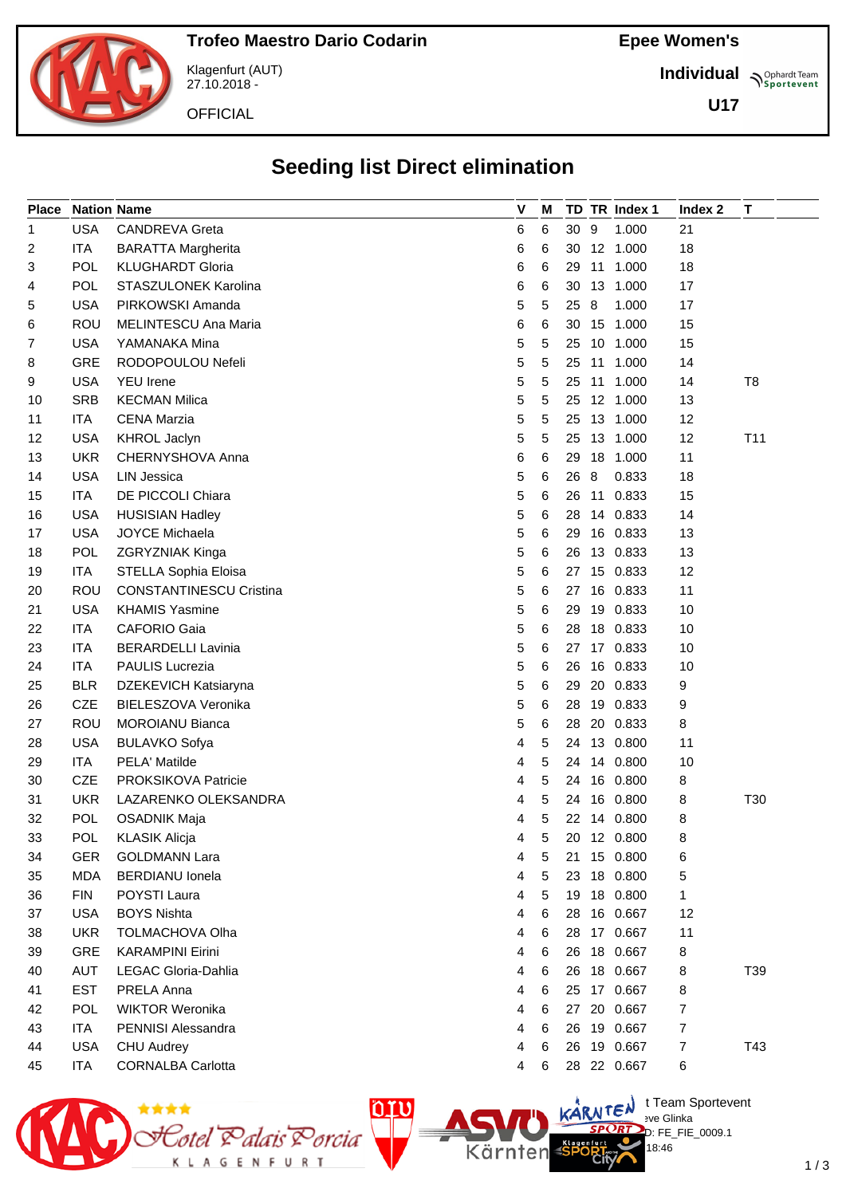**Trofeo Maestro Dario Codarin**

Klagenfurt (AUT)
27.10.2018 -

OFFICIAL

**Epee Women's**

**Individual**

**U17**

# Seeding list Direct elimination

| Place | Nation | Name | V | M | TD | TR | Index 1 | Index 2 | T |
|---|---|---|---|---|---|---|---|---|---|
| 1 | USA | CANDREVA Greta | 6 | 6 | 30 | 9 | 1.000 | 21 | |
| 2 | ITA | BARATTA Margherita | 6 | 6 | 30 | 12 | 1.000 | 18 | |
| 3 | POL | KLUGHARDT Gloria | 6 | 6 | 29 | 11 | 1.000 | 18 | |
| 4 | POL | STASZULONEK Karolina | 6 | 6 | 30 | 13 | 1.000 | 17 | |
| 5 | USA | PIRKOWSKI Amanda | 5 | 5 | 25 | 8 | 1.000 | 17 | |
| 6 | ROU | MELINTESCU Ana Maria | 6 | 6 | 30 | 15 | 1.000 | 15 | |
| 7 | USA | YAMANAKA Mina | 5 | 5 | 25 | 10 | 1.000 | 15 | |
| 8 | GRE | RODOPOULOU Nefeli | 5 | 5 | 25 | 11 | 1.000 | 14 | |
| 9 | USA | YEU Irene | 5 | 5 | 25 | 11 | 1.000 | 14 | T8 |
| 10 | SRB | KECMAN Milica | 5 | 5 | 25 | 12 | 1.000 | 13 | |
| 11 | ITA | CENA Marzia | 5 | 5 | 25 | 13 | 1.000 | 12 | |
| 12 | USA | KHROL Jaclyn | 5 | 5 | 25 | 13 | 1.000 | 12 | T11 |
| 13 | UKR | CHERNYSHOVA Anna | 6 | 6 | 29 | 18 | 1.000 | 11 | |
| 14 | USA | LIN Jessica | 5 | 6 | 26 | 8 | 0.833 | 18 | |
| 15 | ITA | DE PICCOLI Chiara | 5 | 6 | 26 | 11 | 0.833 | 15 | |
| 16 | USA | HUSISIAN Hadley | 5 | 6 | 28 | 14 | 0.833 | 14 | |
| 17 | USA | JOYCE Michaela | 5 | 6 | 29 | 16 | 0.833 | 13 | |
| 18 | POL | ZGRYZNIAK Kinga | 5 | 6 | 26 | 13 | 0.833 | 13 | |
| 19 | ITA | STELLA Sophia Eloisa | 5 | 6 | 27 | 15 | 0.833 | 12 | |
| 20 | ROU | CONSTANTINESCU Cristina | 5 | 6 | 27 | 16 | 0.833 | 11 | |
| 21 | USA | KHAMIS Yasmine | 5 | 6 | 29 | 19 | 0.833 | 10 | |
| 22 | ITA | CAFORIO Gaia | 5 | 6 | 28 | 18 | 0.833 | 10 | |
| 23 | ITA | BERARDELLI Lavinia | 5 | 6 | 27 | 17 | 0.833 | 10 | |
| 24 | ITA | PAULIS Lucrezia | 5 | 6 | 26 | 16 | 0.833 | 10 | |
| 25 | BLR | DZEKEVICH Katsiaryna | 5 | 6 | 29 | 20 | 0.833 | 9 | |
| 26 | CZE | BIELESZOVA Veronika | 5 | 6 | 28 | 19 | 0.833 | 9 | |
| 27 | ROU | MOROIANU Bianca | 5 | 6 | 28 | 20 | 0.833 | 8 | |
| 28 | USA | BULAVKO Sofya | 4 | 5 | 24 | 13 | 0.800 | 11 | |
| 29 | ITA | PELA' Matilde | 4 | 5 | 24 | 14 | 0.800 | 10 | |
| 30 | CZE | PROKSIKOVA Patricie | 4 | 5 | 24 | 16 | 0.800 | 8 | |
| 31 | UKR | LAZARENKO OLEKSANDRA | 4 | 5 | 24 | 16 | 0.800 | 8 | T30 |
| 32 | POL | OSADNIK Maja | 4 | 5 | 22 | 14 | 0.800 | 8 | |
| 33 | POL | KLASIK Alicja | 4 | 5 | 20 | 12 | 0.800 | 8 | |
| 34 | GER | GOLDMANN Lara | 4 | 5 | 21 | 15 | 0.800 | 6 | |
| 35 | MDA | BERDIANU Ionela | 4 | 5 | 23 | 18 | 0.800 | 5 | |
| 36 | FIN | POYSTI Laura | 4 | 5 | 19 | 18 | 0.800 | 1 | |
| 37 | USA | BOYS Nishta | 4 | 6 | 28 | 16 | 0.667 | 12 | |
| 38 | UKR | TOLMACHOVA Olha | 4 | 6 | 28 | 17 | 0.667 | 11 | |
| 39 | GRE | KARAMPINI Eirini | 4 | 6 | 26 | 18 | 0.667 | 8 | |
| 40 | AUT | LEGAC Gloria-Dahlia | 4 | 6 | 26 | 18 | 0.667 | 8 | T39 |
| 41 | EST | PRELA Anna | 4 | 6 | 25 | 17 | 0.667 | 8 | |
| 42 | POL | WIKTOR Weronika | 4 | 6 | 27 | 20 | 0.667 | 7 | |
| 43 | ITA | PENNISI Alessandra | 4 | 6 | 26 | 19 | 0.667 | 7 | |
| 44 | USA | CHU Audrey | 4 | 6 | 26 | 19 | 0.667 | 7 | T43 |
| 45 | ITA | CORNALBA Carlotta | 4 | 6 | 28 | 22 | 0.667 | 6 | |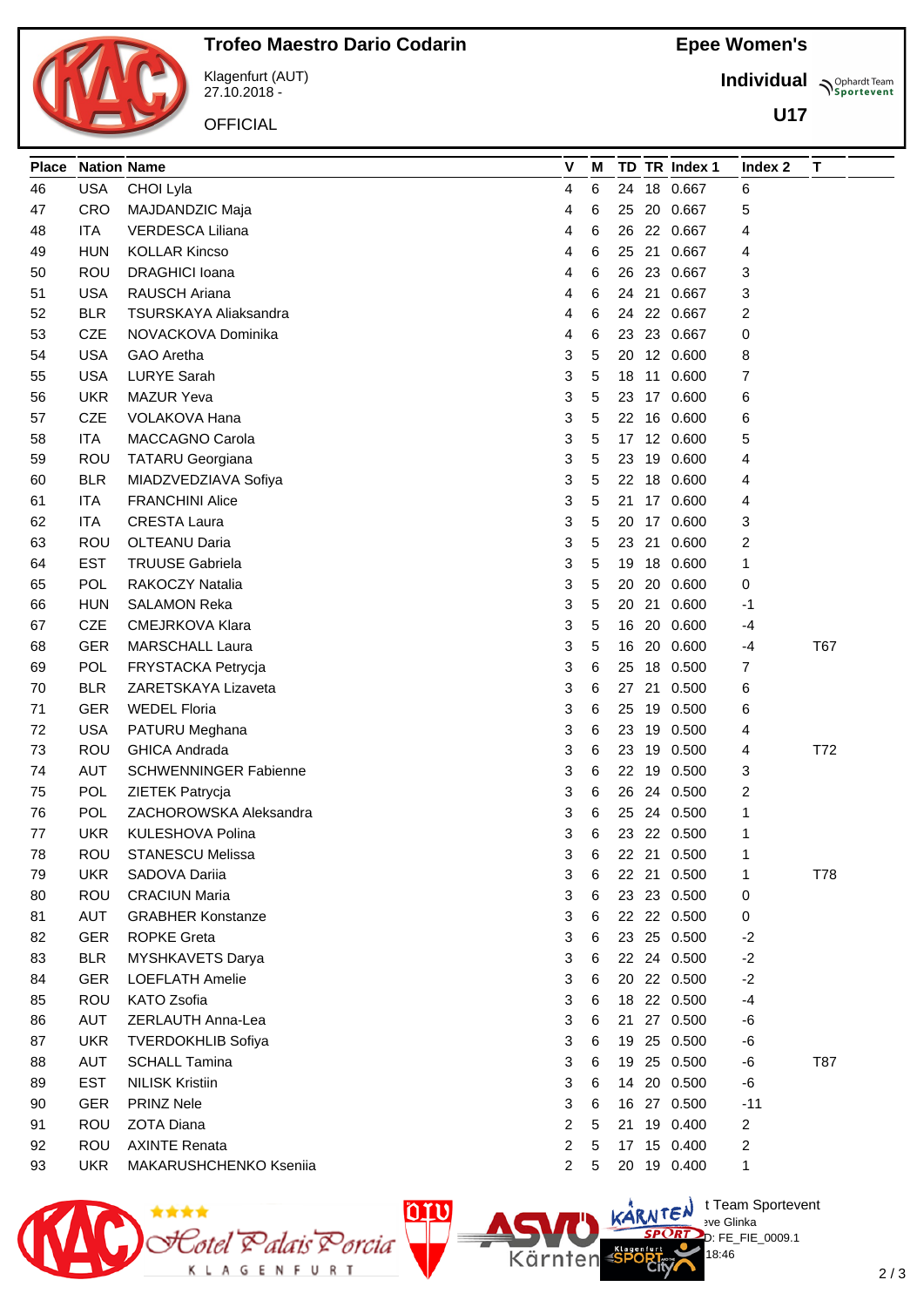# Trofeo Maestro Dario Codarin

Klagenfurt (AUT)
27.10.2018 -

OFFICIAL

**Epee Women's**

**Individual**

**U17**

| Place | Nation | Name | V | M | TD | TR | Index 1 | Index 2 | T |
|---|---|---|---|---|---|---|---|---|---|
| 46 | USA | CHOI Lyla | 4 | 6 | 24 | 18 | 0.667 | 6 | |
| 47 | CRO | MAJDANDZIC Maja | 4 | 6 | 25 | 20 | 0.667 | 5 | |
| 48 | ITA | VERDESCA Liliana | 4 | 6 | 26 | 22 | 0.667 | 4 | |
| 49 | HUN | KOLLAR Kincso | 4 | 6 | 25 | 21 | 0.667 | 4 | |
| 50 | ROU | DRAGHICI Ioana | 4 | 6 | 26 | 23 | 0.667 | 3 | |
| 51 | USA | RAUSCH Ariana | 4 | 6 | 24 | 21 | 0.667 | 3 | |
| 52 | BLR | TSURSKAYA Aliaksandra | 4 | 6 | 24 | 22 | 0.667 | 2 | |
| 53 | CZE | NOVACKOVA Dominika | 4 | 6 | 23 | 23 | 0.667 | 0 | |
| 54 | USA | GAO Aretha | 3 | 5 | 20 | 12 | 0.600 | 8 | |
| 55 | USA | LURYE Sarah | 3 | 5 | 18 | 11 | 0.600 | 7 | |
| 56 | UKR | MAZUR Yeva | 3 | 5 | 23 | 17 | 0.600 | 6 | |
| 57 | CZE | VOLAKOVA Hana | 3 | 5 | 22 | 16 | 0.600 | 6 | |
| 58 | ITA | MACCAGNO Carola | 3 | 5 | 17 | 12 | 0.600 | 5 | |
| 59 | ROU | TATARU Georgiana | 3 | 5 | 23 | 19 | 0.600 | 4 | |
| 60 | BLR | MIADZVEDZIAVA Sofiya | 3 | 5 | 22 | 18 | 0.600 | 4 | |
| 61 | ITA | FRANCHINI Alice | 3 | 5 | 21 | 17 | 0.600 | 4 | |
| 62 | ITA | CRESTA Laura | 3 | 5 | 20 | 17 | 0.600 | 3 | |
| 63 | ROU | OLTEANU Daria | 3 | 5 | 23 | 21 | 0.600 | 2 | |
| 64 | EST | TRUUSE Gabriela | 3 | 5 | 19 | 18 | 0.600 | 1 | |
| 65 | POL | RAKOCZY Natalia | 3 | 5 | 20 | 20 | 0.600 | 0 | |
| 66 | HUN | SALAMON Reka | 3 | 5 | 20 | 21 | 0.600 | -1 | |
| 67 | CZE | CMEJRKOVA Klara | 3 | 5 | 16 | 20 | 0.600 | -4 | |
| 68 | GER | MARSCHALL Laura | 3 | 5 | 16 | 20 | 0.600 | -4 | T67 |
| 69 | POL | FRYSTACKA Petrycja | 3 | 6 | 25 | 18 | 0.500 | 7 | |
| 70 | BLR | ZARETSKAYA Lizaveta | 3 | 6 | 27 | 21 | 0.500 | 6 | |
| 71 | GER | WEDEL Floria | 3 | 6 | 25 | 19 | 0.500 | 6 | |
| 72 | USA | PATURU Meghana | 3 | 6 | 23 | 19 | 0.500 | 4 | |
| 73 | ROU | GHICA Andrada | 3 | 6 | 23 | 19 | 0.500 | 4 | T72 |
| 74 | AUT | SCHWENNINGER Fabienne | 3 | 6 | 22 | 19 | 0.500 | 3 | |
| 75 | POL | ZIETEK Patrycja | 3 | 6 | 26 | 24 | 0.500 | 2 | |
| 76 | POL | ZACHOROWSKA Aleksandra | 3 | 6 | 25 | 24 | 0.500 | 1 | |
| 77 | UKR | KULESHOVA Polina | 3 | 6 | 23 | 22 | 0.500 | 1 | |
| 78 | ROU | STANESCU Melissa | 3 | 6 | 22 | 21 | 0.500 | 1 | |
| 79 | UKR | SADOVA Dariia | 3 | 6 | 22 | 21 | 0.500 | 1 | T78 |
| 80 | ROU | CRACIUN Maria | 3 | 6 | 23 | 23 | 0.500 | 0 | |
| 81 | AUT | GRABHER Konstanze | 3 | 6 | 22 | 22 | 0.500 | 0 | |
| 82 | GER | ROPKE Greta | 3 | 6 | 23 | 25 | 0.500 | -2 | |
| 83 | BLR | MYSHKAVETS Darya | 3 | 6 | 22 | 24 | 0.500 | -2 | |
| 84 | GER | LOEFLATH Amelie | 3 | 6 | 20 | 22 | 0.500 | -2 | |
| 85 | ROU | KATO Zsofia | 3 | 6 | 18 | 22 | 0.500 | -4 | |
| 86 | AUT | ZERLAUTH Anna-Lea | 3 | 6 | 21 | 27 | 0.500 | -6 | |
| 87 | UKR | TVERDOKHLIB Sofiya | 3 | 6 | 19 | 25 | 0.500 | -6 | |
| 88 | AUT | SCHALL Tamina | 3 | 6 | 19 | 25 | 0.500 | -6 | T87 |
| 89 | EST | NILISK Kristiin | 3 | 6 | 14 | 20 | 0.500 | -6 | |
| 90 | GER | PRINZ Nele | 3 | 6 | 16 | 27 | 0.500 | -11 | |
| 91 | ROU | ZOTA Diana | 2 | 5 | 21 | 19 | 0.400 | 2 | |
| 92 | ROU | AXINTE Renata | 2 | 5 | 17 | 15 | 0.400 | 2 | |
| 93 | UKR | MAKARUSHCHENKO Kseniia | 2 | 5 | 20 | 19 | 0.400 | 1 | |

t Team Sportevent
eve Glinka
D: FE_FIE_0009.1
18:46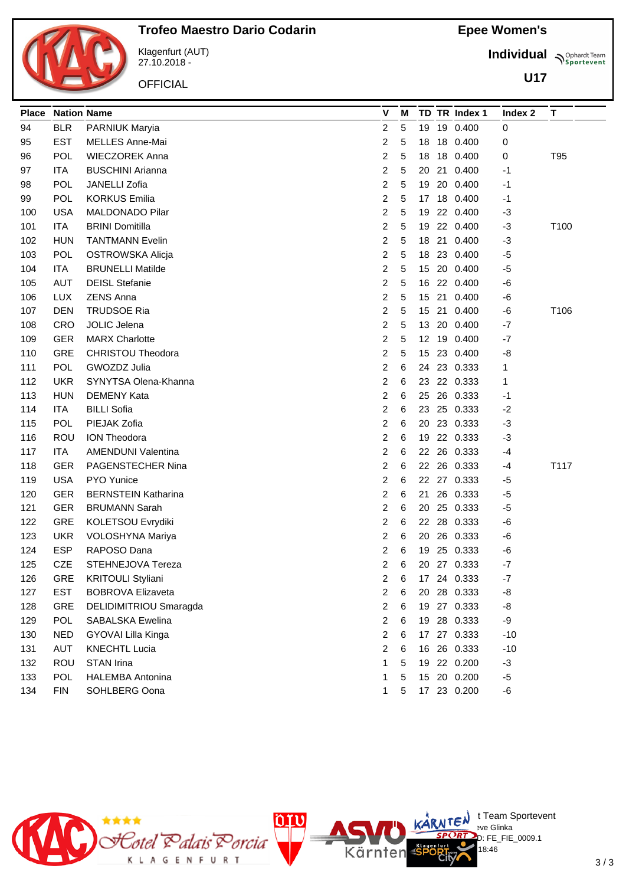**Trofeo Maestro Dario Codarin**

Klagenfurt (AUT)
27.10.2018 -

OFFICIAL

**Epee Women's**

**Individual**

**U17**

| Place | Nation | Name | V | M | TD | TR | Index 1 | Index 2 | T |
|---|---|---|---|---|---|---|---|---|---|
| 94 | BLR | PARNIUK Maryia | 2 | 5 | 19 | 19 | 0.400 | 0 | |
| 95 | EST | MELLES Anne-Mai | 2 | 5 | 18 | 18 | 0.400 | 0 | |
| 96 | POL | WIECZOREK Anna | 2 | 5 | 18 | 18 | 0.400 | 0 | T95 |
| 97 | ITA | BUSCHINI Arianna | 2 | 5 | 20 | 21 | 0.400 | -1 | |
| 98 | POL | JANELLI Zofia | 2 | 5 | 19 | 20 | 0.400 | -1 | |
| 99 | POL | KORKUS Emilia | 2 | 5 | 17 | 18 | 0.400 | -1 | |
| 100 | USA | MALDONADO Pilar | 2 | 5 | 19 | 22 | 0.400 | -3 | |
| 101 | ITA | BRINI Domitilla | 2 | 5 | 19 | 22 | 0.400 | -3 | T100 |
| 102 | HUN | TANTMANN Evelin | 2 | 5 | 18 | 21 | 0.400 | -3 | |
| 103 | POL | OSTROWSKA Alicja | 2 | 5 | 18 | 23 | 0.400 | -5 | |
| 104 | ITA | BRUNELLI Matilde | 2 | 5 | 15 | 20 | 0.400 | -5 | |
| 105 | AUT | DEISL Stefanie | 2 | 5 | 16 | 22 | 0.400 | -6 | |
| 106 | LUX | ZENS Anna | 2 | 5 | 15 | 21 | 0.400 | -6 | |
| 107 | DEN | TRUDSOE Ria | 2 | 5 | 15 | 21 | 0.400 | -6 | T106 |
| 108 | CRO | JOLIC Jelena | 2 | 5 | 13 | 20 | 0.400 | -7 | |
| 109 | GER | MARX Charlotte | 2 | 5 | 12 | 19 | 0.400 | -7 | |
| 110 | GRE | CHRISTOU Theodora | 2 | 5 | 15 | 23 | 0.400 | -8 | |
| 111 | POL | GWOZDZ Julia | 2 | 6 | 24 | 23 | 0.333 | 1 | |
| 112 | UKR | SYNYTSA Olena-Khanna | 2 | 6 | 23 | 22 | 0.333 | 1 | |
| 113 | HUN | DEMENY Kata | 2 | 6 | 25 | 26 | 0.333 | -1 | |
| 114 | ITA | BILLI Sofia | 2 | 6 | 23 | 25 | 0.333 | -2 | |
| 115 | POL | PIEJAK Zofia | 2 | 6 | 20 | 23 | 0.333 | -3 | |
| 116 | ROU | ION Theodora | 2 | 6 | 19 | 22 | 0.333 | -3 | |
| 117 | ITA | AMENDUNI Valentina | 2 | 6 | 22 | 26 | 0.333 | -4 | |
| 118 | GER | PAGENSTECHER Nina | 2 | 6 | 22 | 26 | 0.333 | -4 | T117 |
| 119 | USA | PYO Yunice | 2 | 6 | 22 | 27 | 0.333 | -5 | |
| 120 | GER | BERNSTEIN Katharina | 2 | 6 | 21 | 26 | 0.333 | -5 | |
| 121 | GER | BRUMANN Sarah | 2 | 6 | 20 | 25 | 0.333 | -5 | |
| 122 | GRE | KOLETSOU Evrydiki | 2 | 6 | 22 | 28 | 0.333 | -6 | |
| 123 | UKR | VOLOSHYNA Mariya | 2 | 6 | 20 | 26 | 0.333 | -6 | |
| 124 | ESP | RAPOSO Dana | 2 | 6 | 19 | 25 | 0.333 | -6 | |
| 125 | CZE | STEHNEJOVA Tereza | 2 | 6 | 20 | 27 | 0.333 | -7 | |
| 126 | GRE | KRITOULI Styliani | 2 | 6 | 17 | 24 | 0.333 | -7 | |
| 127 | EST | BOBROVA Elizaveta | 2 | 6 | 20 | 28 | 0.333 | -8 | |
| 128 | GRE | DELIDIMITRIOU Smaragda | 2 | 6 | 19 | 27 | 0.333 | -8 | |
| 129 | POL | SABALSKA Ewelina | 2 | 6 | 19 | 28 | 0.333 | -9 | |
| 130 | NED | GYOVAI Lilla Kinga | 2 | 6 | 17 | 27 | 0.333 | -10 | |
| 131 | AUT | KNECHTL Lucia | 2 | 6 | 16 | 26 | 0.333 | -10 | |
| 132 | ROU | STAN Irina | 1 | 5 | 19 | 22 | 0.200 | -3 | |
| 133 | POL | HALEMBA Antonina | 1 | 5 | 15 | 20 | 0.200 | -5 | |
| 134 | FIN | SOHLBERG Oona | 1 | 5 | 17 | 23 | 0.200 | -6 | |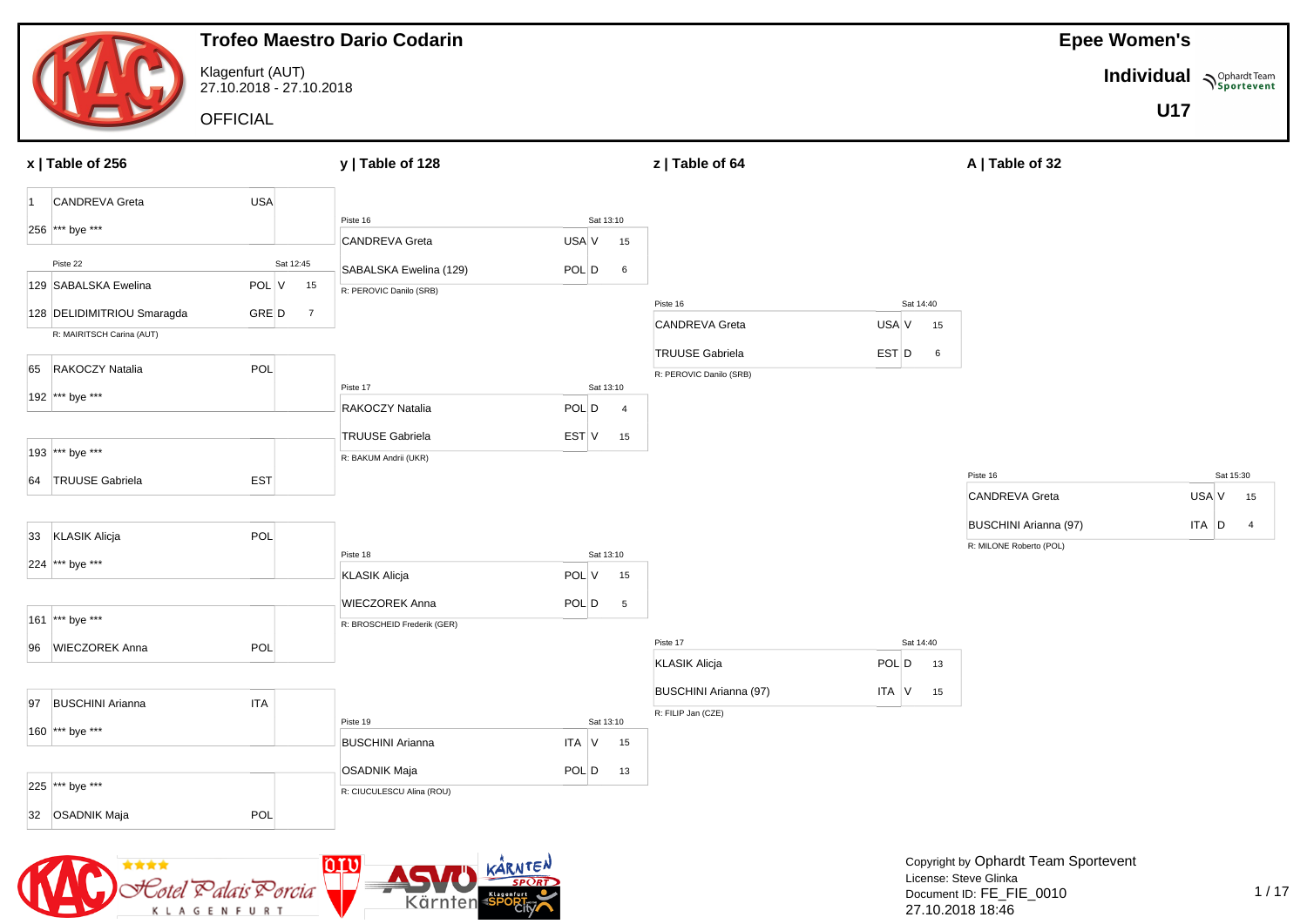# Trofeo Maestro Dario Codarin

Klagenfurt (AUT)
27.10.2018 - 27.10.2018

OFFICIAL

**Epee Women's**

**Individual**

**U17**

## x | Table of 256

| Seed | Name | Nat | | |
|---|---|---|---|---|
| 1 | CANDREVA Greta | USA | | |
| 256 | *** bye *** | | | |
| | Piste 22 | | Sat 12:45 | |
| 129 | SABALSKA Ewelina | POL | V | 15 |
| 128 | DELIDIMITRIOU Smaragda | GRE | D | 7 |
| | R: MAIRITSCH Carina (AUT) | | | |
| 65 | RAKOCZY Natalia | POL | | |
| 192 | *** bye *** | | | |
| 193 | *** bye *** | | | |
| 64 | TRUUSE Gabriela | EST | | |
| 33 | KLASIK Alicja | POL | | |
| 224 | *** bye *** | | | |
| 161 | *** bye *** | | | |
| 96 | WIECZOREK Anna | POL | | |
| 97 | BUSCHINI Arianna | ITA | | |
| 160 | *** bye *** | | | |
| 225 | *** bye *** | | | |
| 32 | OSADNIK Maja | POL | | |

## y | Table of 128

| Piste | Name | Nat | Result | Score | Referee | Time |
|---|---|---|---|---|---|---|
| Piste 16 | CANDREVA Greta | USA | V | 15 | R: PEROVIC Danilo (SRB) | Sat 13:10 |
| | SABALSKA Ewelina (129) | POL | D | 6 | | |
| Piste 17 | RAKOCZY Natalia | POL | D | 4 | R: BAKUM Andrii (UKR) | Sat 13:10 |
| | TRUUSE Gabriela | EST | V | 15 | | |
| Piste 18 | KLASIK Alicja | POL | V | 15 | R: BROSCHEID Frederik (GER) | Sat 13:10 |
| | WIECZOREK Anna | POL | D | 5 | | |
| Piste 19 | BUSCHINI Arianna | ITA | V | 15 | R: CIUCULESCU Alina (ROU) | Sat 13:10 |
| | OSADNIK Maja | POL | D | 13 | | |

## z | Table of 64

| Piste | Name | Nat | Result | Score | Referee | Time |
|---|---|---|---|---|---|---|
| Piste 16 | CANDREVA Greta | USA | V | 15 | R: PEROVIC Danilo (SRB) | Sat 14:40 |
| | TRUUSE Gabriela | EST | D | 6 | | |
| Piste 17 | KLASIK Alicja | POL | D | 13 | R: FILIP Jan (CZE) | Sat 14:40 |
| | BUSCHINI Arianna (97) | ITA | V | 15 | | |

## A | Table of 32

| Piste | Name | Nat | Result | Score | Referee | Time |
|---|---|---|---|---|---|---|
| Piste 16 | CANDREVA Greta | USA | V | 15 | R: MILONE Roberto (POL) | Sat 15:30 |
| | BUSCHINI Arianna (97) | ITA | D | 4 | | |

Copyright by Ophardt Team Sportevent
License: Steve Glinka
Document ID: FE_FIE_0010
27.10.2018 18:46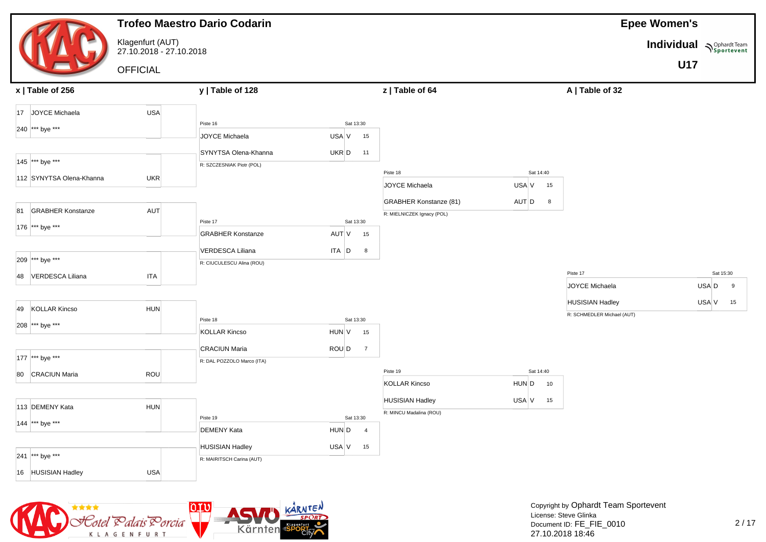# Trofeo Maestro Dario Codarin

Klagenfurt (AUT)
27.10.2018 - 27.10.2018

OFFICIAL

**Epee Women's**

**Individual**

**U17**

## x | Table of 256

| Seed | Name | Nation |
|---|---|---|
| 17 | JOYCE Michaela | USA |
| 240 | *** bye *** | |
| 145 | *** bye *** | |
| 112 | SYNYTSA Olena-Khanna | UKR |
| 81 | GRABHER Konstanze | AUT |
| 176 | *** bye *** | |
| 209 | *** bye *** | |
| 48 | VERDESCA Liliana | ITA |
| 49 | KOLLAR Kincso | HUN |
| 208 | *** bye *** | |
| 177 | *** bye *** | |
| 80 | CRACIUN Maria | ROU |
| 113 | DEMENY Kata | HUN |
| 144 | *** bye *** | |
| 241 | *** bye *** | |
| 16 | HUSISIAN Hadley | USA |

## y | Table of 128

Piste 16 — Sat 13:30

| Name | Nation | Result | Score |
|---|---|---|---|
| JOYCE Michaela | USA | V | 15 |
| SYNYTSA Olena-Khanna | UKR | D | 11 |

R: SZCZESNIAK Piotr (POL)

Piste 17 — Sat 13:30

| Name | Nation | Result | Score |
|---|---|---|---|
| GRABHER Konstanze | AUT | V | 15 |
| VERDESCA Liliana | ITA | D | 8 |

R: CIUCULESCU Alina (ROU)

Piste 18 — Sat 13:30

| Name | Nation | Result | Score |
|---|---|---|---|
| KOLLAR Kincso | HUN | V | 15 |
| CRACIUN Maria | ROU | D | 7 |

R: DAL POZZOLO Marco (ITA)

Piste 19 — Sat 13:30

| Name | Nation | Result | Score |
|---|---|---|---|
| DEMENY Kata | HUN | D | 4 |
| HUSISIAN Hadley | USA | V | 15 |

R: MAIRITSCH Carina (AUT)

## z | Table of 64

Piste 18 — Sat 14:40

| Name | Nation | Result | Score |
|---|---|---|---|
| JOYCE Michaela | USA | V | 15 |
| GRABHER Konstanze (81) | AUT | D | 8 |

R: MIELNICZEK Ignacy (POL)

Piste 19 — Sat 14:40

| Name | Nation | Result | Score |
|---|---|---|---|
| KOLLAR Kincso | HUN | D | 10 |
| HUSISIAN Hadley | USA | V | 15 |

R: MINCU Madalina (ROU)

## A | Table of 32

Piste 17 — Sat 15:30

| Name | Nation | Result | Score |
|---|---|---|---|
| JOYCE Michaela | USA | D | 9 |
| HUSISIAN Hadley | USA | V | 15 |

R: SCHMEDLER Michael (AUT)

Copyright by Ophardt Team Sportevent
License: Steve Glinka
Document ID: FE_FIE_0010
27.10.2018 18:46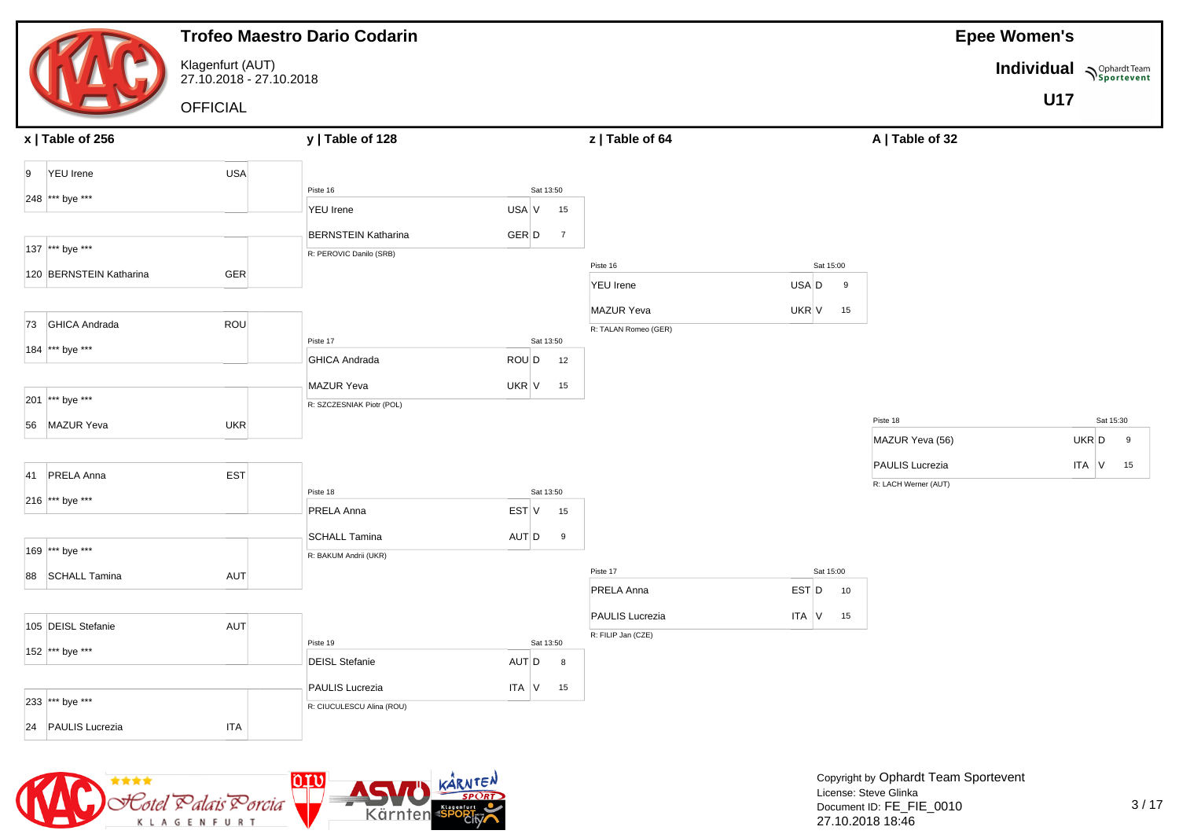# Trofeo Maestro Dario Codarin

Klagenfurt (AUT)
27.10.2018 - 27.10.2018

OFFICIAL

**Epee Women's**
**Individual**
**U17**

## x | Table of 256

| Seed | Name | Nation |
|---|---|---|
| 9 | YEU Irene | USA |
| 248 | *** bye *** | |
| 137 | *** bye *** | |
| 120 | BERNSTEIN Katharina | GER |
| 73 | GHICA Andrada | ROU |
| 184 | *** bye *** | |
| 201 | *** bye *** | |
| 56 | MAZUR Yeva | UKR |
| 41 | PRELA Anna | EST |
| 216 | *** bye *** | |
| 169 | *** bye *** | |
| 88 | SCHALL Tamina | AUT |
| 105 | DEISL Stefanie | AUT |
| 152 | *** bye *** | |
| 233 | *** bye *** | |
| 24 | PAULIS Lucrezia | ITA |

## y | Table of 128

| Piste | Time | Name | Nation | Result | Score | Referee |
|---|---|---|---|---|---|---|
| Piste 16 | Sat 13:50 | YEU Irene | USA | V | 15 | R: PEROVIC Danilo (SRB) |
| | | BERNSTEIN Katharina | GER | D | 7 | |
| Piste 17 | Sat 13:50 | GHICA Andrada | ROU | D | 12 | R: SZCZESNIAK Piotr (POL) |
| | | MAZUR Yeva | UKR | V | 15 | |
| Piste 18 | Sat 13:50 | PRELA Anna | EST | V | 15 | R: BAKUM Andrii (UKR) |
| | | SCHALL Tamina | AUT | D | 9 | |
| Piste 19 | Sat 13:50 | DEISL Stefanie | AUT | D | 8 | R: CIUCULESCU Alina (ROU) |
| | | PAULIS Lucrezia | ITA | V | 15 | |

## z | Table of 64

| Piste | Time | Name | Nation | Result | Score | Referee |
|---|---|---|---|---|---|---|
| Piste 16 | Sat 15:00 | YEU Irene | USA | D | 9 | R: TALAN Romeo (GER) |
| | | MAZUR Yeva | UKR | V | 15 | |
| Piste 17 | Sat 15:00 | PRELA Anna | EST | D | 10 | R: FILIP Jan (CZE) |
| | | PAULIS Lucrezia | ITA | V | 15 | |

## A | Table of 32

| Piste | Time | Name | Nation | Result | Score | Referee |
|---|---|---|---|---|---|---|
| Piste 18 | Sat 15:30 | MAZUR Yeva (56) | UKR | D | 9 | R: LACH Werner (AUT) |
| | | PAULIS Lucrezia | ITA | V | 15 | |

Copyright by Ophardt Team Sportevent
License: Steve Glinka
Document ID: FE_FIE_0010
27.10.2018 18:46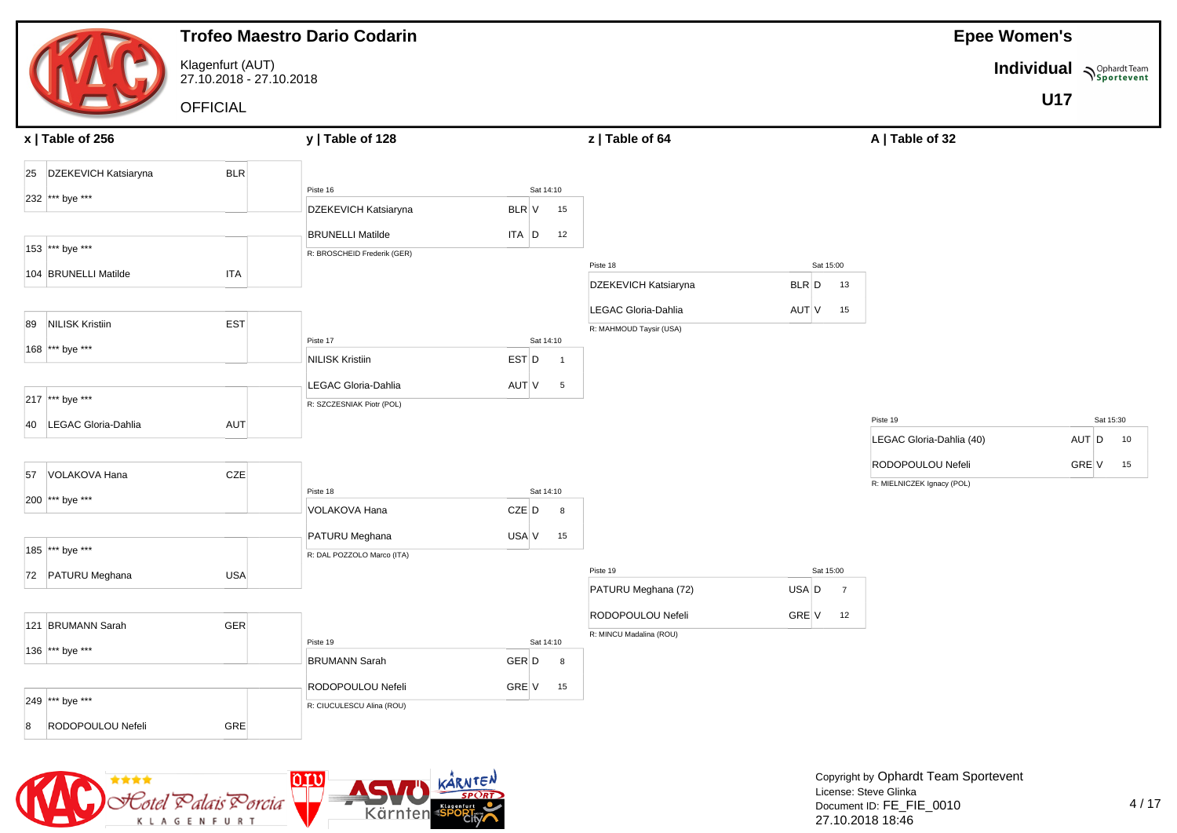# Trofeo Maestro Dario Codarin

Klagenfurt (AUT)
27.10.2018 - 27.10.2018

OFFICIAL

**Epee Women's**

**Individual**

**U17**

## x | Table of 256

| Seed | Name | Nation |
|---|---|---|
| 25 | DZEKEVICH Katsiaryna | BLR |
| 232 | *** bye *** | |
| 153 | *** bye *** | |
| 104 | BRUNELLI Matilde | ITA |
| 89 | NILISK Kristiin | EST |
| 168 | *** bye *** | |
| 217 | *** bye *** | |
| 40 | LEGAC Gloria-Dahlia | AUT |
| 57 | VOLAKOVA Hana | CZE |
| 200 | *** bye *** | |
| 185 | *** bye *** | |
| 72 | PATURU Meghana | USA |
| 121 | BRUMANN Sarah | GER |
| 136 | *** bye *** | |
| 249 | *** bye *** | |
| 8 | RODOPOULOU Nefeli | GRE |

## y | Table of 128

| Piste | Time | Name | Nation | Result | Score | Referee |
|---|---|---|---|---|---|---|
| Piste 16 | Sat 14:10 | DZEKEVICH Katsiaryna | BLR | V | 15 | R: BROSCHEID Frederik (GER) |
| | | BRUNELLI Matilde | ITA | D | 12 | |
| Piste 17 | Sat 14:10 | NILISK Kristiin | EST | D | 1 | R: SZCZESNIAK Piotr (POL) |
| | | LEGAC Gloria-Dahlia | AUT | V | 5 | |
| Piste 18 | Sat 14:10 | VOLAKOVA Hana | CZE | D | 8 | R: DAL POZZOLO Marco (ITA) |
| | | PATURU Meghana | USA | V | 15 | |
| Piste 19 | Sat 14:10 | BRUMANN Sarah | GER | D | 8 | R: CIUCULESCU Alina (ROU) |
| | | RODOPOULOU Nefeli | GRE | V | 15 | |

## z | Table of 64

| Piste | Time | Name | Nation | Result | Score | Referee |
|---|---|---|---|---|---|---|
| Piste 18 | Sat 15:00 | DZEKEVICH Katsiaryna | BLR | D | 13 | R: MAHMOUD Taysir (USA) |
| | | LEGAC Gloria-Dahlia | AUT | V | 15 | |
| Piste 19 | Sat 15:00 | PATURU Meghana (72) | USA | D | 7 | R: MINCU Madalina (ROU) |
| | | RODOPOULOU Nefeli | GRE | V | 12 | |

## A | Table of 32

| Piste | Time | Name | Nation | Result | Score | Referee |
|---|---|---|---|---|---|---|
| Piste 19 | Sat 15:30 | LEGAC Gloria-Dahlia (40) | AUT | D | 10 | R: MIELNICZEK Ignacy (POL) |
| | | RODOPOULOU Nefeli | GRE | V | 15 | |

Copyright by Ophardt Team Sportevent
License: Steve Glinka
Document ID: FE_FIE_0010
27.10.2018 18:46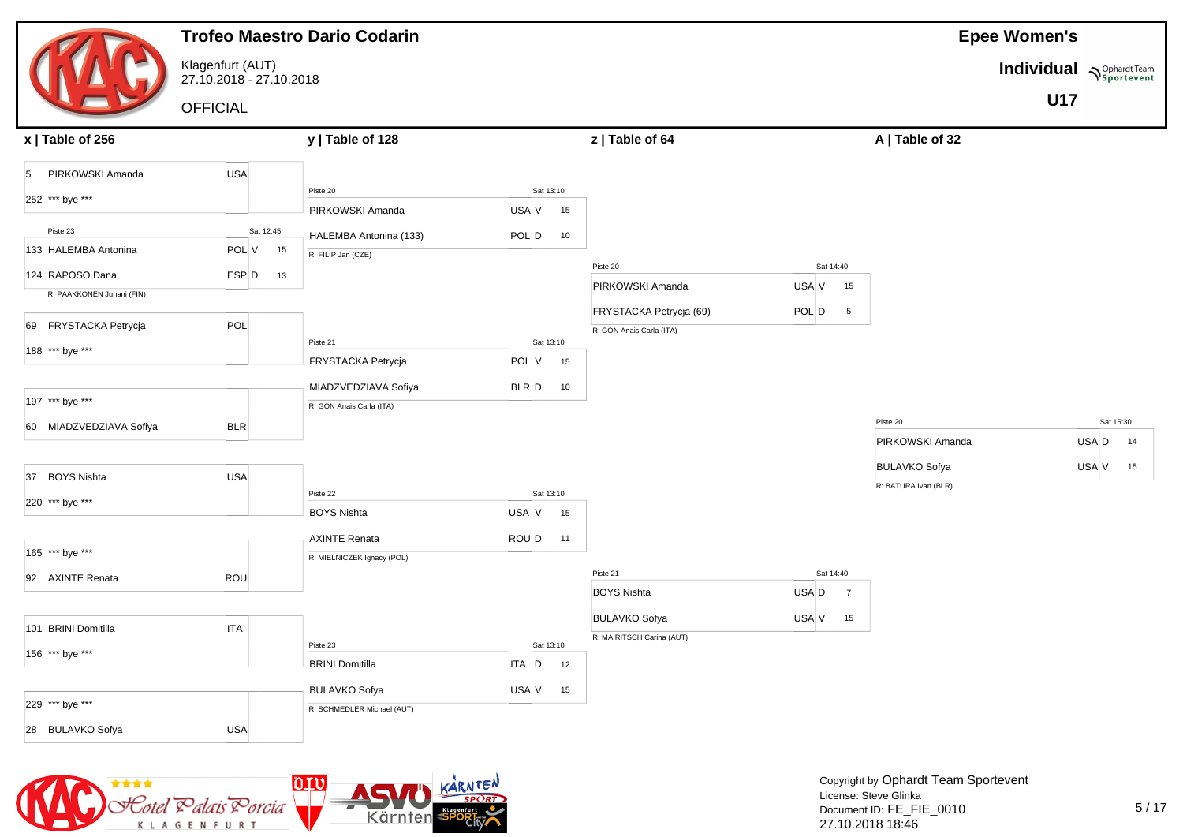# Trofeo Maestro Dario Codarin

Klagenfurt (AUT)
27.10.2018 - 27.10.2018

OFFICIAL

**Epee Women's**

**Individual**

**U17**

## x | Table of 256

| Seed | Name | Nation | | |
|---|---|---|---|---|
| 5 | PIRKOWSKI Amanda | USA | | |
| 252 | *** bye *** | | | |
| | Piste 23 | | Sat 12:45 | |
| 133 | HALEMBA Antonina | POL | V | 15 |
| 124 | RAPOSO Dana | ESP | D | 13 |
| | R: PAAKKONEN Juhani (FIN) | | | |
| 69 | FRYSTACKA Petrycja | POL | | |
| 188 | *** bye *** | | | |
| 197 | *** bye *** | | | |
| 60 | MIADZVEDZIAVA Sofiya | BLR | | |
| 37 | BOYS Nishta | USA | | |
| 220 | *** bye *** | | | |
| 165 | *** bye *** | | | |
| 92 | AXINTE Renata | ROU | | |
| 101 | BRINI Domitilla | ITA | | |
| 156 | *** bye *** | | | |
| 229 | *** bye *** | | | |
| 28 | BULAVKO Sofya | USA | | |

## y | Table of 128

| Piste | Time | Name | Nation | Result | Score |
|---|---|---|---|---|---|
| Piste 20 | Sat 13:10 | PIRKOWSKI Amanda | USA | V | 15 |
| | | HALEMBA Antonina (133) | POL | D | 10 |
| R: FILIP Jan (CZE) | | | | | |
| Piste 21 | Sat 13:10 | FRYSTACKA Petrycja | POL | V | 15 |
| | | MIADZVEDZIAVA Sofiya | BLR | D | 10 |
| R: GON Anais Carla (ITA) | | | | | |
| Piste 22 | Sat 13:10 | BOYS Nishta | USA | V | 15 |
| | | AXINTE Renata | ROU | D | 11 |
| R: MIELNICZEK Ignacy (POL) | | | | | |
| Piste 23 | Sat 13:10 | BRINI Domitilla | ITA | D | 12 |
| | | BULAVKO Sofya | USA | V | 15 |
| R: SCHMEDLER Michael (AUT) | | | | | |

## z | Table of 64

| Piste | Time | Name | Nation | Result | Score |
|---|---|---|---|---|---|
| Piste 20 | Sat 14:40 | PIRKOWSKI Amanda | USA | V | 15 |
| | | FRYSTACKA Petrycja (69) | POL | D | 5 |
| R: GON Anais Carla (ITA) | | | | | |
| Piste 21 | Sat 14:40 | BOYS Nishta | USA | D | 7 |
| | | BULAVKO Sofya | USA | V | 15 |
| R: MAIRITSCH Carina (AUT) | | | | | |

## A | Table of 32

| Piste | Time | Name | Nation | Result | Score |
|---|---|---|---|---|---|
| Piste 20 | Sat 15:30 | PIRKOWSKI Amanda | USA | D | 14 |
| | | BULAVKO Sofya | USA | V | 15 |
| R: BATURA Ivan (BLR) | | | | | |

Copyright by Ophardt Team Sportevent
License: Steve Glinka
Document ID: FE_FIE_0010
27.10.2018 18:46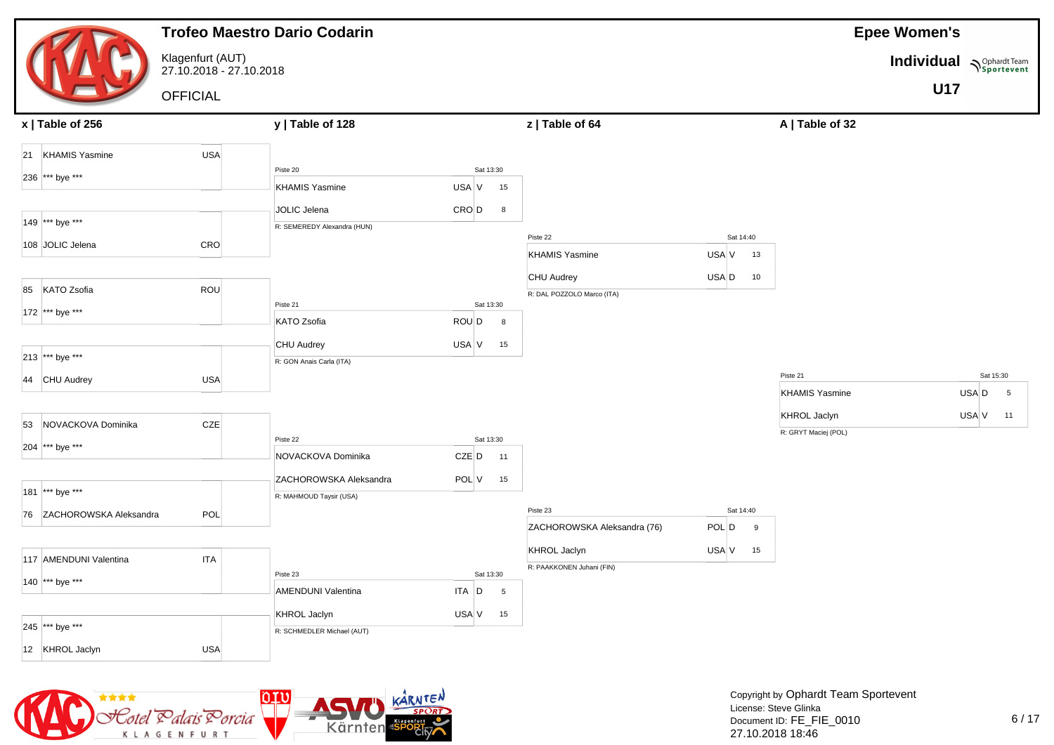# Trofeo Maestro Dario Codarin

Klagenfurt (AUT)
27.10.2018 - 27.10.2018

OFFICIAL

**Epee Women's**

**Individual**

**U17**

## x | Table of 256

| Seed | Name | Nation |
|---|---|---|
| 21 | KHAMIS Yasmine | USA |
| 236 | *** bye *** | |
| 149 | *** bye *** | |
| 108 | JOLIC Jelena | CRO |
| 85 | KATO Zsofia | ROU |
| 172 | *** bye *** | |
| 213 | *** bye *** | |
| 44 | CHU Audrey | USA |
| 53 | NOVACKOVA Dominika | CZE |
| 204 | *** bye *** | |
| 181 | *** bye *** | |
| 76 | ZACHOROWSKA Aleksandra | POL |
| 117 | AMENDUNI Valentina | ITA |
| 140 | *** bye *** | |
| 245 | *** bye *** | |
| 12 | KHROL Jaclyn | USA |

## y | Table of 128

| Piste | Time | Name | Nation | Result | Score | Referee |
|---|---|---|---|---|---|---|
| Piste 20 | Sat 13:30 | KHAMIS Yasmine | USA | V | 15 | R: SEMEREDY Alexandra (HUN) |
| | | JOLIC Jelena | CRO | D | 8 | |
| Piste 21 | Sat 13:30 | KATO Zsofia | ROU | D | 8 | R: GON Anais Carla (ITA) |
| | | CHU Audrey | USA | V | 15 | |
| Piste 22 | Sat 13:30 | NOVACKOVA Dominika | CZE | D | 11 | R: MAHMOUD Taysir (USA) |
| | | ZACHOROWSKA Aleksandra | POL | V | 15 | |
| Piste 23 | Sat 13:30 | AMENDUNI Valentina | ITA | D | 5 | R: SCHMEDLER Michael (AUT) |
| | | KHROL Jaclyn | USA | V | 15 | |

## z | Table of 64

| Piste | Time | Name | Nation | Result | Score | Referee |
|---|---|---|---|---|---|---|
| Piste 22 | Sat 14:40 | KHAMIS Yasmine | USA | V | 13 | R: DAL POZZOLO Marco (ITA) |
| | | CHU Audrey | USA | D | 10 | |
| Piste 23 | Sat 14:40 | ZACHOROWSKA Aleksandra (76) | POL | D | 9 | R: PAAKKONEN Juhani (FIN) |
| | | KHROL Jaclyn | USA | V | 15 | |

## A | Table of 32

| Piste | Time | Name | Nation | Result | Score | Referee |
|---|---|---|---|---|---|---|
| Piste 21 | Sat 15:30 | KHAMIS Yasmine | USA | D | 5 | R: GRYT Maciej (POL) |
| | | KHROL Jaclyn | USA | V | 11 | |

Copyright by Ophardt Team Sportevent
License: Steve Glinka
Document ID: FE_FIE_0010
27.10.2018 18:46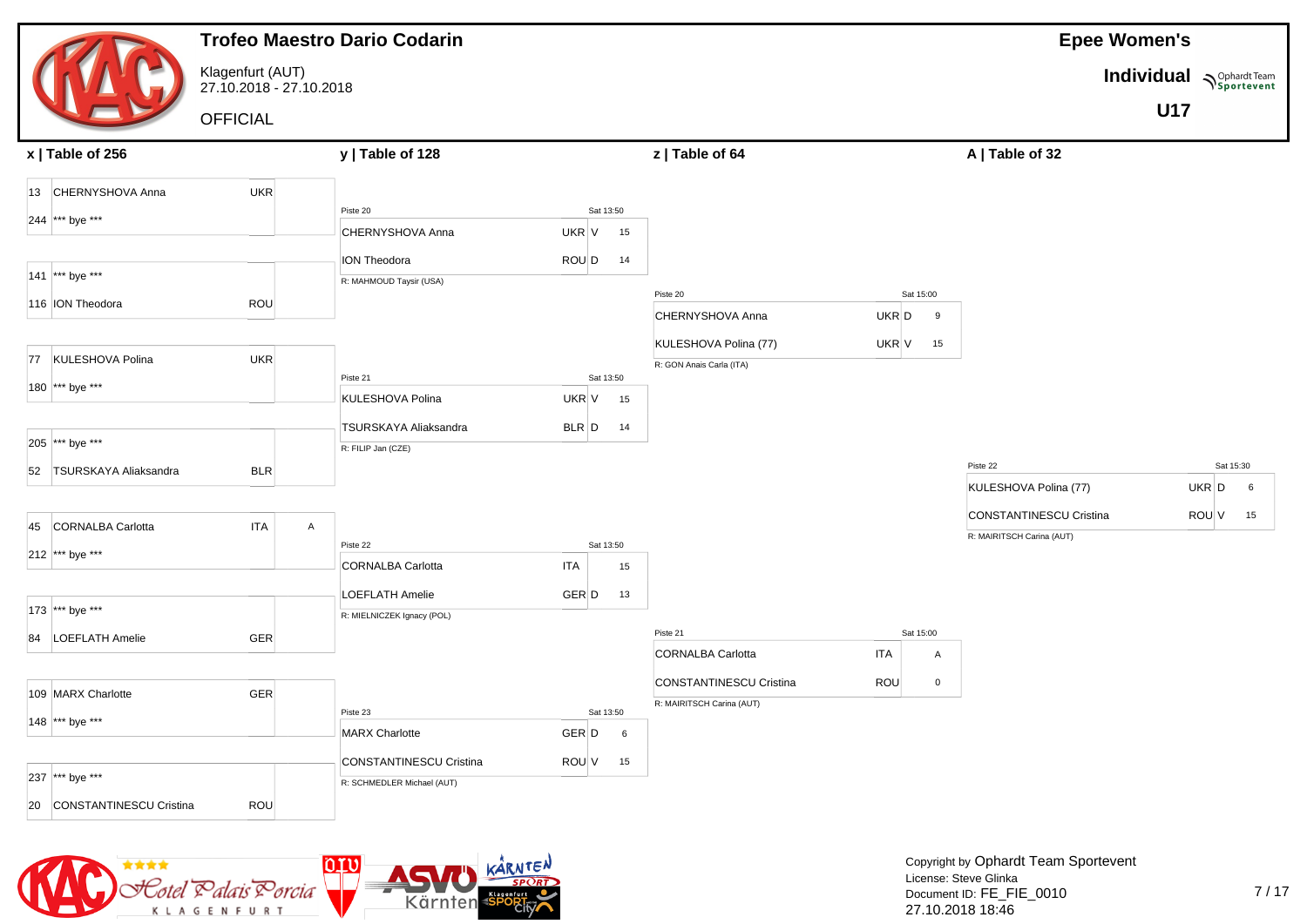# Trofeo Maestro Dario Codarin

Klagenfurt (AUT)
27.10.2018 - 27.10.2018

OFFICIAL

**Epee Women's**

**Individual**

**U17**

## x | Table of 256

| | | | |
|---|---|---|---|
| 13 | CHERNYSHOVA Anna | UKR | |
| 244 | *** bye *** | | |
| 141 | *** bye *** | | |
| 116 | ION Theodora | ROU | |
| 77 | KULESHOVA Polina | UKR | |
| 180 | *** bye *** | | |
| 205 | *** bye *** | | |
| 52 | TSURSKAYA Aliaksandra | BLR | |
| 45 | CORNALBA Carlotta | ITA | A |
| 212 | *** bye *** | | |
| 173 | *** bye *** | | |
| 84 | LOEFLATH Amelie | GER | |
| 109 | MARX Charlotte | GER | |
| 148 | *** bye *** | | |
| 237 | *** bye *** | | |
| 20 | CONSTANTINESCU Cristina | ROU | |

## y | Table of 128

Piste 20 — Sat 13:50

| | | | |
|---|---|---|---|
| CHERNYSHOVA Anna | UKR | V | 15 |
| ION Theodora | ROU | D | 14 |

R: MAHMOUD Taysir (USA)

Piste 21 — Sat 13:50

| | | | |
|---|---|---|---|
| KULESHOVA Polina | UKR | V | 15 |
| TSURSKAYA Aliaksandra | BLR | D | 14 |

R: FILIP Jan (CZE)

Piste 22 — Sat 13:50

| | | | |
|---|---|---|---|
| CORNALBA Carlotta | ITA | | 15 |
| LOEFLATH Amelie | GER | D | 13 |

R: MIELNICZEK Ignacy (POL)

Piste 23 — Sat 13:50

| | | | |
|---|---|---|---|
| MARX Charlotte | GER | D | 6 |
| CONSTANTINESCU Cristina | ROU | V | 15 |

R: SCHMEDLER Michael (AUT)

## z | Table of 64

Piste 20 — Sat 15:00

| | | | |
|---|---|---|---|
| CHERNYSHOVA Anna | UKR | D | 9 |
| KULESHOVA Polina (77) | UKR | V | 15 |

R: GON Anais Carla (ITA)

Piste 21 — Sat 15:00

| | | | |
|---|---|---|---|
| CORNALBA Carlotta | ITA | | A |
| CONSTANTINESCU Cristina | ROU | | 0 |

R: MAIRITSCH Carina (AUT)

## A | Table of 32

Piste 22 — Sat 15:30

| | | | |
|---|---|---|---|
| KULESHOVA Polina (77) | UKR | D | 6 |
| CONSTANTINESCU Cristina | ROU | V | 15 |

R: MAIRITSCH Carina (AUT)

Copyright by Ophardt Team Sportevent
License: Steve Glinka
Document ID: FE_FIE_0010
27.10.2018 18:46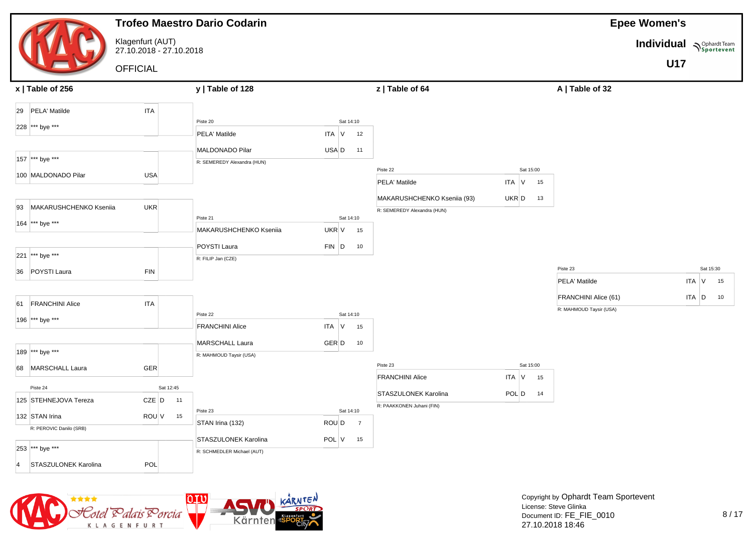# Trofeo Maestro Dario Codarin

Klagenfurt (AUT)
27.10.2018 - 27.10.2018

OFFICIAL

**Epee Women's**

**Individual**

**U17**

## x | Table of 256

| Seed | Name | Nation | Result | Score |
|---|---|---|---|---|
| 29 | PELA' Matilde | ITA | | |
| 228 | *** bye *** | | | |
| 157 | *** bye *** | | | |
| 100 | MALDONADO Pilar | USA | | |
| 93 | MAKARUSHCHENKO Ksenia | UKR | | |
| 164 | *** bye *** | | | |
| 221 | *** bye *** | | | |
| 36 | POYSTI Laura | FIN | | |
| 61 | FRANCHINI Alice | ITA | | |
| 196 | *** bye *** | | | |
| 189 | *** bye *** | | | |
| 68 | MARSCHALL Laura | GER | | |
| 125 | STEHNEJOVA Tereza | CZE | D | 11 |
| 132 | STAN Irina | ROU | V | 15 |
| 253 | *** bye *** | | | |
| 4 | STASZULONEK Karolina | POL | | |

Piste 24, Sat 12:45 — R: PEROVIC Danilo (SRB)

## y | Table of 128

| Piste | Time | Name | Nation | Result | Score | Referee |
|---|---|---|---|---|---|---|
| Piste 20 | Sat 14:10 | PELA' Matilde | ITA | V | 12 | R: SEMEREDY Alexandra (HUN) |
| | | MALDONADO Pilar | USA | D | 11 | |
| Piste 21 | Sat 14:10 | MAKARUSHCHENKO Ksenia | UKR | V | 15 | R: FILIP Jan (CZE) |
| | | POYSTI Laura | FIN | D | 10 | |
| Piste 22 | Sat 14:10 | FRANCHINI Alice | ITA | V | 15 | R: MAHMOUD Taysir (USA) |
| | | MARSCHALL Laura | GER | D | 10 | |
| Piste 23 | Sat 14:10 | STAN Irina (132) | ROU | D | 7 | R: SCHMEDLER Michael (AUT) |
| | | STASZULONEK Karolina | POL | V | 15 | |

## z | Table of 64

| Piste | Time | Name | Nation | Result | Score | Referee |
|---|---|---|---|---|---|---|
| Piste 22 | Sat 15:00 | PELA' Matilde | ITA | V | 15 | R: SEMEREDY Alexandra (HUN) |
| | | MAKARUSHCHENKO Ksenia (93) | UKR | D | 13 | |
| Piste 23 | Sat 15:00 | FRANCHINI Alice | ITA | V | 15 | R: PAAKKONEN Juhani (FIN) |
| | | STASZULONEK Karolina | POL | D | 14 | |

## A | Table of 32

| Piste | Time | Name | Nation | Result | Score | Referee |
|---|---|---|---|---|---|---|
| Piste 23 | Sat 15:30 | PELA' Matilde | ITA | V | 15 | R: MAHMOUD Taysir (USA) |
| | | FRANCHINI Alice (61) | ITA | D | 10 | |

Copyright by Ophardt Team Sportevent
License: Steve Glinka
Document ID: FE_FIE_0010
27.10.2018 18:46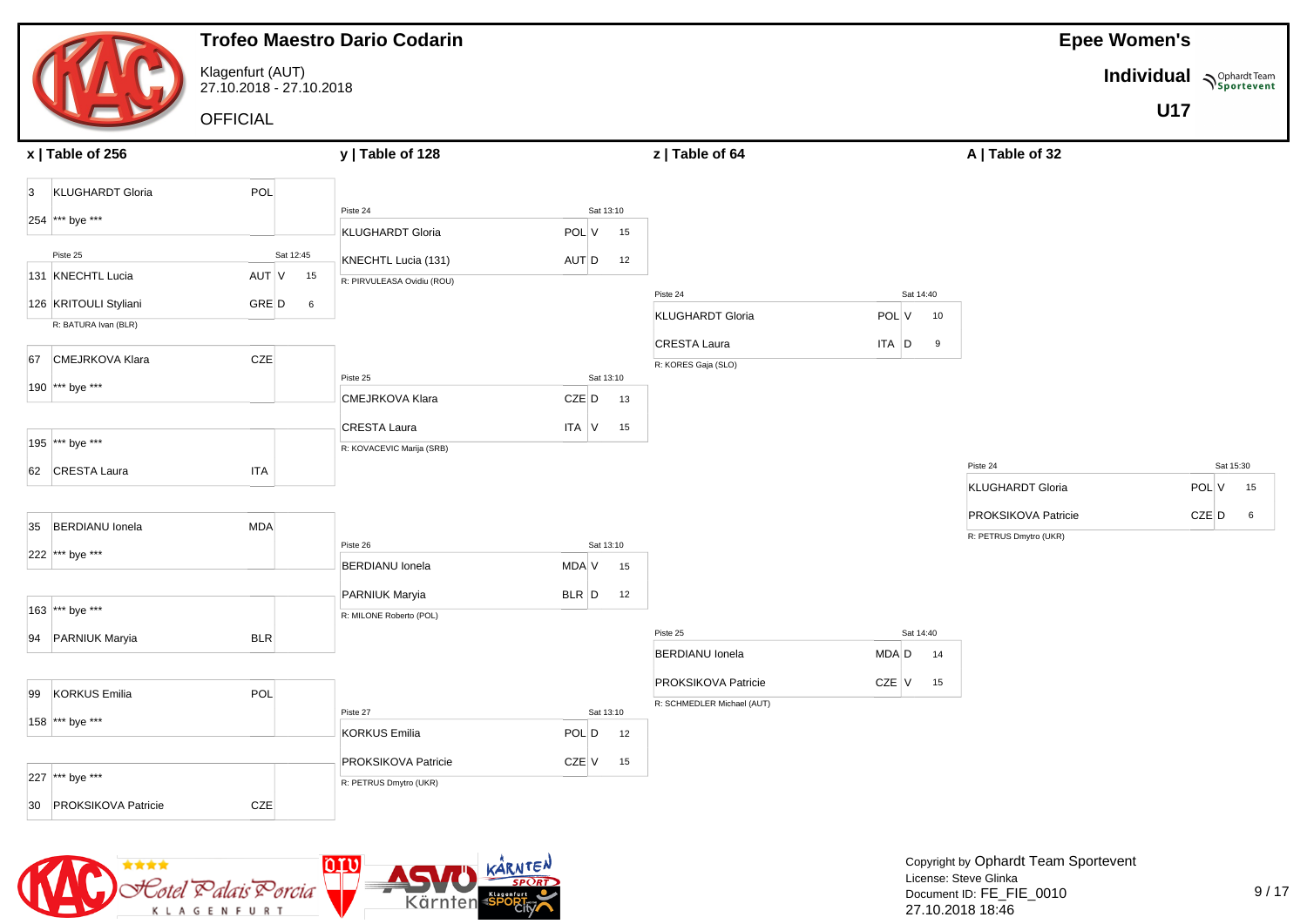# Trofeo Maestro Dario Codarin

Klagenfurt (AUT)
27.10.2018 - 27.10.2018

OFFICIAL

**Epee Women's**

**Individual**

**U17**

## x | Table of 256

| Seed | Name | Nation | Result | Score |
|---|---|---|---|---|
| 3 | KLUGHARDT Gloria | POL | | |
| 254 | *** bye *** | | | |

Piste 25 — Sat 12:45

| Seed | Name | Nation | Result | Score |
|---|---|---|---|---|
| 131 | KNECHTL Lucia | AUT | V | 15 |
| 126 | KRITOULI Styliani | GRE | D | 6 |

R: BATURA Ivan (BLR)

| Seed | Name | Nation | Result | Score |
|---|---|---|---|---|
| 67 | CMEJRKOVA Klara | CZE | | |
| 190 | *** bye *** | | | |
| 195 | *** bye *** | | | |
| 62 | CRESTA Laura | ITA | | |
| 35 | BERDIANU Ionela | MDA | | |
| 222 | *** bye *** | | | |
| 163 | *** bye *** | | | |
| 94 | PARNIUK Maryia | BLR | | |
| 99 | KORKUS Emilia | POL | | |
| 158 | *** bye *** | | | |
| 227 | *** bye *** | | | |
| 30 | PROKSIKOVA Patricie | CZE | | |

## y | Table of 128

Piste 24 — Sat 13:10

| Name | Nation | Result | Score |
|---|---|---|---|
| KLUGHARDT Gloria | POL | V | 15 |
| KNECHTL Lucia (131) | AUT | D | 12 |

R: PIRVULEASA Ovidiu (ROU)

Piste 25 — Sat 13:10

| Name | Nation | Result | Score |
|---|---|---|---|
| CMEJRKOVA Klara | CZE | D | 13 |
| CRESTA Laura | ITA | V | 15 |

R: KOVACEVIC Marija (SRB)

Piste 26 — Sat 13:10

| Name | Nation | Result | Score |
|---|---|---|---|
| BERDIANU Ionela | MDA | V | 15 |
| PARNIUK Maryia | BLR | D | 12 |

R: MILONE Roberto (POL)

Piste 27 — Sat 13:10

| Name | Nation | Result | Score |
|---|---|---|---|
| KORKUS Emilia | POL | D | 12 |
| PROKSIKOVA Patricie | CZE | V | 15 |

R: PETRUS Dmytro (UKR)

## z | Table of 64

Piste 24 — Sat 14:40

| Name | Nation | Result | Score |
|---|---|---|---|
| KLUGHARDT Gloria | POL | V | 10 |
| CRESTA Laura | ITA | D | 9 |

R: KORES Gaja (SLO)

Piste 25 — Sat 14:40

| Name | Nation | Result | Score |
|---|---|---|---|
| BERDIANU Ionela | MDA | D | 14 |
| PROKSIKOVA Patricie | CZE | V | 15 |

R: SCHMEDLER Michael (AUT)

## A | Table of 32

Piste 24 — Sat 15:30

| Name | Nation | Result | Score |
|---|---|---|---|
| KLUGHARDT Gloria | POL | V | 15 |
| PROKSIKOVA Patricie | CZE | D | 6 |

R: PETRUS Dmytro (UKR)

Copyright by Ophardt Team Sportevent
License: Steve Glinka
Document ID: FE_FIE_0010
27.10.2018 18:46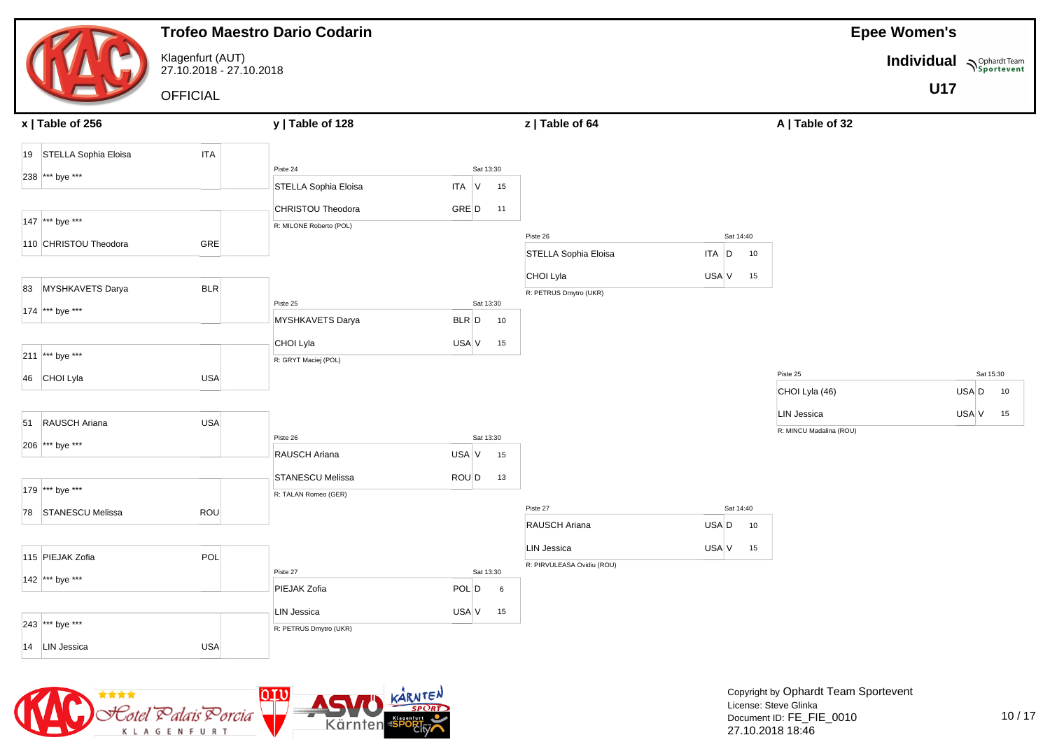# Trofeo Maestro Dario Codarin

Klagenfurt (AUT)
27.10.2018 - 27.10.2018

OFFICIAL

**Epee Women's**

**Individual**

**U17**

## x | Table of 256

| Seed | Name | Nation |
|---|---|---|
| 19 | STELLA Sophia Eloisa | ITA |
| 238 | *** bye *** | |
| 147 | *** bye *** | |
| 110 | CHRISTOU Theodora | GRE |
| 83 | MYSHKAVETS Darya | BLR |
| 174 | *** bye *** | |
| 211 | *** bye *** | |
| 46 | CHOI Lyla | USA |
| 51 | RAUSCH Ariana | USA |
| 206 | *** bye *** | |
| 179 | *** bye *** | |
| 78 | STANESCU Melissa | ROU |
| 115 | PIEJAK Zofia | POL |
| 142 | *** bye *** | |
| 243 | *** bye *** | |
| 14 | LIN Jessica | USA |

## y | Table of 128

| Piste | Time | Name | Nation | Result | Score | Referee |
|---|---|---|---|---|---|---|
| Piste 24 | Sat 13:30 | STELLA Sophia Eloisa | ITA | V | 15 | R: MILONE Roberto (POL) |
| | | CHRISTOU Theodora | GRE | D | 11 | |
| Piste 25 | Sat 13:30 | MYSHKAVETS Darya | BLR | D | 10 | R: GRYT Maciej (POL) |
| | | CHOI Lyla | USA | V | 15 | |
| Piste 26 | Sat 13:30 | RAUSCH Ariana | USA | V | 15 | R: TALAN Romeo (GER) |
| | | STANESCU Melissa | ROU | D | 13 | |
| Piste 27 | Sat 13:30 | PIEJAK Zofia | POL | D | 6 | R: PETRUS Dmytro (UKR) |
| | | LIN Jessica | USA | V | 15 | |

## z | Table of 64

| Piste | Time | Name | Nation | Result | Score | Referee |
|---|---|---|---|---|---|---|
| Piste 26 | Sat 14:40 | STELLA Sophia Eloisa | ITA | D | 10 | R: PETRUS Dmytro (UKR) |
| | | CHOI Lyla | USA | V | 15 | |
| Piste 27 | Sat 14:40 | RAUSCH Ariana | USA | D | 10 | R: PIRVULEASA Ovidiu (ROU) |
| | | LIN Jessica | USA | V | 15 | |

## A | Table of 32

| Piste | Time | Name | Nation | Result | Score | Referee |
|---|---|---|---|---|---|---|
| Piste 25 | Sat 15:30 | CHOI Lyla (46) | USA | D | 10 | R: MINCU Madalina (ROU) |
| | | LIN Jessica | USA | V | 15 | |

Copyright by Ophardt Team Sportevent
License: Steve Glinka
Document ID: FE_FIE_0010
27.10.2018 18:46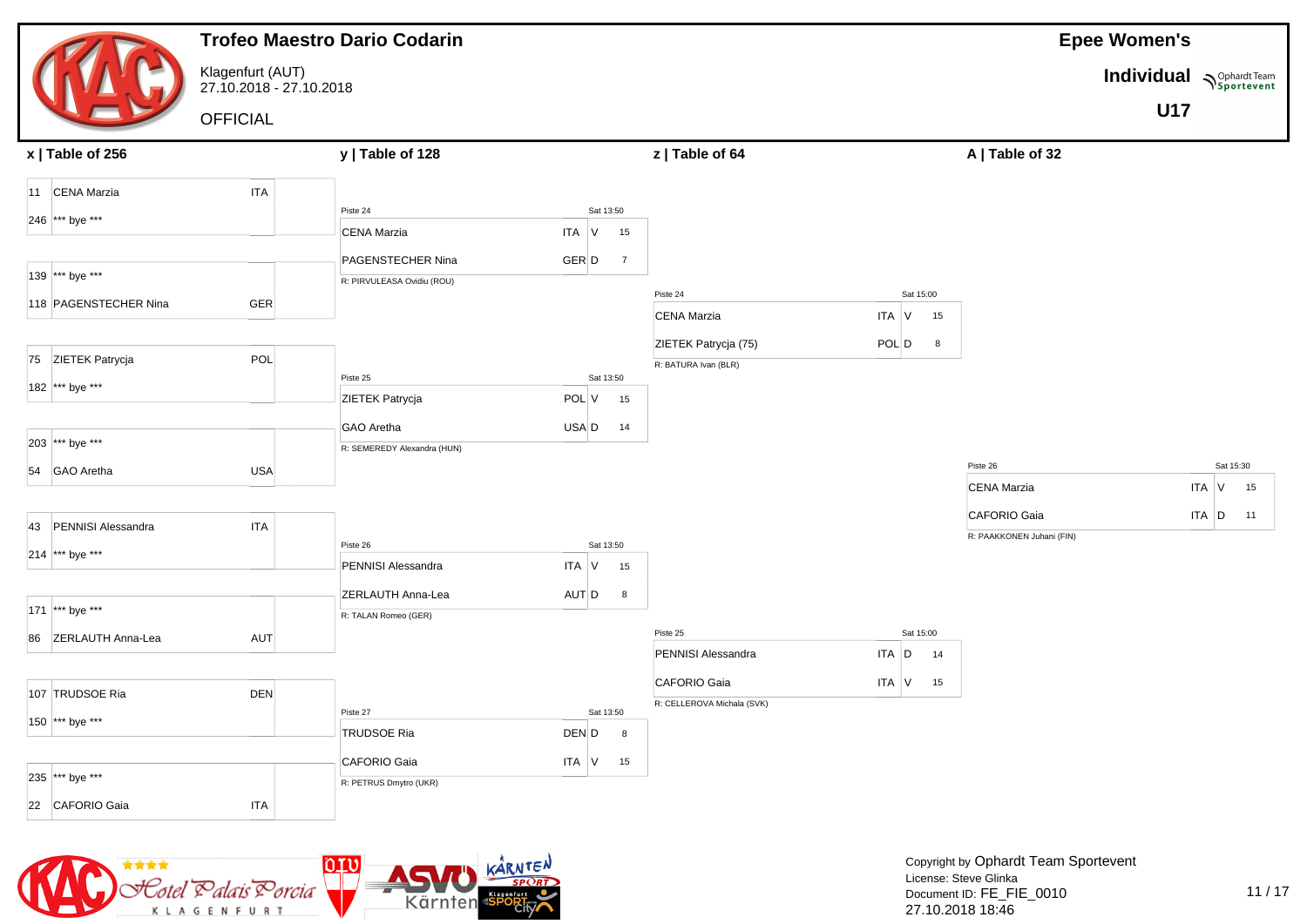# Trofeo Maestro Dario Codarin

Klagenfurt (AUT)
27.10.2018 - 27.10.2018

OFFICIAL

**Epee Women's**

**Individual**

**U17**

## x | Table of 256

| Seed | Name | Nation |
|---|---|---|
| 11 | CENA Marzia | ITA |
| 246 | *** bye *** | |
| 139 | *** bye *** | |
| 118 | PAGENSTECHER Nina | GER |
| 75 | ZIETEK Patrycja | POL |
| 182 | *** bye *** | |
| 203 | *** bye *** | |
| 54 | GAO Aretha | USA |
| 43 | PENNISI Alessandra | ITA |
| 214 | *** bye *** | |
| 171 | *** bye *** | |
| 86 | ZERLAUTH Anna-Lea | AUT |
| 107 | TRUDSOE Ria | DEN |
| 150 | *** bye *** | |
| 235 | *** bye *** | |
| 22 | CAFORIO Gaia | ITA |

## y | Table of 128

| Piste | Time | Name | Nation | Result | Score | Referee |
|---|---|---|---|---|---|---|
| Piste 24 | Sat 13:50 | CENA Marzia | ITA | V | 15 | R: PIRVULEASA Ovidiu (ROU) |
| | | PAGENSTECHER Nina | GER | D | 7 | |
| Piste 25 | Sat 13:50 | ZIETEK Patrycja | POL | V | 15 | R: SEMEREDY Alexandra (HUN) |
| | | GAO Aretha | USA | D | 14 | |
| Piste 26 | Sat 13:50 | PENNISI Alessandra | ITA | V | 15 | R: TALAN Romeo (GER) |
| | | ZERLAUTH Anna-Lea | AUT | D | 8 | |
| Piste 27 | Sat 13:50 | TRUDSOE Ria | DEN | D | 8 | R: PETRUS Dmytro (UKR) |
| | | CAFORIO Gaia | ITA | V | 15 | |

## z | Table of 64

| Piste | Time | Name | Nation | Result | Score | Referee |
|---|---|---|---|---|---|---|
| Piste 24 | Sat 15:00 | CENA Marzia | ITA | V | 15 | R: BATURA Ivan (BLR) |
| | | ZIETEK Patrycja (75) | POL | D | 8 | |
| Piste 25 | Sat 15:00 | PENNISI Alessandra | ITA | D | 14 | R: CELLEROVA Michala (SVK) |
| | | CAFORIO Gaia | ITA | V | 15 | |

## A | Table of 32

| Piste | Time | Name | Nation | Result | Score | Referee |
|---|---|---|---|---|---|---|
| Piste 26 | Sat 15:30 | CENA Marzia | ITA | V | 15 | R: PAAKKONEN Juhani (FIN) |
| | | CAFORIO Gaia | ITA | D | 11 | |

Copyright by Ophardt Team Sportevent
License: Steve Glinka
Document ID: FE_FIE_0010
27.10.2018 18:46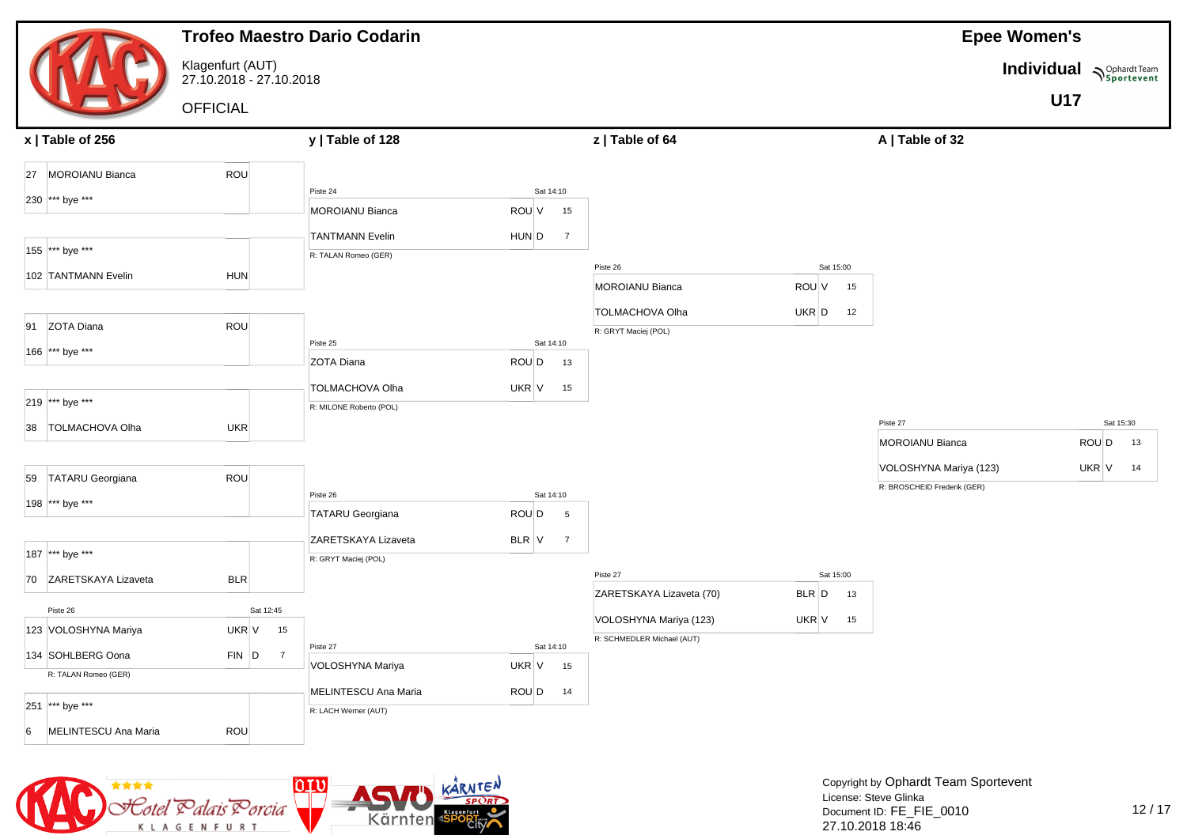# Trofeo Maestro Dario Codarin

Klagenfurt (AUT)
27.10.2018 - 27.10.2018

OFFICIAL

**Epee Women's**

**Individual**

**U17**

## x | Table of 256

| Seed | Name | Nation | Result | Score |
|---|---|---|---|---|
| 27 | MOROIANU Bianca | ROU | | |
| 230 | *** bye *** | | | |
| 155 | *** bye *** | | | |
| 102 | TANTMANN Evelin | HUN | | |
| 91 | ZOTA Diana | ROU | | |
| 166 | *** bye *** | | | |
| 219 | *** bye *** | | | |
| 38 | TOLMACHOVA Olha | UKR | | |
| 59 | TATARU Georgiana | ROU | | |
| 198 | *** bye *** | | | |
| 187 | *** bye *** | | | |
| 70 | ZARETSKAYA Lizaveta | BLR | | |
| 123 | VOLOSHYNA Mariya | UKR | V | 15 |
| 134 | SOHLBERG Oona | FIN | D | 7 |
| 251 | *** bye *** | | | |
| 6 | MELINTESCU Ana Maria | ROU | | |

Piste 26, Sat 12:45 (VOLOSHYNA – SOHLBERG) — R: TALAN Romeo (GER)

## y | Table of 128

| Piste | Time | Name | Nation | Result | Score | Referee |
|---|---|---|---|---|---|---|
| Piste 24 | Sat 14:10 | MOROIANU Bianca | ROU | V | 15 | R: TALAN Romeo (GER) |
| | | TANTMANN Evelin | HUN | D | 7 | |
| Piste 25 | Sat 14:10 | ZOTA Diana | ROU | D | 13 | R: MILONE Roberto (POL) |
| | | TOLMACHOVA Olha | UKR | V | 15 | |
| Piste 26 | Sat 14:10 | TATARU Georgiana | ROU | D | 5 | R: GRYT Maciej (POL) |
| | | ZARETSKAYA Lizaveta | BLR | V | 7 | |
| Piste 27 | Sat 14:10 | VOLOSHYNA Mariya | UKR | V | 15 | R: LACH Werner (AUT) |
| | | MELINTESCU Ana Maria | ROU | D | 14 | |

## z | Table of 64

| Piste | Time | Name | Nation | Result | Score | Referee |
|---|---|---|---|---|---|---|
| Piste 26 | Sat 15:00 | MOROIANU Bianca | ROU | V | 15 | R: GRYT Maciej (POL) |
| | | TOLMACHOVA Olha | UKR | D | 12 | |
| Piste 27 | Sat 15:00 | ZARETSKAYA Lizaveta (70) | BLR | D | 13 | R: SCHMEDLER Michael (AUT) |
| | | VOLOSHYNA Mariya (123) | UKR | V | 15 | |

## A | Table of 32

| Piste | Time | Name | Nation | Result | Score | Referee |
|---|---|---|---|---|---|---|
| Piste 27 | Sat 15:30 | MOROIANU Bianca | ROU | D | 13 | R: BROSCHEID Frederik (GER) |
| | | VOLOSHYNA Mariya (123) | UKR | V | 14 | |

Copyright by Ophardt Team Sportevent
License: Steve Glinka
Document ID: FE_FIE_0010
27.10.2018 18:46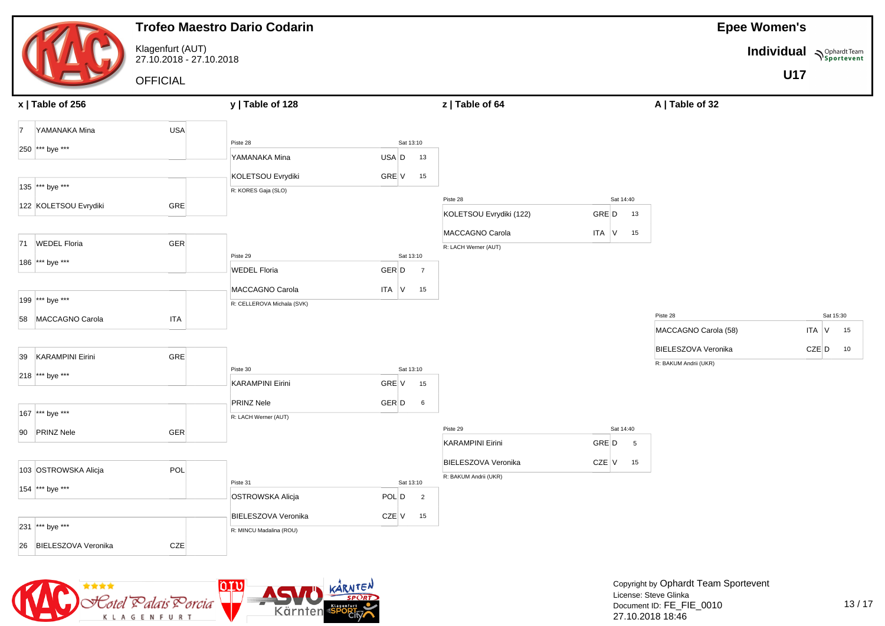# Trofeo Maestro Dario Codarin

Klagenfurt (AUT)
27.10.2018 - 27.10.2018

OFFICIAL

**Epee Women's**

**Individual**

**U17**

## x | Table of 256

| Seed | Name | Nation |
|---|---|---|
| 7 | YAMANAKA Mina | USA |
| 250 | *** bye *** | |
| 135 | *** bye *** | |
| 122 | KOLETSOU Evrydiki | GRE |
| 71 | WEDEL Floria | GER |
| 186 | *** bye *** | |
| 199 | *** bye *** | |
| 58 | MACCAGNO Carola | ITA |
| 39 | KARAMPINI Eirini | GRE |
| 218 | *** bye *** | |
| 167 | *** bye *** | |
| 90 | PRINZ Nele | GER |
| 103 | OSTROWSKA Alicja | POL |
| 154 | *** bye *** | |
| 231 | *** bye *** | |
| 26 | BIELESZOVA Veronika | CZE |

## y | Table of 128

| Piste | Time | Name | Nation | Result | Score | Referee |
|---|---|---|---|---|---|---|
| Piste 28 | Sat 13:10 | YAMANAKA Mina | USA | D | 13 | R: KORES Gaja (SLO) |
| | | KOLETSOU Evrydiki | GRE | V | 15 | |
| Piste 29 | Sat 13:10 | WEDEL Floria | GER | D | 7 | R: CELLEROVA Michala (SVK) |
| | | MACCAGNO Carola | ITA | V | 15 | |
| Piste 30 | Sat 13:10 | KARAMPINI Eirini | GRE | V | 15 | R: LACH Werner (AUT) |
| | | PRINZ Nele | GER | D | 6 | |
| Piste 31 | Sat 13:10 | OSTROWSKA Alicja | POL | D | 2 | R: MINCU Madalina (ROU) |
| | | BIELESZOVA Veronika | CZE | V | 15 | |

## z | Table of 64

| Piste | Time | Name | Nation | Result | Score | Referee |
|---|---|---|---|---|---|---|
| Piste 28 | Sat 14:40 | KOLETSOU Evrydiki (122) | GRE | D | 13 | R: LACH Werner (AUT) |
| | | MACCAGNO Carola | ITA | V | 15 | |
| Piste 29 | Sat 14:40 | KARAMPINI Eirini | GRE | D | 5 | R: BAKUM Andrii (UKR) |
| | | BIELESZOVA Veronika | CZE | V | 15 | |

## A | Table of 32

| Piste | Time | Name | Nation | Result | Score | Referee |
|---|---|---|---|---|---|---|
| Piste 28 | Sat 15:30 | MACCAGNO Carola (58) | ITA | V | 15 | R: BAKUM Andrii (UKR) |
| | | BIELESZOVA Veronika | CZE | D | 10 | |

Copyright by Ophardt Team Sportevent
License: Steve Glinka
Document ID: FE_FIE_0010
27.10.2018 18:46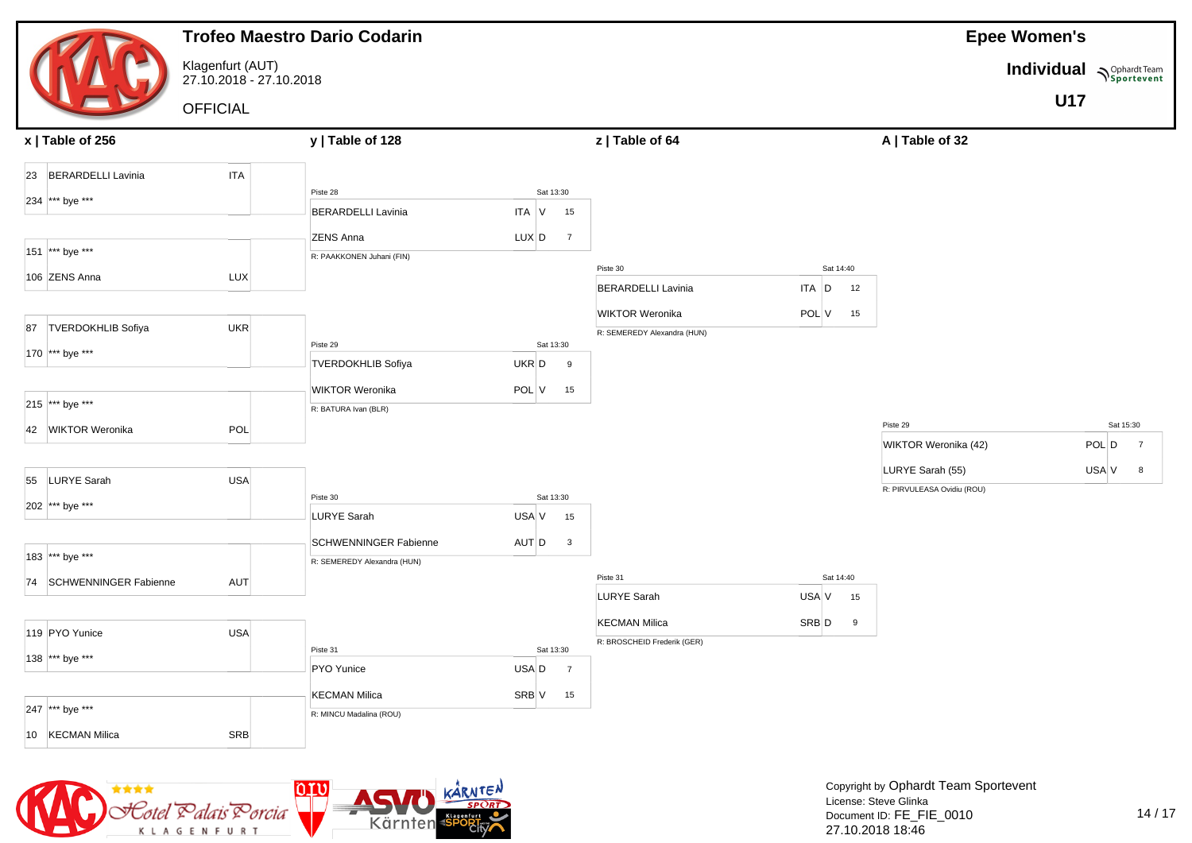# Trofeo Maestro Dario Codarin

Klagenfurt (AUT)
27.10.2018 - 27.10.2018

OFFICIAL

**Epee Women's**

**Individual**

**U17**

## x | Table of 256

| Seed | Name | Nation |
|---|---|---|
| 23 | BERARDELLI Lavinia | ITA |
| 234 | *** bye *** | |
| 151 | *** bye *** | |
| 106 | ZENS Anna | LUX |
| 87 | TVERDOKHLIB Sofiya | UKR |
| 170 | *** bye *** | |
| 215 | *** bye *** | |
| 42 | WIKTOR Weronika | POL |
| 55 | LURYE Sarah | USA |
| 202 | *** bye *** | |
| 183 | *** bye *** | |
| 74 | SCHWENNINGER Fabienne | AUT |
| 119 | PYO Yunice | USA |
| 138 | *** bye *** | |
| 247 | *** bye *** | |
| 10 | KECMAN Milica | SRB |

## y | Table of 128

Piste 28 — Sat 13:30

| Name | Nation | Result | Score |
|---|---|---|---|
| BERARDELLI Lavinia | ITA | V | 15 |
| ZENS Anna | LUX | D | 7 |

R: PAAKKONEN Juhani (FIN)

Piste 29 — Sat 13:30

| Name | Nation | Result | Score |
|---|---|---|---|
| TVERDOKHLIB Sofiya | UKR | D | 9 |
| WIKTOR Weronika | POL | V | 15 |

R: BATURA Ivan (BLR)

Piste 30 — Sat 13:30

| Name | Nation | Result | Score |
|---|---|---|---|
| LURYE Sarah | USA | V | 15 |
| SCHWENNINGER Fabienne | AUT | D | 3 |

R: SEMEREDY Alexandra (HUN)

Piste 31 — Sat 13:30

| Name | Nation | Result | Score |
|---|---|---|---|
| PYO Yunice | USA | D | 7 |
| KECMAN Milica | SRB | V | 15 |

R: MINCU Madalina (ROU)

## z | Table of 64

Piste 30 — Sat 14:40

| Name | Nation | Result | Score |
|---|---|---|---|
| BERARDELLI Lavinia | ITA | D | 12 |
| WIKTOR Weronika | POL | V | 15 |

R: SEMEREDY Alexandra (HUN)

Piste 31 — Sat 14:40

| Name | Nation | Result | Score |
|---|---|---|---|
| LURYE Sarah | USA | V | 15 |
| KECMAN Milica | SRB | D | 9 |

R: BROSCHEID Frederik (GER)

## A | Table of 32

Piste 29 — Sat 15:30

| Name | Nation | Result | Score |
|---|---|---|---|
| WIKTOR Weronika (42) | POL | D | 7 |
| LURYE Sarah (55) | USA | V | 8 |

R: PIRVULEASA Ovidiu (ROU)

Copyright by Ophardt Team Sportevent
License: Steve Glinka
Document ID: FE_FIE_0010
27.10.2018 18:46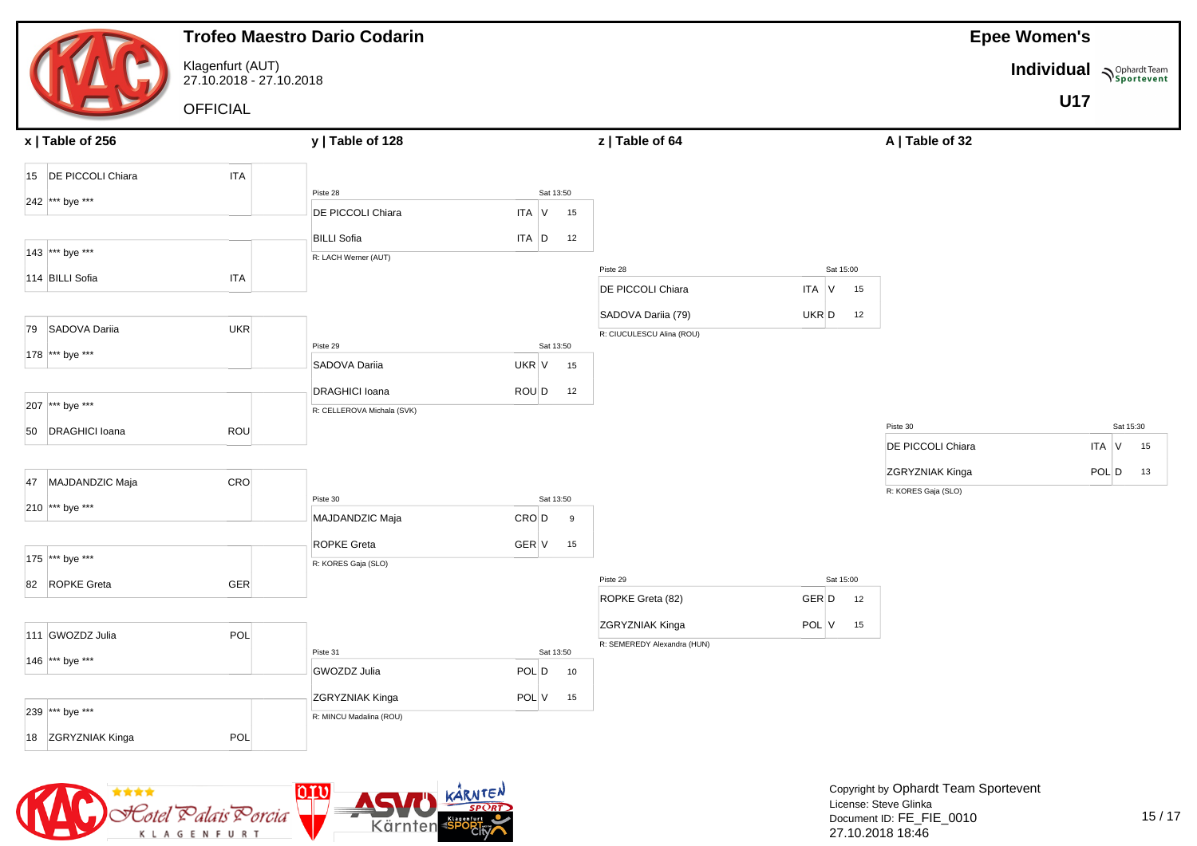# Trofeo Maestro Dario Codarin

Klagenfurt (AUT)
27.10.2018 - 27.10.2018

OFFICIAL

**Epee Women's**
**Individual**
**U17**

## x | Table of 256

| Seed | Name | Nation |
|---|---|---|
| 15 | DE PICCOLI Chiara | ITA |
| 242 | *** bye *** | |
| 143 | *** bye *** | |
| 114 | BILLI Sofia | ITA |
| 79 | SADOVA Dariia | UKR |
| 178 | *** bye *** | |
| 207 | *** bye *** | |
| 50 | DRAGHICI Ioana | ROU |
| 47 | MAJDANDZIC Maja | CRO |
| 210 | *** bye *** | |
| 175 | *** bye *** | |
| 82 | ROPKE Greta | GER |
| 111 | GWOZDZ Julia | POL |
| 146 | *** bye *** | |
| 239 | *** bye *** | |
| 18 | ZGRYZNIAK Kinga | POL |

## y | Table of 128

| Piste | Time | Name | Nation | Result | Score | Referee |
|---|---|---|---|---|---|---|
| Piste 28 | Sat 13:50 | DE PICCOLI Chiara | ITA | V | 15 | R: LACH Werner (AUT) |
| | | BILLI Sofia | ITA | D | 12 | |
| Piste 29 | Sat 13:50 | SADOVA Dariia | UKR | V | 15 | R: CELLEROVA Michala (SVK) |
| | | DRAGHICI Ioana | ROU | D | 12 | |
| Piste 30 | Sat 13:50 | MAJDANDZIC Maja | CRO | D | 9 | R: KORES Gaja (SLO) |
| | | ROPKE Greta | GER | V | 15 | |
| Piste 31 | Sat 13:50 | GWOZDZ Julia | POL | D | 10 | R: MINCU Madalina (ROU) |
| | | ZGRYZNIAK Kinga | POL | V | 15 | |

## z | Table of 64

| Piste | Time | Name | Nation | Result | Score | Referee |
|---|---|---|---|---|---|---|
| Piste 28 | Sat 15:00 | DE PICCOLI Chiara | ITA | V | 15 | R: CIUCULESCU Alina (ROU) |
| | | SADOVA Dariia (79) | UKR | D | 12 | |
| Piste 29 | Sat 15:00 | ROPKE Greta (82) | GER | D | 12 | R: SEMEREDY Alexandra (HUN) |
| | | ZGRYZNIAK Kinga | POL | V | 15 | |

## A | Table of 32

| Piste | Time | Name | Nation | Result | Score | Referee |
|---|---|---|---|---|---|---|
| Piste 30 | Sat 15:30 | DE PICCOLI Chiara | ITA | V | 15 | R: KORES Gaja (SLO) |
| | | ZGRYZNIAK Kinga | POL | D | 13 | |

Copyright by Ophardt Team Sportevent
License: Steve Glinka
Document ID: FE_FIE_0010
27.10.2018 18:46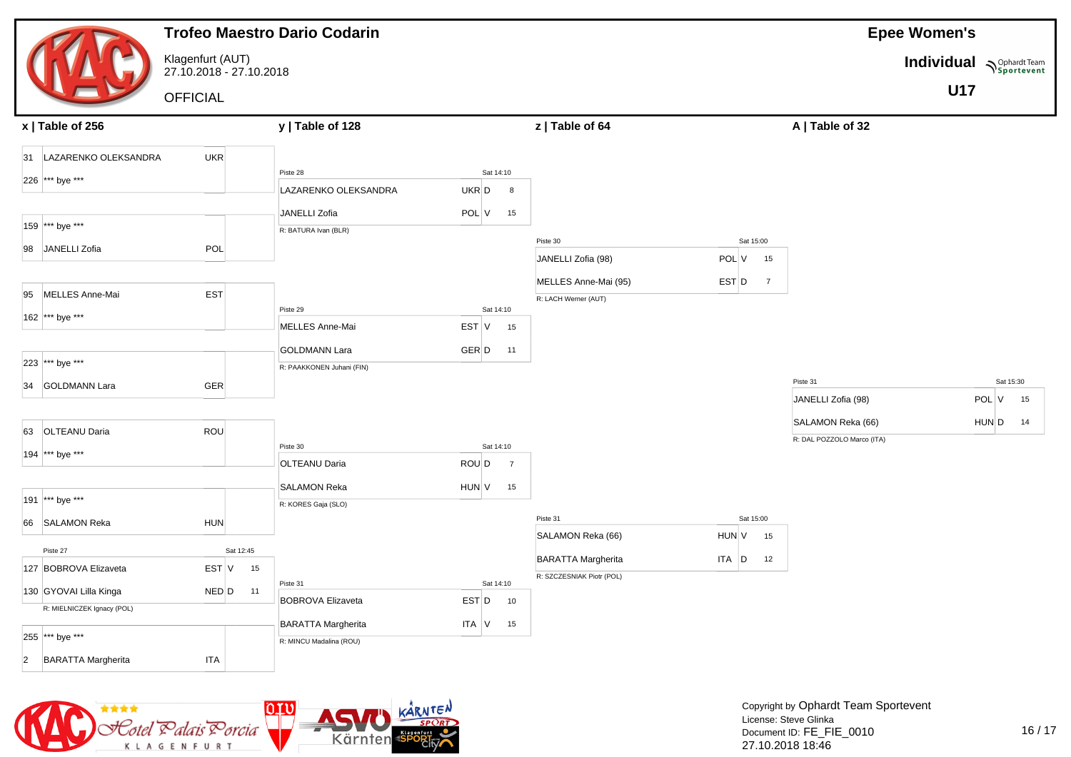# Trofeo Maestro Dario Codarin

Klagenfurt (AUT)
27.10.2018 - 27.10.2018

OFFICIAL

**Epee Women's**

**Individual**

**U17**

## x | Table of 256

| Seed | Name | Nation | | |
|---|---|---|---|---|
| 31 | LAZARENKO OLEKSANDRA | UKR | | |
| 226 | *** bye *** | | | |
| 159 | *** bye *** | | | |
| 98 | JANELLI Zofia | POL | | |
| 95 | MELLES Anne-Mai | EST | | |
| 162 | *** bye *** | | | |
| 223 | *** bye *** | | | |
| 34 | GOLDMANN Lara | GER | | |
| 63 | OLTEANU Daria | ROU | | |
| 194 | *** bye *** | | | |
| 191 | *** bye *** | | | |
| 66 | SALAMON Reka | HUN | | |
| 127 | BOBROVA Elizaveta | EST | V | 15 |
| 130 | GYOVAI Lilla Kinga | NED | D | 11 |
| 255 | *** bye *** | | | |
| 2 | BARATTA Margherita | ITA | | |

Piste 27, Sat 12:45 — BOBROVA Elizaveta vs GYOVAI Lilla Kinga — R: MIELNICZEK Ignacy (POL)

## y | Table of 128

| Piste | Time | Name | Nation | V/D | Score | Referee |
|---|---|---|---|---|---|---|
| Piste 28 | Sat 14:10 | LAZARENKO OLEKSANDRA | UKR | D | 8 | R: BATURA Ivan (BLR) |
| | | JANELLI Zofia | POL | V | 15 | |
| Piste 29 | Sat 14:10 | MELLES Anne-Mai | EST | V | 15 | R: PAAKKONEN Juhani (FIN) |
| | | GOLDMANN Lara | GER | D | 11 | |
| Piste 30 | Sat 14:10 | OLTEANU Daria | ROU | D | 7 | R: KORES Gaja (SLO) |
| | | SALAMON Reka | HUN | V | 15 | |
| Piste 31 | Sat 14:10 | BOBROVA Elizaveta | EST | D | 10 | R: MINCU Madalina (ROU) |
| | | BARATTA Margherita | ITA | V | 15 | |

## z | Table of 64

| Piste | Time | Name | Nation | V/D | Score | Referee |
|---|---|---|---|---|---|---|
| Piste 30 | Sat 15:00 | JANELLI Zofia (98) | POL | V | 15 | R: LACH Werner (AUT) |
| | | MELLES Anne-Mai (95) | EST | D | 7 | |
| Piste 31 | Sat 15:00 | SALAMON Reka (66) | HUN | V | 15 | R: SZCZESNIAK Piotr (POL) |
| | | BARATTA Margherita | ITA | D | 12 | |

## A | Table of 32

| Piste | Time | Name | Nation | V/D | Score | Referee |
|---|---|---|---|---|---|---|
| Piste 31 | Sat 15:30 | JANELLI Zofia (98) | POL | V | 15 | R: DAL POZZOLO Marco (ITA) |
| | | SALAMON Reka (66) | HUN | D | 14 | |

Copyright by Ophardt Team Sportevent
License: Steve Glinka
Document ID: FE_FIE_0010
27.10.2018 18:46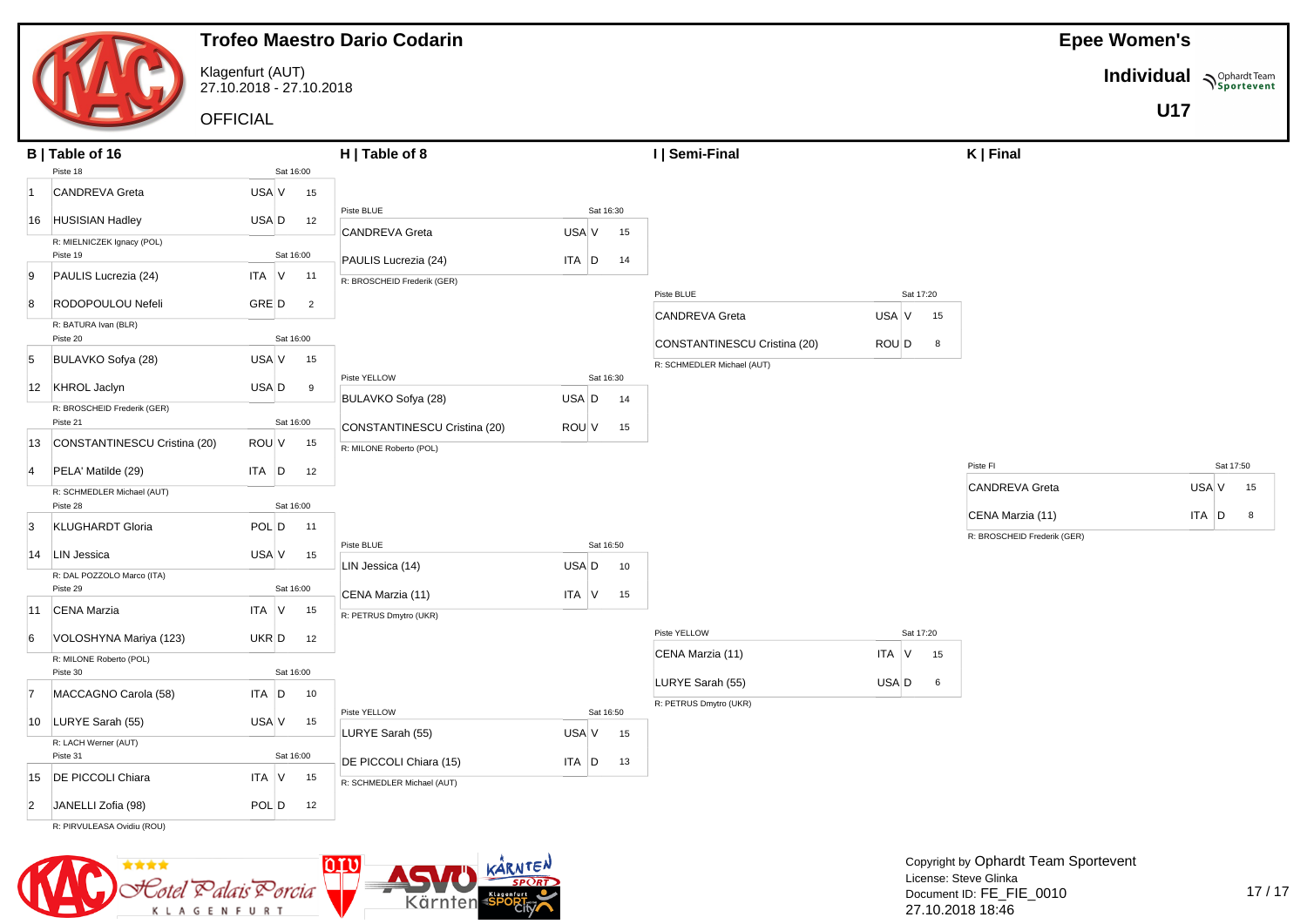# Trofeo Maestro Dario Codarin

Klagenfurt (AUT)
27.10.2018 - 27.10.2018

OFFICIAL

**Epee Women's**

**Individual**

**U17**

## B | Table of 16

| Piste | Time | Seed | Name | Nation | V/D | Score | Referee |
|---|---|---|---|---|---|---|---|
| Piste 18 | Sat 16:00 | 1 | CANDREVA Greta | USA | V | 15 | R: MIELNICZEK Ignacy (POL) |
| | | 16 | HUSISIAN Hadley | USA | D | 12 | |
| Piste 19 | Sat 16:00 | 9 | PAULIS Lucrezia (24) | ITA | V | 11 | R: BATURA Ivan (BLR) |
| | | 8 | RODOPOULOU Nefeli | GRE | D | 2 | |
| Piste 20 | Sat 16:00 | 5 | BULAVKO Sofya (28) | USA | V | 15 | R: BROSCHEID Frederik (GER) |
| | | 12 | KHROL Jaclyn | USA | D | 9 | |
| Piste 21 | Sat 16:00 | 13 | CONSTANTINESCU Cristina (20) | ROU | V | 15 | R: SCHMEDLER Michael (AUT) |
| | | 4 | PELA' Matilde (29) | ITA | D | 12 | |
| Piste 28 | Sat 16:00 | 3 | KLUGHARDT Gloria | POL | D | 11 | R: DAL POZZOLO Marco (ITA) |
| | | 14 | LIN Jessica | USA | V | 15 | |
| Piste 29 | Sat 16:00 | 11 | CENA Marzia | ITA | V | 15 | R: MILONE Roberto (POL) |
| | | 6 | VOLOSHYNA Mariya (123) | UKR | D | 12 | |
| Piste 30 | Sat 16:00 | 7 | MACCAGNO Carola (58) | ITA | D | 10 | R: LACH Werner (AUT) |
| | | 10 | LURYE Sarah (55) | USA | V | 15 | |
| Piste 31 | Sat 16:00 | 15 | DE PICCOLI Chiara | ITA | V | 15 | R: PIRVULEASA Ovidiu (ROU) |
| | | 2 | JANELLI Zofia (98) | POL | D | 12 | |

## H | Table of 8

| Piste | Time | Name | Nation | V/D | Score | Referee |
|---|---|---|---|---|---|---|
| Piste BLUE | Sat 16:30 | CANDREVA Greta | USA | V | 15 | R: BROSCHEID Frederik (GER) |
| | | PAULIS Lucrezia (24) | ITA | D | 14 | |
| Piste YELLOW | Sat 16:30 | BULAVKO Sofya (28) | USA | D | 14 | R: MILONE Roberto (POL) |
| | | CONSTANTINESCU Cristina (20) | ROU | V | 15 | |
| Piste BLUE | Sat 16:50 | LIN Jessica (14) | USA | D | 10 | R: PETRUS Dmytro (UKR) |
| | | CENA Marzia (11) | ITA | V | 15 | |
| Piste YELLOW | Sat 16:50 | LURYE Sarah (55) | USA | V | 15 | R: SCHMEDLER Michael (AUT) |
| | | DE PICCOLI Chiara (15) | ITA | D | 13 | |

## I | Semi-Final

| Piste | Time | Name | Nation | V/D | Score | Referee |
|---|---|---|---|---|---|---|
| Piste BLUE | Sat 17:20 | CANDREVA Greta | USA | V | 15 | R: SCHMEDLER Michael (AUT) |
| | | CONSTANTINESCU Cristina (20) | ROU | D | 8 | |
| Piste YELLOW | Sat 17:20 | CENA Marzia (11) | ITA | V | 15 | R: PETRUS Dmytro (UKR) |
| | | LURYE Sarah (55) | USA | D | 6 | |

## K | Final

| Piste | Time | Name | Nation | V/D | Score | Referee |
|---|---|---|---|---|---|---|
| Piste FI | Sat 17:50 | CANDREVA Greta | USA | V | 15 | R: BROSCHEID Frederik (GER) |
| | | CENA Marzia (11) | ITA | D | 8 | |

Copyright by Ophardt Team Sportevent
License: Steve Glinka
Document ID: FE_FIE_0010
27.10.2018 18:46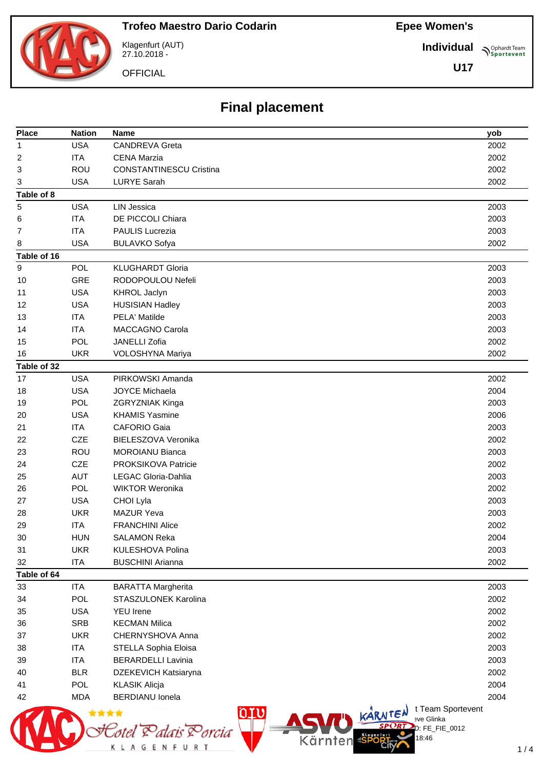**Trofeo Maestro Dario Codarin**

Klagenfurt (AUT)
27.10.2018 -

OFFICIAL

**Epee Women's**

**Individual**

**U17**

# Final placement

| Place | Nation | Name | yob |
|---|---|---|---|
| 1 | USA | CANDREVA Greta | 2002 |
| 2 | ITA | CENA Marzia | 2002 |
| 3 | ROU | CONSTANTINESCU Cristina | 2002 |
| 3 | USA | LURYE Sarah | 2002 |
| **Table of 8** | | | |
| 5 | USA | LIN Jessica | 2003 |
| 6 | ITA | DE PICCOLI Chiara | 2003 |
| 7 | ITA | PAULIS Lucrezia | 2003 |
| 8 | USA | BULAVKO Sofya | 2002 |
| **Table of 16** | | | |
| 9 | POL | KLUGHARDT Gloria | 2003 |
| 10 | GRE | RODOPOULOU Nefeli | 2003 |
| 11 | USA | KHROL Jaclyn | 2003 |
| 12 | USA | HUSISIAN Hadley | 2003 |
| 13 | ITA | PELA' Matilde | 2003 |
| 14 | ITA | MACCAGNO Carola | 2003 |
| 15 | POL | JANELLI Zofia | 2002 |
| 16 | UKR | VOLOSHYNA Mariya | 2002 |
| **Table of 32** | | | |
| 17 | USA | PIRKOWSKI Amanda | 2002 |
| 18 | USA | JOYCE Michaela | 2004 |
| 19 | POL | ZGRYZNIAK Kinga | 2003 |
| 20 | USA | KHAMIS Yasmine | 2006 |
| 21 | ITA | CAFORIO Gaia | 2003 |
| 22 | CZE | BIELESZOVA Veronika | 2002 |
| 23 | ROU | MOROIANU Bianca | 2003 |
| 24 | CZE | PROKSIKOVA Patricie | 2002 |
| 25 | AUT | LEGAC Gloria-Dahlia | 2003 |
| 26 | POL | WIKTOR Weronika | 2002 |
| 27 | USA | CHOI Lyla | 2003 |
| 28 | UKR | MAZUR Yeva | 2003 |
| 29 | ITA | FRANCHINI Alice | 2002 |
| 30 | HUN | SALAMON Reka | 2004 |
| 31 | UKR | KULESHOVA Polina | 2003 |
| 32 | ITA | BUSCHINI Arianna | 2002 |
| **Table of 64** | | | |
| 33 | ITA | BARATTA Margherita | 2003 |
| 34 | POL | STASZULONEK Karolina | 2002 |
| 35 | USA | YEU Irene | 2002 |
| 36 | SRB | KECMAN Milica | 2002 |
| 37 | UKR | CHERNYSHOVA Anna | 2002 |
| 38 | ITA | STELLA Sophia Eloisa | 2003 |
| 39 | ITA | BERARDELLI Lavinia | 2003 |
| 40 | BLR | DZEKEVICH Katsiaryna | 2002 |
| 41 | POL | KLASIK Alicja | 2004 |
| 42 | MDA | BERDIANU Ionela | 2004 |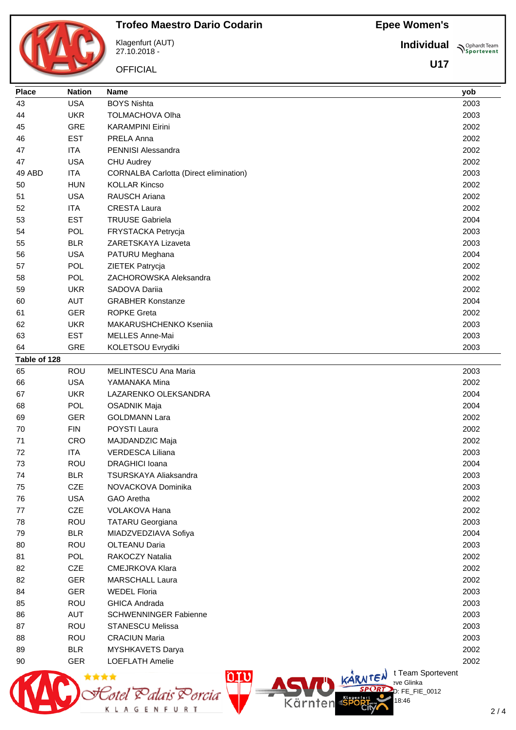# Trofeo Maestro Dario Codarin

Klagenfurt (AUT)
27.10.2018 -

OFFICIAL

**Epee Women's**

**Individual**

**U17**

| Place | Nation | Name | yob |
|---|---|---|---|
| 43 | USA | BOYS Nishta | 2003 |
| 44 | UKR | TOLMACHOVA Olha | 2003 |
| 45 | GRE | KARAMPINI Eirini | 2002 |
| 46 | EST | PRELA Anna | 2002 |
| 47 | ITA | PENNISI Alessandra | 2002 |
| 47 | USA | CHU Audrey | 2002 |
| 49 ABD | ITA | CORNALBA Carlotta (Direct elimination) | 2003 |
| 50 | HUN | KOLLAR Kincso | 2002 |
| 51 | USA | RAUSCH Ariana | 2002 |
| 52 | ITA | CRESTA Laura | 2002 |
| 53 | EST | TRUUSE Gabriela | 2004 |
| 54 | POL | FRYSTACKA Petrycja | 2003 |
| 55 | BLR | ZARETSKAYA Lizaveta | 2003 |
| 56 | USA | PATURU Meghana | 2004 |
| 57 | POL | ZIETEK Patrycja | 2002 |
| 58 | POL | ZACHOROWSKA Aleksandra | 2002 |
| 59 | UKR | SADOVA Dariia | 2002 |
| 60 | AUT | GRABHER Konstanze | 2004 |
| 61 | GER | ROPKE Greta | 2002 |
| 62 | UKR | MAKARUSHCHENKO Kseniia | 2003 |
| 63 | EST | MELLES Anne-Mai | 2003 |
| 64 | GRE | KOLETSOU Evrydiki | 2003 |
| **Table of 128** | | | |
| 65 | ROU | MELINTESCU Ana Maria | 2003 |
| 66 | USA | YAMANAKA Mina | 2002 |
| 67 | UKR | LAZARENKO OLEKSANDRA | 2004 |
| 68 | POL | OSADNIK Maja | 2004 |
| 69 | GER | GOLDMANN Lara | 2002 |
| 70 | FIN | POYSTI Laura | 2002 |
| 71 | CRO | MAJDANDZIC Maja | 2002 |
| 72 | ITA | VERDESCA Liliana | 2003 |
| 73 | ROU | DRAGHICI Ioana | 2004 |
| 74 | BLR | TSURSKAYA Aliaksandra | 2003 |
| 75 | CZE | NOVACKOVA Dominika | 2003 |
| 76 | USA | GAO Aretha | 2002 |
| 77 | CZE | VOLAKOVA Hana | 2002 |
| 78 | ROU | TATARU Georgiana | 2003 |
| 79 | BLR | MIADZVEDZIAVA Sofiya | 2004 |
| 80 | ROU | OLTEANU Daria | 2003 |
| 81 | POL | RAKOCZY Natalia | 2002 |
| 82 | CZE | CMEJRKOVA Klara | 2002 |
| 82 | GER | MARSCHALL Laura | 2002 |
| 84 | GER | WEDEL Floria | 2003 |
| 85 | ROU | GHICA Andrada | 2003 |
| 86 | AUT | SCHWENNINGER Fabienne | 2003 |
| 87 | ROU | STANESCU Melissa | 2003 |
| 88 | ROU | CRACIUN Maria | 2003 |
| 89 | BLR | MYSHKAVETS Darya | 2002 |
| 90 | GER | LOEFLATH Amelie | 2002 |

t Team Sportevent
eve Glinka
D: FE_FIE_0012
18:46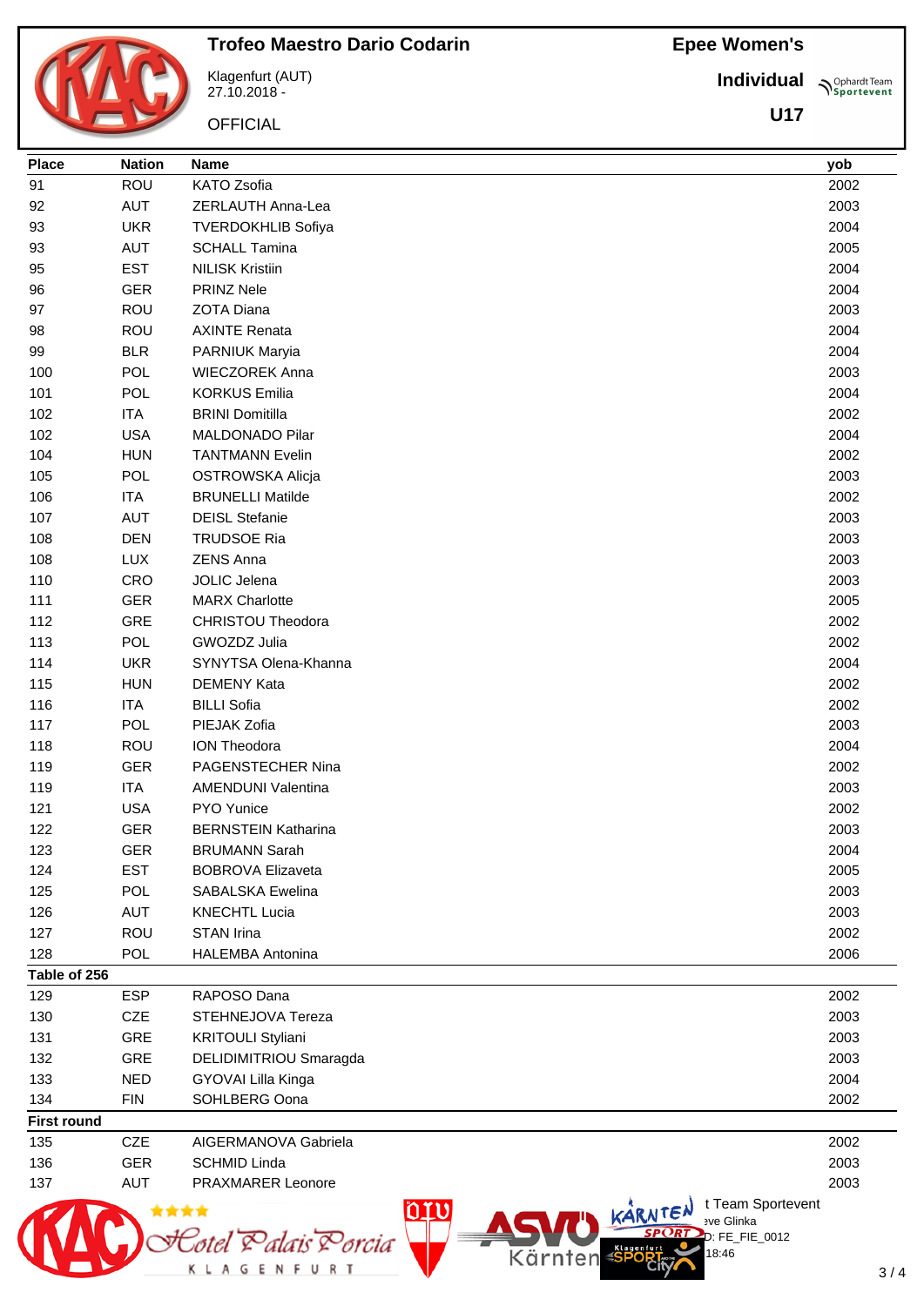# Trofeo Maestro Dario Codarin

Klagenfurt (AUT)
27.10.2018 -

OFFICIAL

**Epee Women's**

**Individual**

**U17**

| Place | Nation | Name | yob |
|---|---|---|---|
| 91 | ROU | KATO Zsofia | 2002 |
| 92 | AUT | ZERLAUTH Anna-Lea | 2003 |
| 93 | UKR | TVERDOKHLIB Sofiya | 2004 |
| 93 | AUT | SCHALL Tamina | 2005 |
| 95 | EST | NILISK Kristiin | 2004 |
| 96 | GER | PRINZ Nele | 2004 |
| 97 | ROU | ZOTA Diana | 2003 |
| 98 | ROU | AXINTE Renata | 2004 |
| 99 | BLR | PARNIUK Maryia | 2004 |
| 100 | POL | WIECZOREK Anna | 2003 |
| 101 | POL | KORKUS Emilia | 2004 |
| 102 | ITA | BRINI Domitilla | 2002 |
| 102 | USA | MALDONADO Pilar | 2004 |
| 104 | HUN | TANTMANN Evelin | 2002 |
| 105 | POL | OSTROWSKA Alicja | 2003 |
| 106 | ITA | BRUNELLI Matilde | 2002 |
| 107 | AUT | DEISL Stefanie | 2003 |
| 108 | DEN | TRUDSOE Ria | 2003 |
| 108 | LUX | ZENS Anna | 2003 |
| 110 | CRO | JOLIC Jelena | 2003 |
| 111 | GER | MARX Charlotte | 2005 |
| 112 | GRE | CHRISTOU Theodora | 2002 |
| 113 | POL | GWOZDZ Julia | 2002 |
| 114 | UKR | SYNYTSA Olena-Khanna | 2004 |
| 115 | HUN | DEMENY Kata | 2002 |
| 116 | ITA | BILLI Sofia | 2002 |
| 117 | POL | PIEJAK Zofia | 2003 |
| 118 | ROU | ION Theodora | 2004 |
| 119 | GER | PAGENSTECHER Nina | 2002 |
| 119 | ITA | AMENDUNI Valentina | 2003 |
| 121 | USA | PYO Yunice | 2002 |
| 122 | GER | BERNSTEIN Katharina | 2003 |
| 123 | GER | BRUMANN Sarah | 2004 |
| 124 | EST | BOBROVA Elizaveta | 2005 |
| 125 | POL | SABALSKA Ewelina | 2003 |
| 126 | AUT | KNECHTL Lucia | 2003 |
| 127 | ROU | STAN Irina | 2002 |
| 128 | POL | HALEMBA Antonina | 2006 |
| **Table of 256** | | | |
| 129 | ESP | RAPOSO Dana | 2002 |
| 130 | CZE | STEHNEJOVA Tereza | 2003 |
| 131 | GRE | KRITOULI Styliani | 2003 |
| 132 | GRE | DELIDIMITRIOU Smaragda | 2003 |
| 133 | NED | GYOVAI Lilla Kinga | 2004 |
| 134 | FIN | SOHLBERG Oona | 2002 |
| **First round** | | | |
| 135 | CZE | AIGERMANOVA Gabriela | 2002 |
| 136 | GER | SCHMID Linda | 2003 |
| 137 | AUT | PRAXMARER Leonore | 2003 |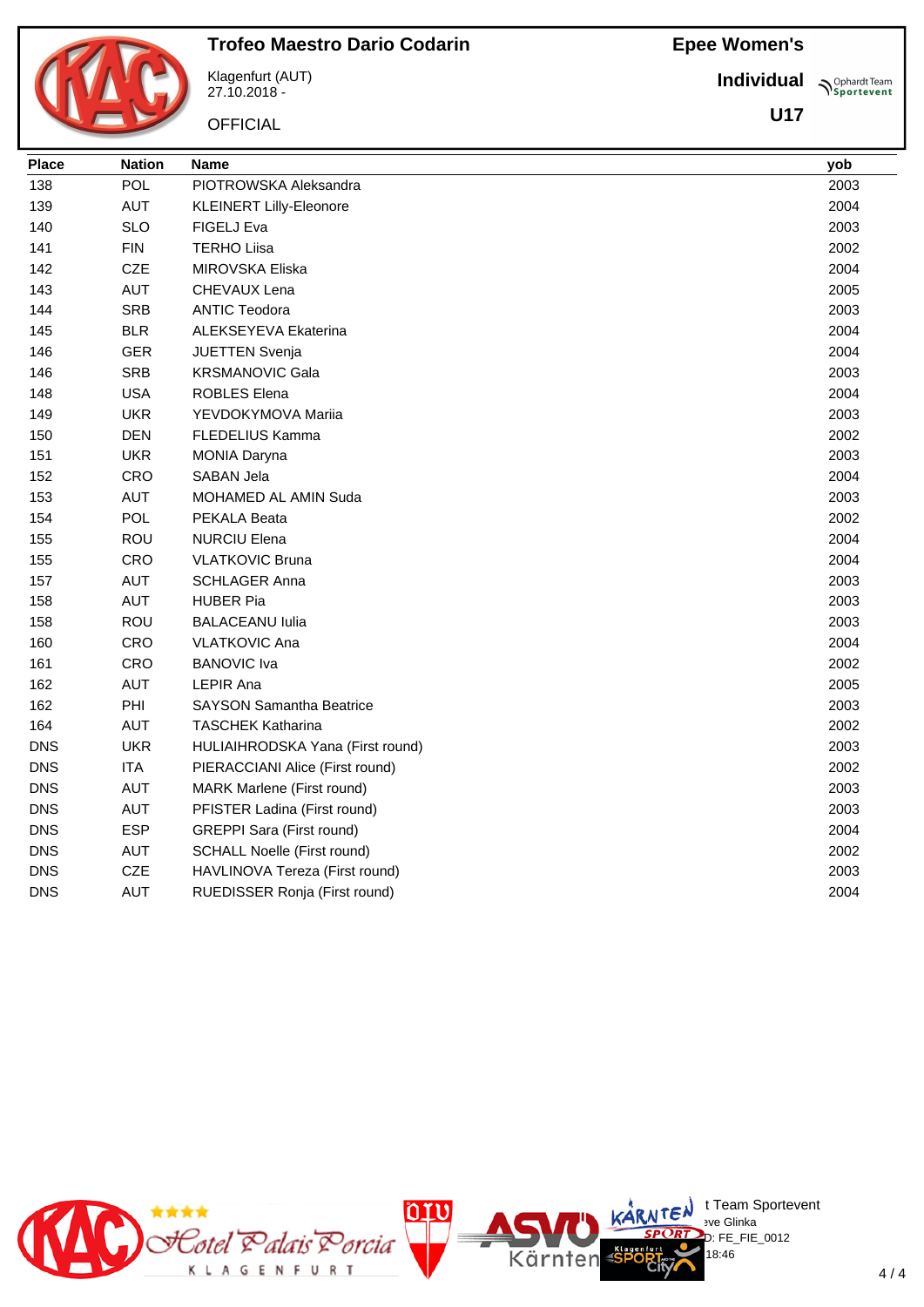# Trofeo Maestro Dario Codarin

Klagenfurt (AUT)
27.10.2018 -

OFFICIAL

**Epee Women's**

**Individual**

**U17**

| Place | Nation | Name | yob |
|---|---|---|---|
| 138 | POL | PIOTROWSKA Aleksandra | 2003 |
| 139 | AUT | KLEINERT Lilly-Eleonore | 2004 |
| 140 | SLO | FIGELJ Eva | 2003 |
| 141 | FIN | TERHO Liisa | 2002 |
| 142 | CZE | MIROVSKA Eliska | 2004 |
| 143 | AUT | CHEVAUX Lena | 2005 |
| 144 | SRB | ANTIC Teodora | 2003 |
| 145 | BLR | ALEKSEYEVA Ekaterina | 2004 |
| 146 | GER | JUETTEN Svenja | 2004 |
| 146 | SRB | KRSMANOVIC Gala | 2003 |
| 148 | USA | ROBLES Elena | 2004 |
| 149 | UKR | YEVDOKYMOVA Mariia | 2003 |
| 150 | DEN | FLEDELIUS Kamma | 2002 |
| 151 | UKR | MONIA Daryna | 2003 |
| 152 | CRO | SABAN Jela | 2004 |
| 153 | AUT | MOHAMED AL AMIN Suda | 2003 |
| 154 | POL | PEKALA Beata | 2002 |
| 155 | ROU | NURCIU Elena | 2004 |
| 155 | CRO | VLATKOVIC Bruna | 2004 |
| 157 | AUT | SCHLAGER Anna | 2003 |
| 158 | AUT | HUBER Pia | 2003 |
| 158 | ROU | BALACEANU Iulia | 2003 |
| 160 | CRO | VLATKOVIC Ana | 2004 |
| 161 | CRO | BANOVIC Iva | 2002 |
| 162 | AUT | LEPIR Ana | 2005 |
| 162 | PHI | SAYSON Samantha Beatrice | 2003 |
| 164 | AUT | TASCHEK Katharina | 2002 |
| DNS | UKR | HULIAIHRODSKA Yana (First round) | 2003 |
| DNS | ITA | PIERACCIANI Alice (First round) | 2002 |
| DNS | AUT | MARK Marlene (First round) | 2003 |
| DNS | AUT | PFISTER Ladina (First round) | 2003 |
| DNS | ESP | GREPPI Sara (First round) | 2004 |
| DNS | AUT | SCHALL Noelle (First round) | 2002 |
| DNS | CZE | HAVLINOVA Tereza (First round) | 2003 |
| DNS | AUT | RUEDISSER Ronja (First round) | 2004 |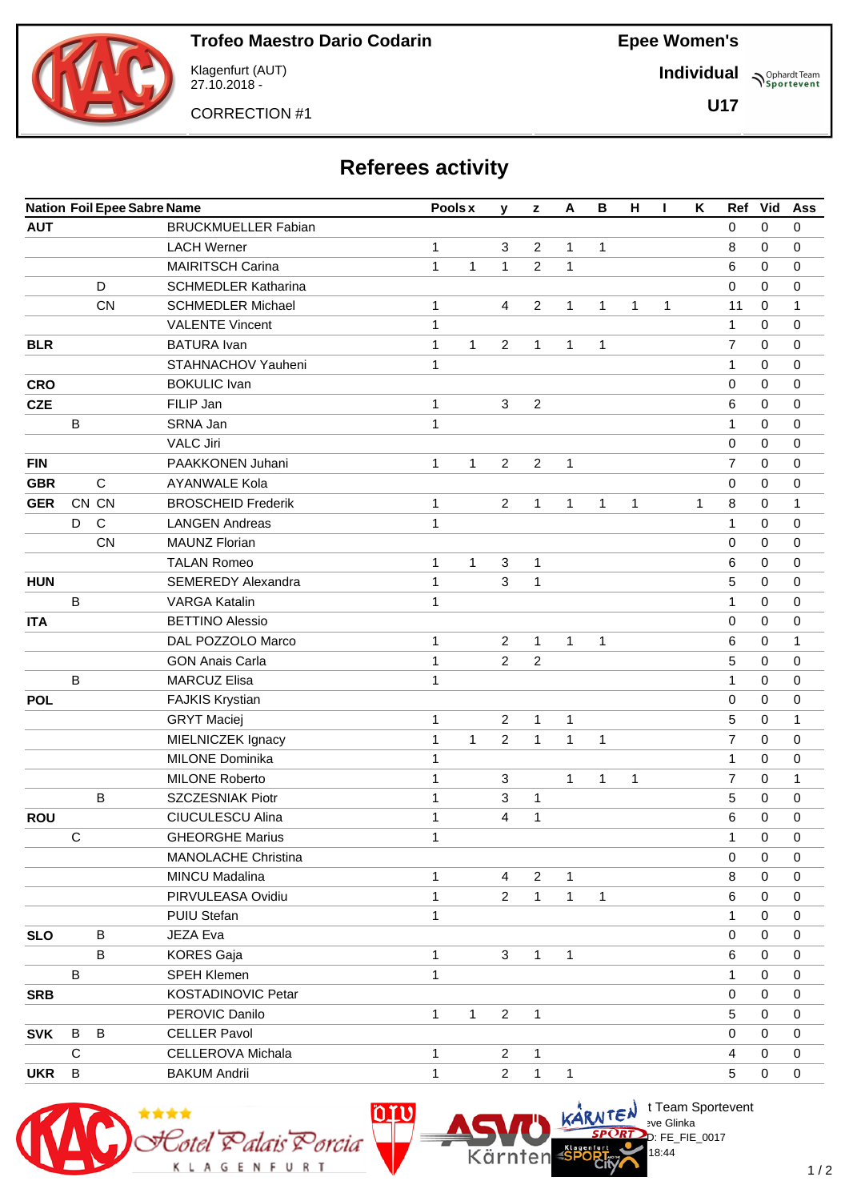Trofeo Maestro Dario Codarin

Klagenfurt (AUT)
27.10.2018 -

CORRECTION #1

Epee Women's

Individual

U17

# Referees activity

| Nation | Foil | Epee | Sabre | Name | Pools | x | y | z | A | B | H | I | K | Ref | Vid | Ass |
|---|---|---|---|---|---|---|---|---|---|---|---|---|---|---|---|---|
| **AUT** | | | | BRUCKMUELLER Fabian | | | | | | | | | | 0 | 0 | 0 |
| | | | | LACH Werner | 1 | | 3 | 2 | 1 | 1 | | | | 8 | 0 | 0 |
| | | | | MAIRITSCH Carina | 1 | 1 | 1 | 2 | 1 | | | | | 6 | 0 | 0 |
| | | D | | SCHMEDLER Katharina | | | | | | | | | | 0 | 0 | 0 |
| | | CN | | SCHMEDLER Michael | 1 | | 4 | 2 | 1 | 1 | 1 | 1 | | 11 | 0 | 1 |
| | | | | VALENTE Vincent | 1 | | | | | | | | | 1 | 0 | 0 |
| **BLR** | | | | BATURA Ivan | 1 | 1 | 2 | 1 | 1 | 1 | | | | 7 | 0 | 0 |
| | | | | STAHNACHOV Yauheni | 1 | | | | | | | | | 1 | 0 | 0 |
| **CRO** | | | | BOKULIC Ivan | | | | | | | | | | 0 | 0 | 0 |
| **CZE** | | | | FILIP Jan | 1 | | 3 | 2 | | | | | | 6 | 0 | 0 |
| | B | | | SRNA Jan | 1 | | | | | | | | | 1 | 0 | 0 |
| | | | | VALC Jiri | | | | | | | | | | 0 | 0 | 0 |
| **FIN** | | | | PAAKKONEN Juhani | 1 | 1 | 2 | 2 | 1 | | | | | 7 | 0 | 0 |
| **GBR** | | C | | AYANWALE Kola | | | | | | | | | | 0 | 0 | 0 |
| **GER** | CN | CN | | BROSCHEID Frederik | 1 | | 2 | 1 | 1 | 1 | 1 | | 1 | 8 | 0 | 1 |
| | D | C | | LANGEN Andreas | 1 | | | | | | | | | 1 | 0 | 0 |
| | | CN | | MAUNZ Florian | | | | | | | | | | 0 | 0 | 0 |
| | | | | TALAN Romeo | 1 | 1 | 3 | 1 | | | | | | 6 | 0 | 0 |
| **HUN** | | | | SEMEREDY Alexandra | 1 | | 3 | 1 | | | | | | 5 | 0 | 0 |
| | B | | | VARGA Katalin | 1 | | | | | | | | | 1 | 0 | 0 |
| **ITA** | | | | BETTINO Alessio | | | | | | | | | | 0 | 0 | 0 |
| | | | | DAL POZZOLO Marco | 1 | | 2 | 1 | 1 | 1 | | | | 6 | 0 | 1 |
| | | | | GON Anais Carla | 1 | | 2 | 2 | | | | | | 5 | 0 | 0 |
| | B | | | MARCUZ Elisa | 1 | | | | | | | | | 1 | 0 | 0 |
| **POL** | | | | FAJKIS Krystian | | | | | | | | | | 0 | 0 | 0 |
| | | | | GRYT Maciej | 1 | | 2 | 1 | 1 | | | | | 5 | 0 | 1 |
| | | | | MIELNICZEK Ignacy | 1 | 1 | 2 | 1 | 1 | 1 | | | | 7 | 0 | 0 |
| | | | | MILONE Dominika | 1 | | | | | | | | | 1 | 0 | 0 |
| | | | | MILONE Roberto | 1 | | 3 | | 1 | 1 | 1 | | | 7 | 0 | 1 |
| | | B | | SZCZESNIAK Piotr | 1 | | 3 | 1 | | | | | | 5 | 0 | 0 |
| **ROU** | | | | CIUCULESCU Alina | 1 | | 4 | 1 | | | | | | 6 | 0 | 0 |
| | C | | | GHEORGHE Marius | 1 | | | | | | | | | 1 | 0 | 0 |
| | | | | MANOLACHE Christina | | | | | | | | | | 0 | 0 | 0 |
| | | | | MINCU Madalina | 1 | | 4 | 2 | 1 | | | | | 8 | 0 | 0 |
| | | | | PIRVULEASA Ovidiu | 1 | | 2 | 1 | 1 | 1 | | | | 6 | 0 | 0 |
| | | | | PUIU Stefan | 1 | | | | | | | | | 1 | 0 | 0 |
| **SLO** | | B | | JEZA Eva | | | | | | | | | | 0 | 0 | 0 |
| | | B | | KORES Gaja | 1 | | 3 | 1 | 1 | | | | | 6 | 0 | 0 |
| | B | | | SPEH Klemen | 1 | | | | | | | | | 1 | 0 | 0 |
| **SRB** | | | | KOSTADINOVIC Petar | | | | | | | | | | 0 | 0 | 0 |
| | | | | PEROVIC Danilo | 1 | 1 | 2 | 1 | | | | | | 5 | 0 | 0 |
| **SVK** | B | B | | CELLER Pavol | | | | | | | | | | 0 | 0 | 0 |
| | C | | | CELLEROVA Michala | 1 | | 2 | 1 | | | | | | 4 | 0 | 0 |
| **UKR** | B | | | BAKUM Andrii | 1 | | 2 | 1 | 1 | | | | | 5 | 0 | 0 |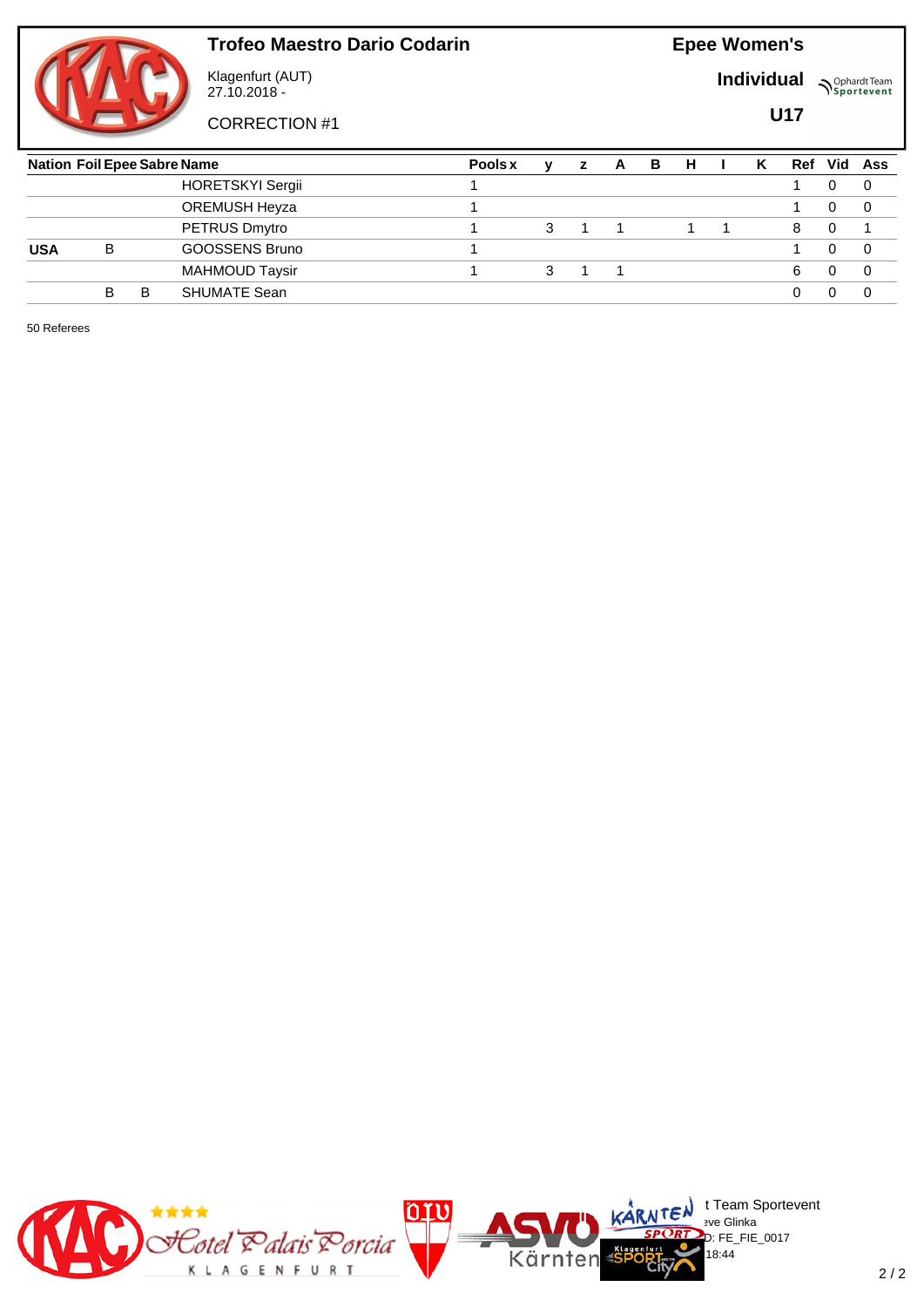# Trofeo Maestro Dario Codarin

Klagenfurt (AUT)
27.10.2018 -

CORRECTION #1

**Epee Women's**

**Individual**

**U17**

| Nation | Foil | Epee | Sabre | Name | Pools | x | y | z | A | B | H | I | K | Ref | Vid | Ass |
|---|---|---|---|---|---|---|---|---|---|---|---|---|---|---|---|---|
| | | | | HORETSKYI Sergii | 1 | | | | | | | | | 1 | 0 | 0 |
| | | | | OREMUSH Heyza | 1 | | | | | | | | | 1 | 0 | 0 |
| | | | | PETRUS Dmytro | 1 | | 3 | 1 | 1 | | 1 | 1 | | 8 | 0 | 1 |
| **USA** | B | | | GOOSSENS Bruno | 1 | | | | | | | | | 1 | 0 | 0 |
| | | | | MAHMOUD Taysir | 1 | | 3 | 1 | 1 | | | | | 6 | 0 | 0 |
| | B | B | | SHUMATE Sean | | | | | | | | | | 0 | 0 | 0 |

50 Referees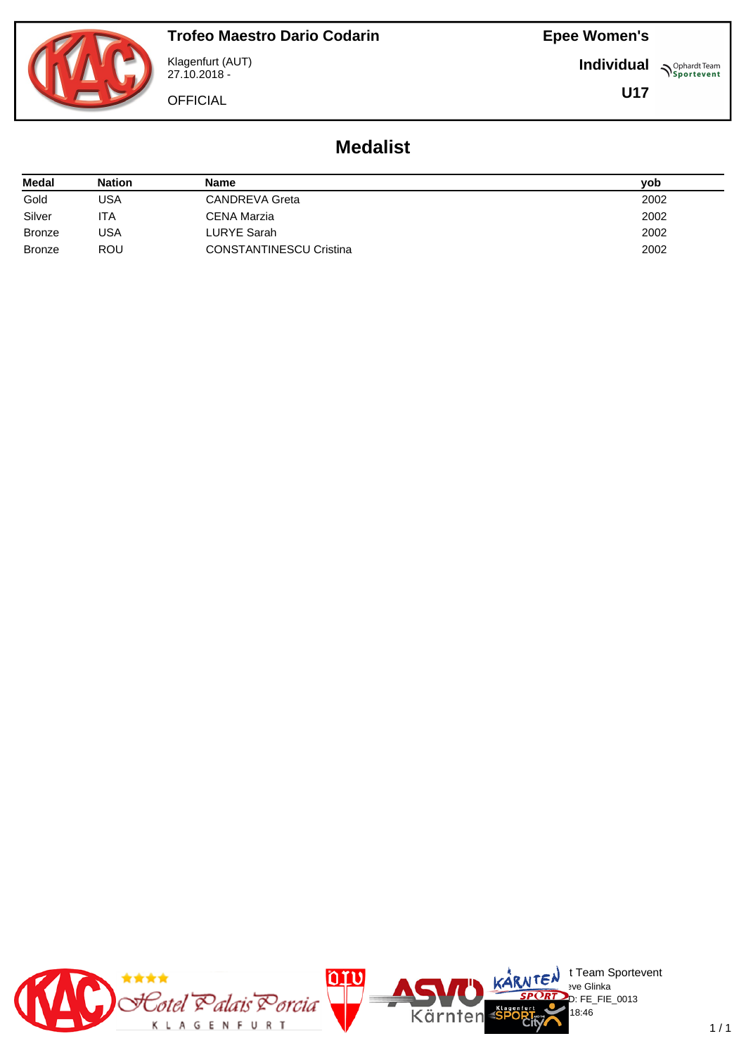**Trofeo Maestro Dario Codarin**

Klagenfurt (AUT)
27.10.2018 -

OFFICIAL

**Epee Women's**

**Individual**

**U17**

# Medalist

| Medal | Nation | Name | yob |
|---|---|---|---|
| Gold | USA | CANDREVA Greta | 2002 |
| Silver | ITA | CENA Marzia | 2002 |
| Bronze | USA | LURYE Sarah | 2002 |
| Bronze | ROU | CONSTANTINESCU Cristina | 2002 |